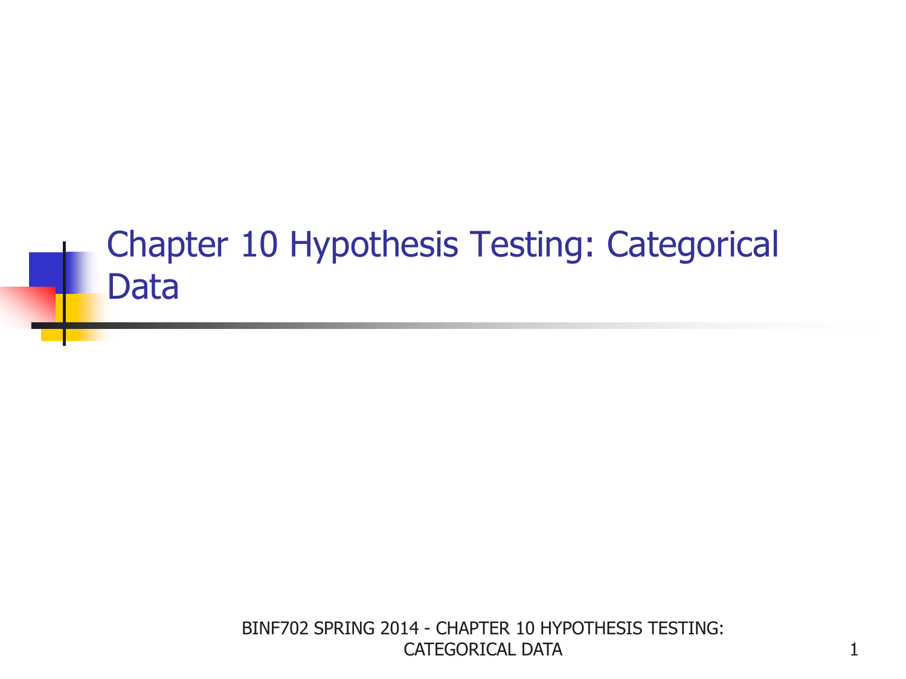# Chapter 10 Hypothesis Testing: Categorical Data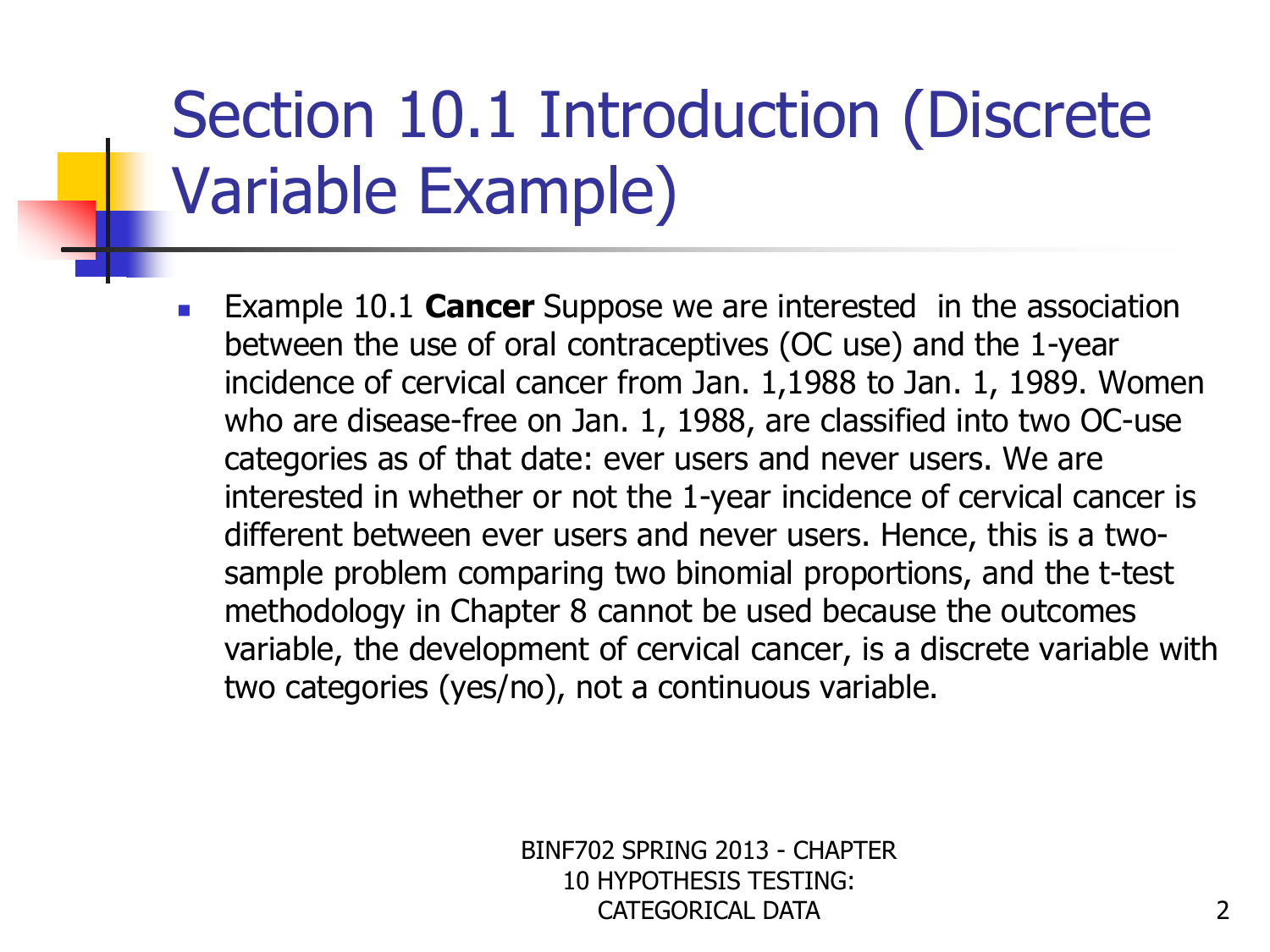# Section 10.1 Introduction (Discrete Variable Example)

- Example 10.1 **Cancer** Suppose we are interested in the association between the use of oral contraceptives (OC use) and the 1-year incidence of cervical cancer from Jan. 1,1988 to Jan. 1, 1989. Women who are disease-free on Jan. 1, 1988, are classified into two OC-use categories as of that date: ever users and never users. We are interested in whether or not the 1-year incidence of cervical cancer is different between ever users and never users. Hence, this is a two-sample problem comparing two binomial proportions, and the t-test methodology in Chapter 8 cannot be used because the outcomes variable, the development of cervical cancer, is a discrete variable with two categories (yes/no), not a continuous variable.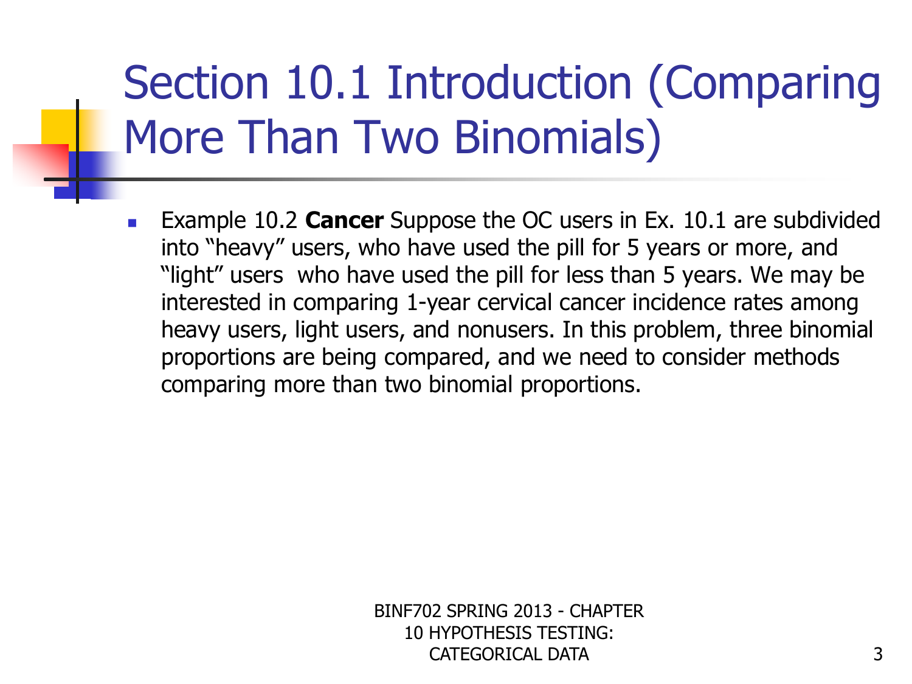# Section 10.1 Introduction (Comparing More Than Two Binomials)

- Example 10.2 **Cancer** Suppose the OC users in Ex. 10.1 are subdivided into "heavy" users, who have used the pill for 5 years or more, and "light" users who have used the pill for less than 5 years. We may be interested in comparing 1-year cervical cancer incidence rates among heavy users, light users, and nonusers. In this problem, three binomial proportions are being compared, and we need to consider methods comparing more than two binomial proportions.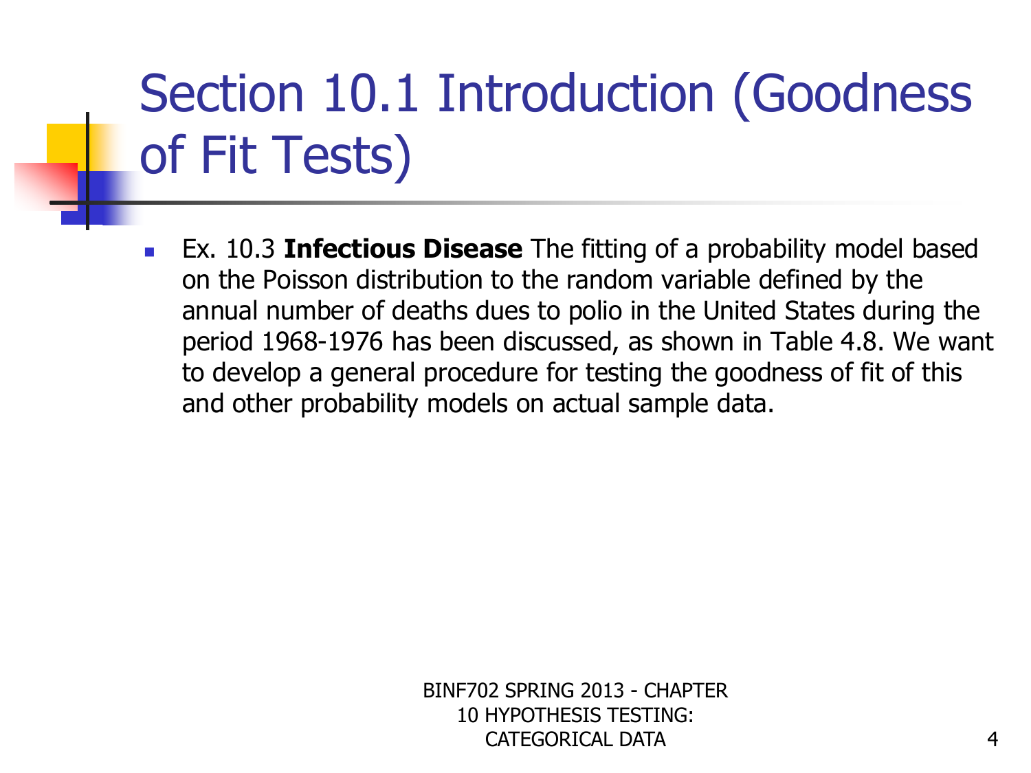# Section 10.1 Introduction (Goodness of Fit Tests)

- Ex. 10.3 **Infectious Disease** The fitting of a probability model based on the Poisson distribution to the random variable defined by the annual number of deaths dues to polio in the United States during the period 1968-1976 has been discussed, as shown in Table 4.8. We want to develop a general procedure for testing the goodness of fit of this and other probability models on actual sample data.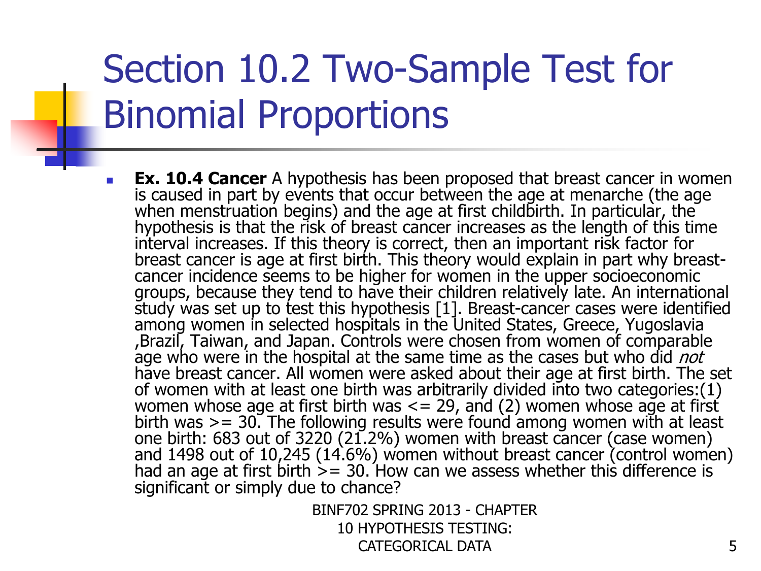# Section 10.2 Two-Sample Test for Binomial Proportions

- **Ex. 10.4 Cancer** A hypothesis has been proposed that breast cancer in women is caused in part by events that occur between the age at menarche (the age when menstruation begins) and the age at first childbirth. In particular, the hypothesis is that the risk of breast cancer increases as the length of this time interval increases. If this theory is correct, then an important risk factor for breast cancer is age at first birth. This theory would explain in part why breast-cancer incidence seems to be higher for women in the upper socioeconomic groups, because they tend to have their children relatively late. An international study was set up to test this hypothesis [1]. Breast-cancer cases were identified among women in selected hospitals in the United States, Greece, Yugoslavia ,Brazil, Taiwan, and Japan. Controls were chosen from women of comparable age who were in the hospital at the same time as the cases but who did *not* have breast cancer. All women were asked about their age at first birth. The set of women with at least one birth was arbitrarily divided into two categories:(1) women whose age at first birth was <= 29, and (2) women whose age at first birth was >= 30. The following results were found among women with at least one birth: 683 out of 3220 (21.2%) women with breast cancer (case women) and 1498 out of 10,245 (14.6%) women without breast cancer (control women) had an age at first birth >= 30. How can we assess whether this difference is significant or simply due to chance?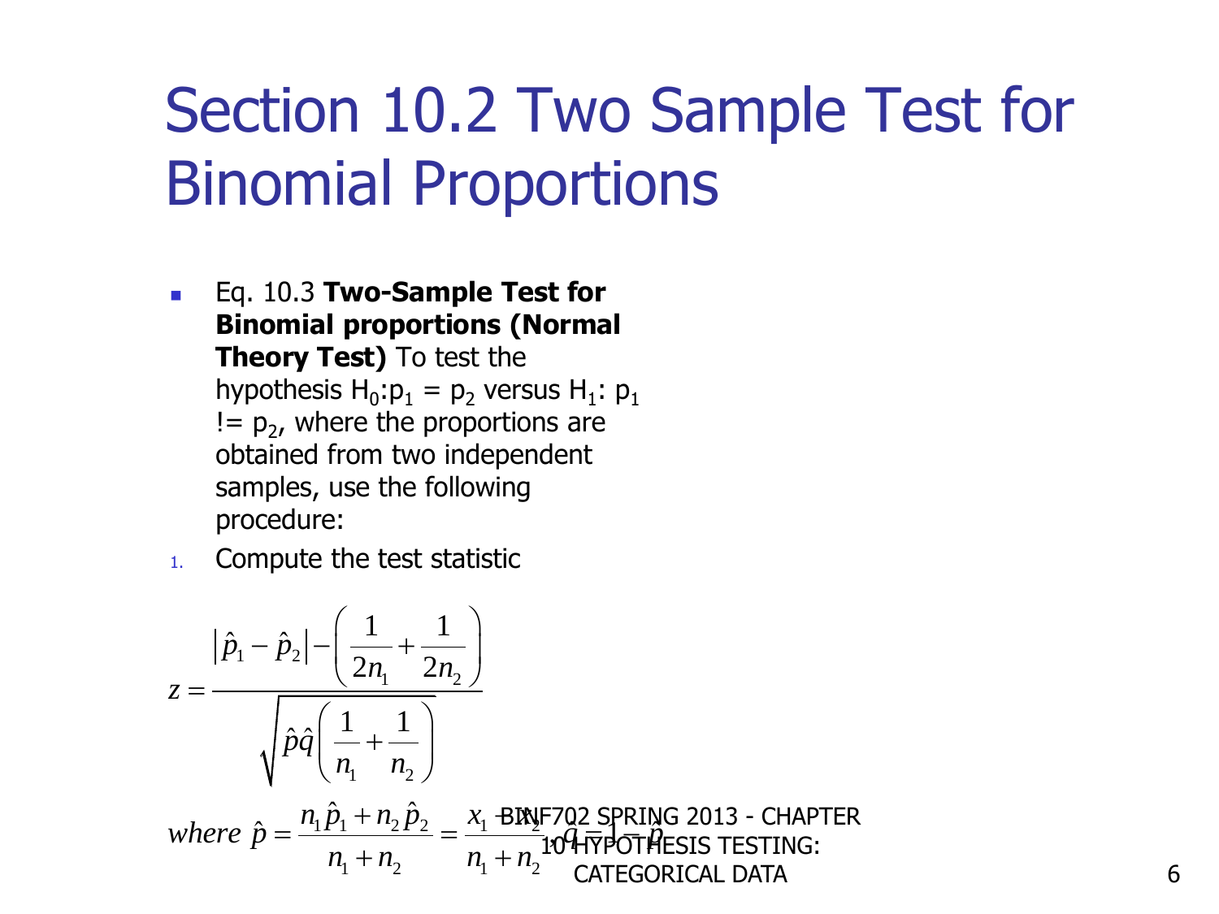# Section 10.2 Two Sample Test for Binomial Proportions

- Eq. 10.3 **Two-Sample Test for Binomial proportions (Normal Theory Test)** To test the hypothesis $H_0: p_1 = p_2$ versus $H_1: p_1 \; != p_2$, where the proportions are obtained from two independent samples, use the following procedure:

1. Compute the test statistic

$$z = \frac{|\hat{p}_1 - \hat{p}_2| - \left(\frac{1}{2n_1} + \frac{1}{2n_2}\right)}{\sqrt{\hat{p}\hat{q}\left(\frac{1}{n_1} + \frac{1}{n_2}\right)}}$$

$$where\ \hat{p} = \frac{n_1\hat{p}_1 + n_2\hat{p}_2}{n_1 + n_2} = \frac{x_1 + x_2}{n_1 + n_2},\ \hat{q} = 1 - \hat{p}$$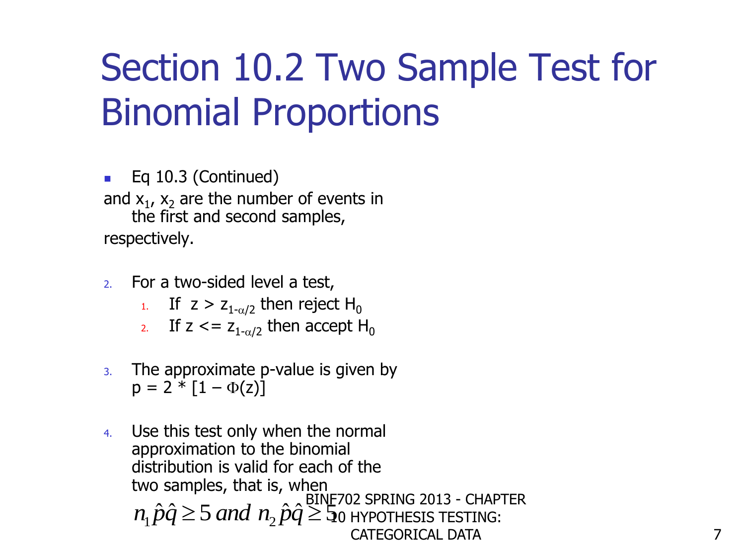# Section 10.2 Two Sample Test for Binomial Proportions

- Eq 10.3 (Continued)

and $x_1$, $x_2$ are the number of events in the first and second samples, respectively.

2. For a two-sided level a test,
    1. If $z > z_{1-\alpha/2}$ then reject $H_0$
    2. If $z <= z_{1-\alpha/2}$ then accept $H_0$

3. The approximate p-value is given by $p = 2 * [1 - \Phi(z)]$

4. Use this test only when the normal approximation to the binomial distribution is valid for each of the two samples, that is, when

$$n_1 \hat{p}\hat{q} \geq 5 \text{ and } n_2 \hat{p}\hat{q} \geq 5$$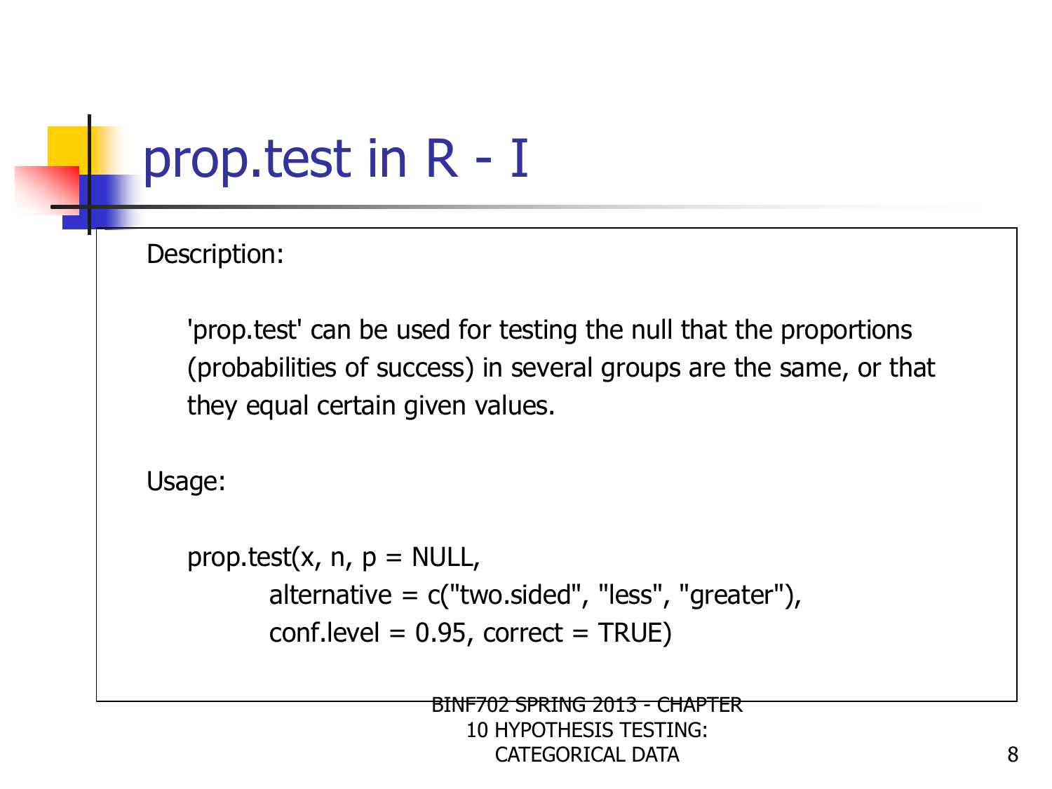# prop.test in R - I

Description:

'prop.test' can be used for testing the null that the proportions (probabilities of success) in several groups are the same, or that they equal certain given values.

Usage:

```
prop.test(x, n, p = NULL,
        alternative = c("two.sided", "less", "greater"),
        conf.level = 0.95, correct = TRUE)
```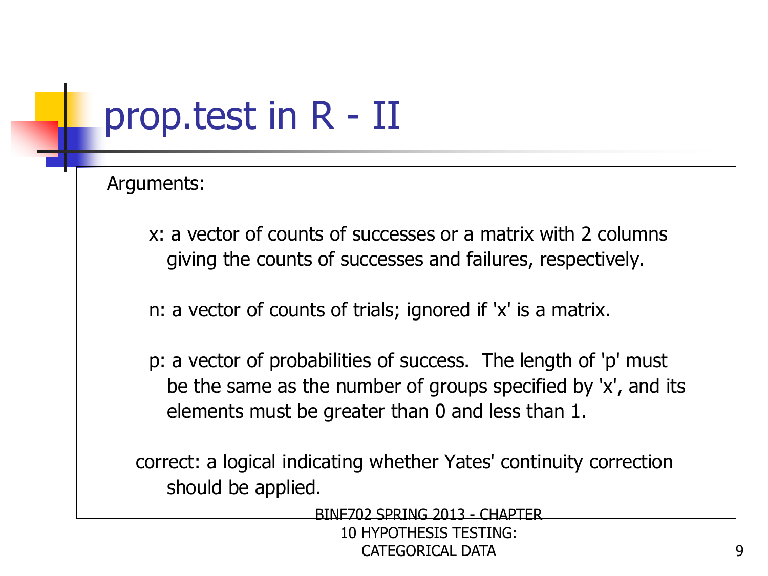# prop.test in R - II

Arguments:

x: a vector of counts of successes or a matrix with 2 columns giving the counts of successes and failures, respectively.

n: a vector of counts of trials; ignored if 'x' is a matrix.

p: a vector of probabilities of success. The length of 'p' must be the same as the number of groups specified by 'x', and its elements must be greater than 0 and less than 1.

correct: a logical indicating whether Yates' continuity correction should be applied.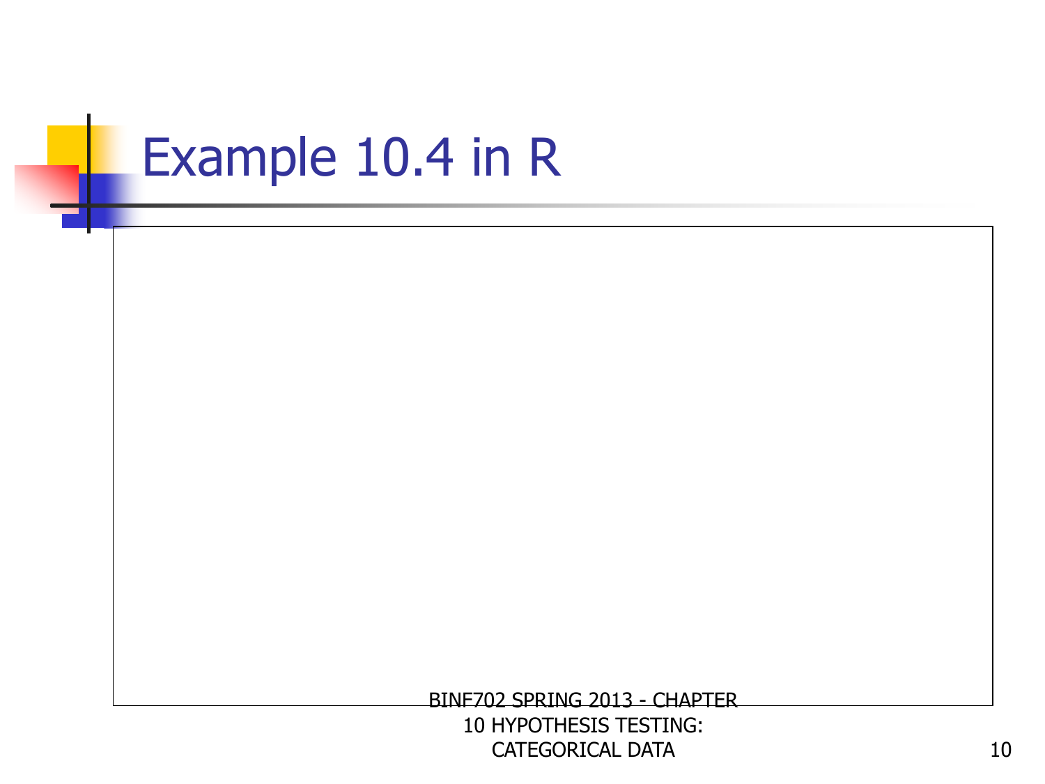# Example 10.4 in R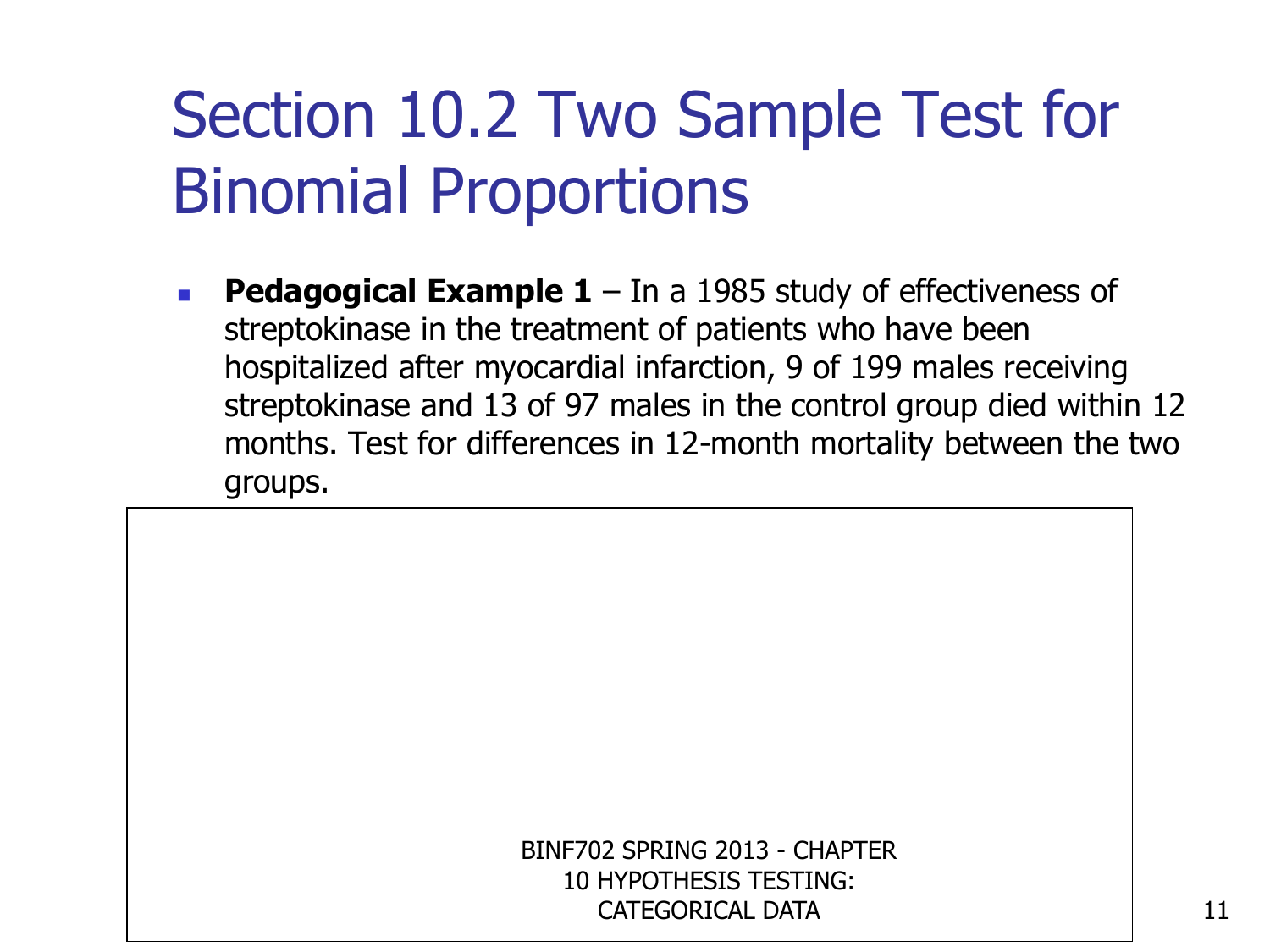# Section 10.2 Two Sample Test for Binomial Proportions

- **Pedagogical Example 1** – In a 1985 study of effectiveness of streptokinase in the treatment of patients who have been hospitalized after myocardial infarction, 9 of 199 males receiving streptokinase and 13 of 97 males in the control group died within 12 months. Test for differences in 12-month mortality between the two groups.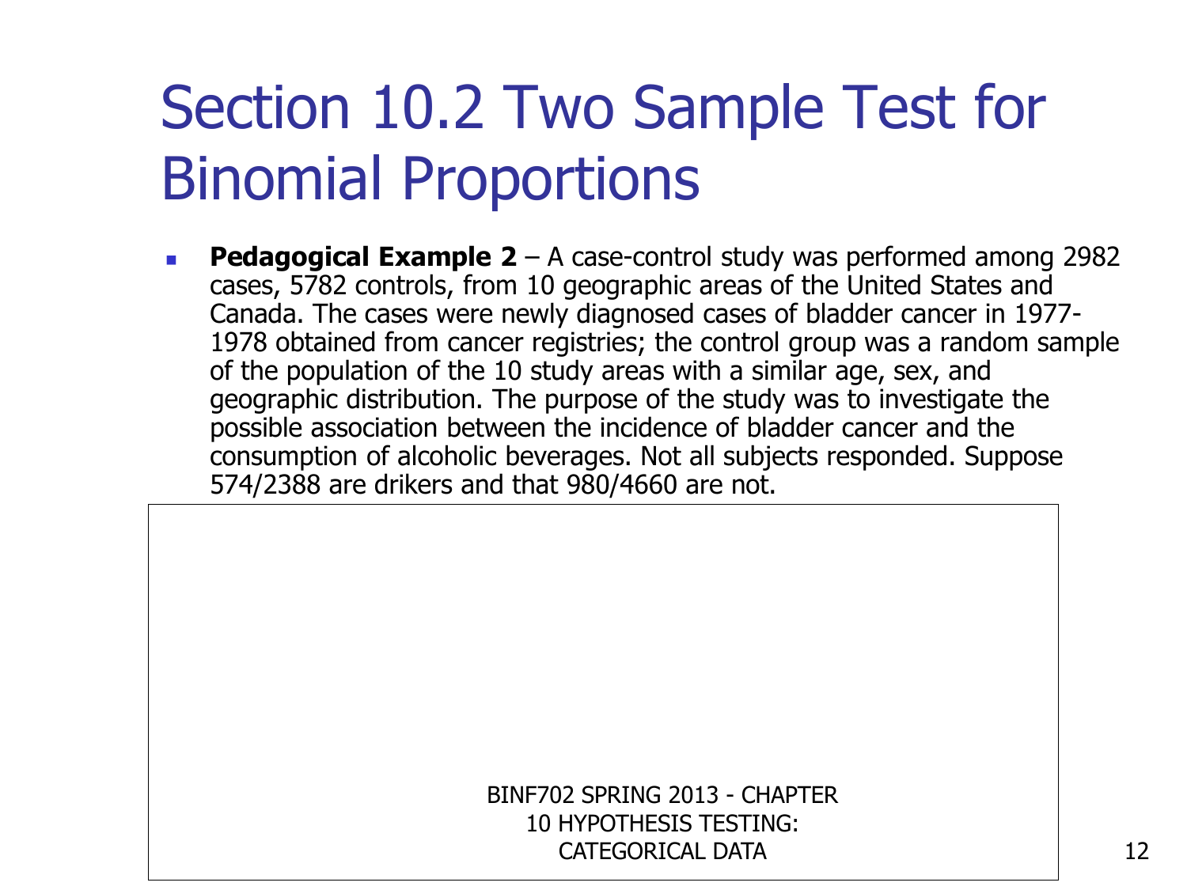# Section 10.2 Two Sample Test for Binomial Proportions

- **Pedagogical Example 2** – A case-control study was performed among 2982 cases, 5782 controls, from 10 geographic areas of the United States and Canada. The cases were newly diagnosed cases of bladder cancer in 1977-1978 obtained from cancer registries; the control group was a random sample of the population of the 10 study areas with a similar age, sex, and geographic distribution. The purpose of the study was to investigate the possible association between the incidence of bladder cancer and the consumption of alcoholic beverages. Not all subjects responded. Suppose 574/2388 are drikers and that 980/4660 are not.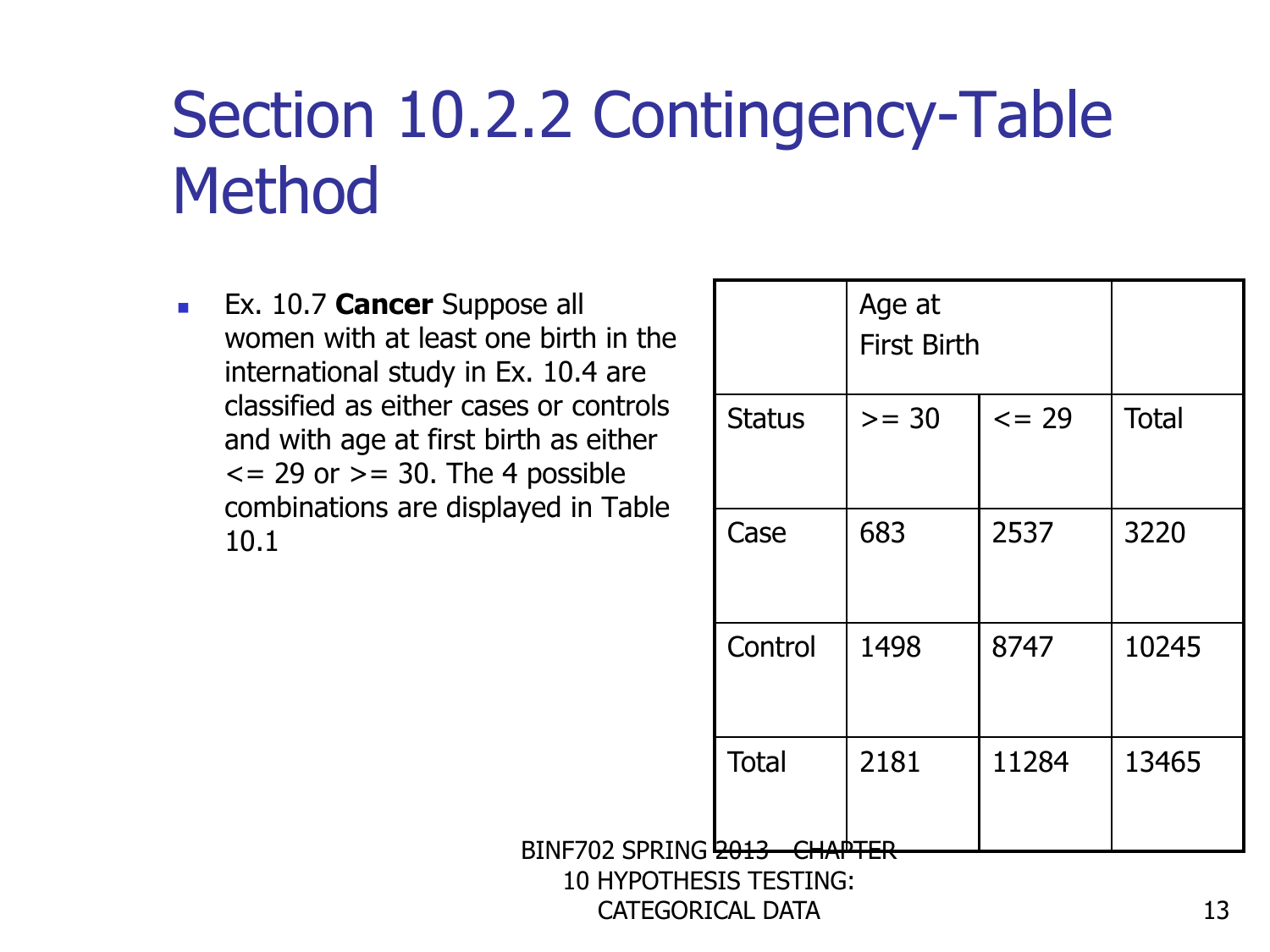# Section 10.2.2 Contingency-Table Method

- Ex. 10.7 **Cancer** Suppose all women with at least one birth in the international study in Ex. 10.4 are classified as either cases or controls and with age at first birth as either <= 29 or >= 30. The 4 possible combinations are displayed in Table 10.1

| | Age at First Birth | | |
|---|---|---|---|
| Status | >= 30 | <= 29 | Total |
| Case | 683 | 2537 | 3220 |
| Control | 1498 | 8747 | 10245 |
| Total | 2181 | 11284 | 13465 |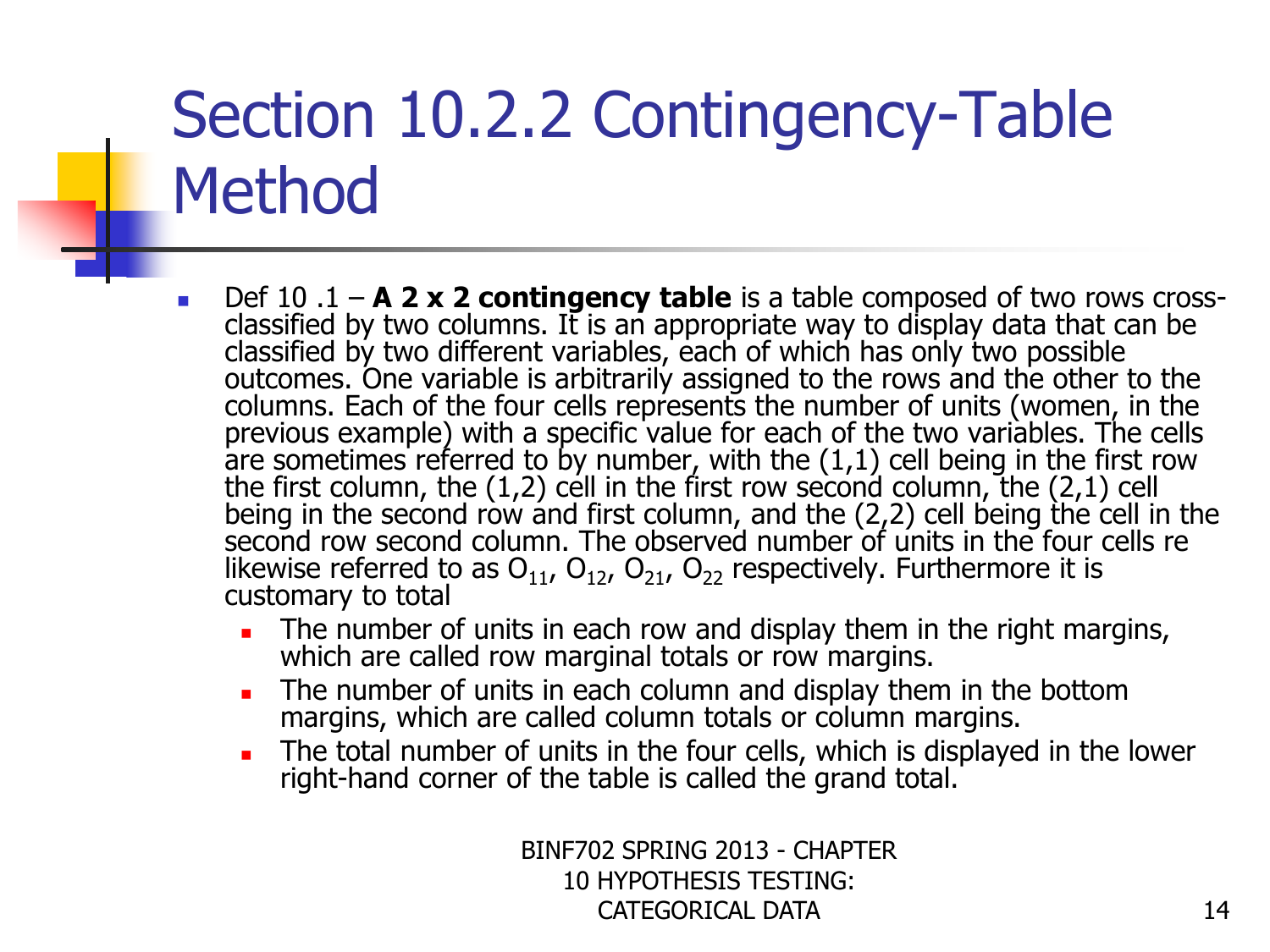# Section 10.2.2 Contingency-Table Method

- Def 10 .1 – **A 2 x 2 contingency table** is a table composed of two rows cross-classified by two columns. It is an appropriate way to display data that can be classified by two different variables, each of which has only two possible outcomes. One variable is arbitrarily assigned to the rows and the other to the columns. Each of the four cells represents the number of units (women, in the previous example) with a specific value for each of the two variables. The cells are sometimes referred to by number, with the (1,1) cell being in the first row the first column, the (1,2) cell in the first row second column, the (2,1) cell being in the second row and first column, and the (2,2) cell being the cell in the second row second column. The observed number of units in the four cells re likewise referred to as $O_{11}$, $O_{12}$, $O_{21}$, $O_{22}$ respectively. Furthermore it is customary to total
  - The number of units in each row and display them in the right margins, which are called row marginal totals or row margins.
  - The number of units in each column and display them in the bottom margins, which are called column totals or column margins.
  - The total number of units in the four cells, which is displayed in the lower right-hand corner of the table is called the grand total.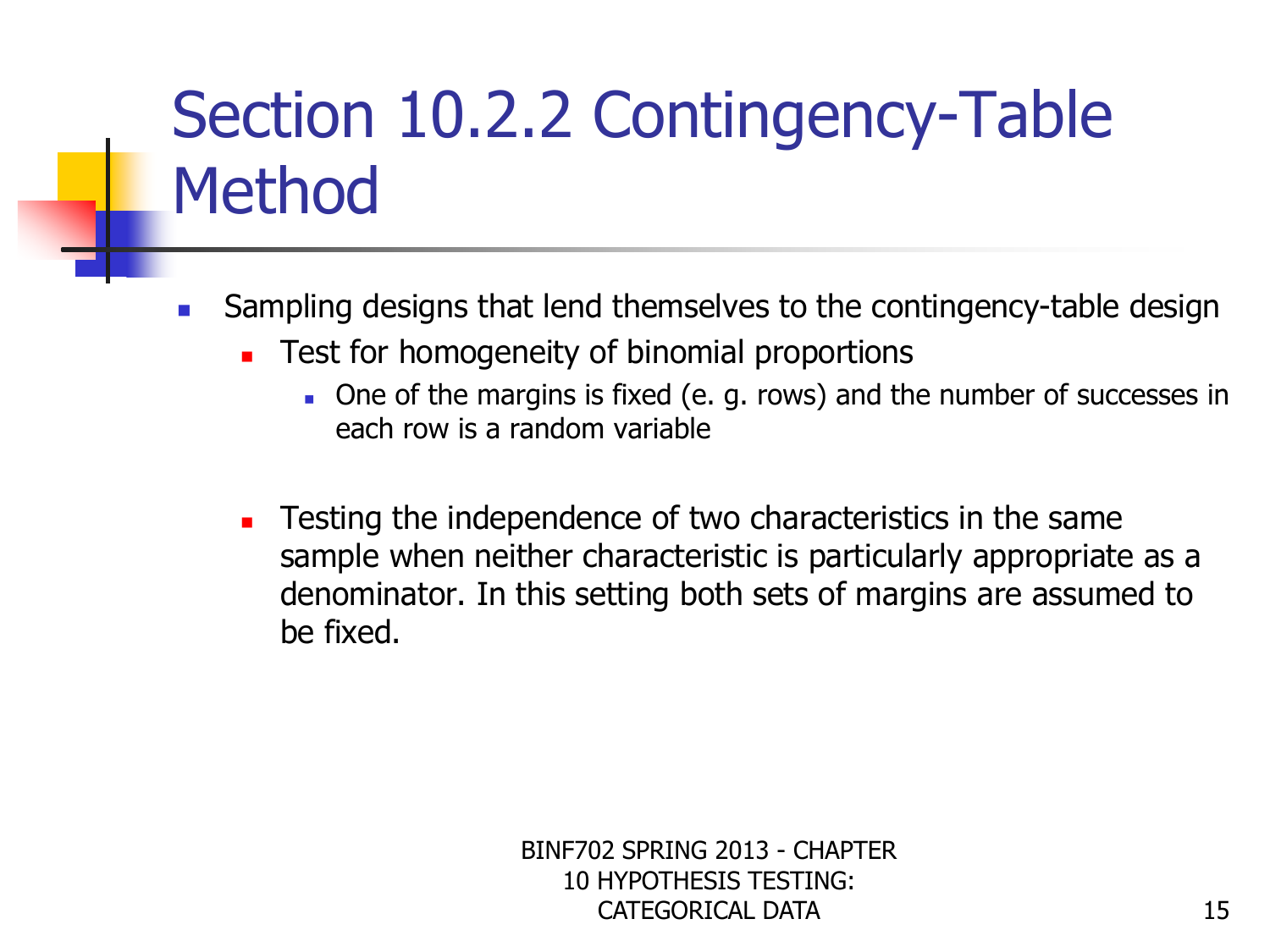# Section 10.2.2 Contingency-Table Method

- Sampling designs that lend themselves to the contingency-table design
  - Test for homogeneity of binomial proportions
    - One of the margins is fixed (e. g. rows) and the number of successes in each row is a random variable
  - Testing the independence of two characteristics in the same sample when neither characteristic is particularly appropriate as a denominator. In this setting both sets of margins are assumed to be fixed.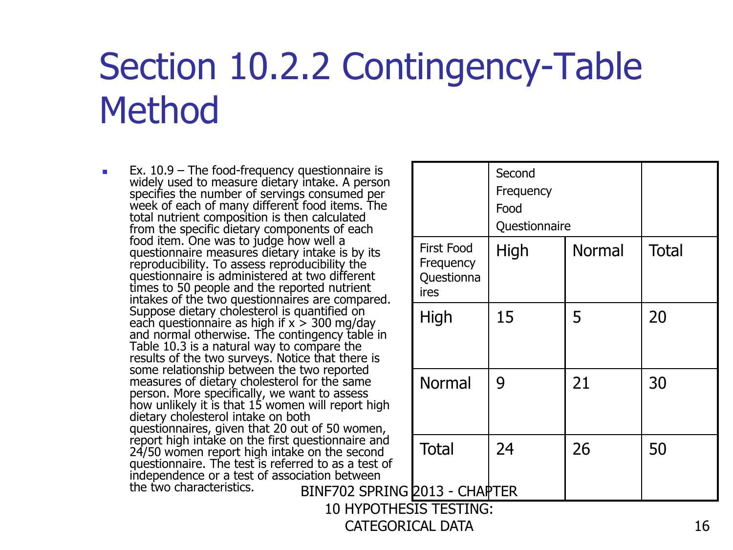# Section 10.2.2 Contingency-Table Method

- Ex. 10.9 – The food-frequency questionnaire is widely used to measure dietary intake. A person specifies the number of servings consumed per week of each of many different food items. The total nutrient composition is then calculated from the specific dietary components of each food item. One was to judge how well a questionnaire measures dietary intake is by its reproducibility. To assess reproducibility the questionnaire is administered at two different times to 50 people and the reported nutrient intakes of the two questionnaires are compared. Suppose dietary cholesterol is quantified on each questionnaire as high if $x > 300$ mg/day and normal otherwise. The contingency table in Table 10.3 is a natural way to compare the results of the two surveys. Notice that there is some relationship between the two reported measures of dietary cholesterol for the same person. More specifically, we want to assess how unlikely it is that 15 women will report high dietary cholesterol intake on both questionnaires, given that 20 out of 50 women, report high intake on the first questionnaire and 24/50 women report high intake on the second questionnaire. The test is referred to as a test of independence or a test of association between the two characteristics.

| | Second Frequency Food Questionnaire | | |
|---|---|---|---|
| First Food Frequency Questionnaires | High | Normal | Total |
| High | 15 | 5 | 20 |
| Normal | 9 | 21 | 30 |
| Total | 24 | 26 | 50 |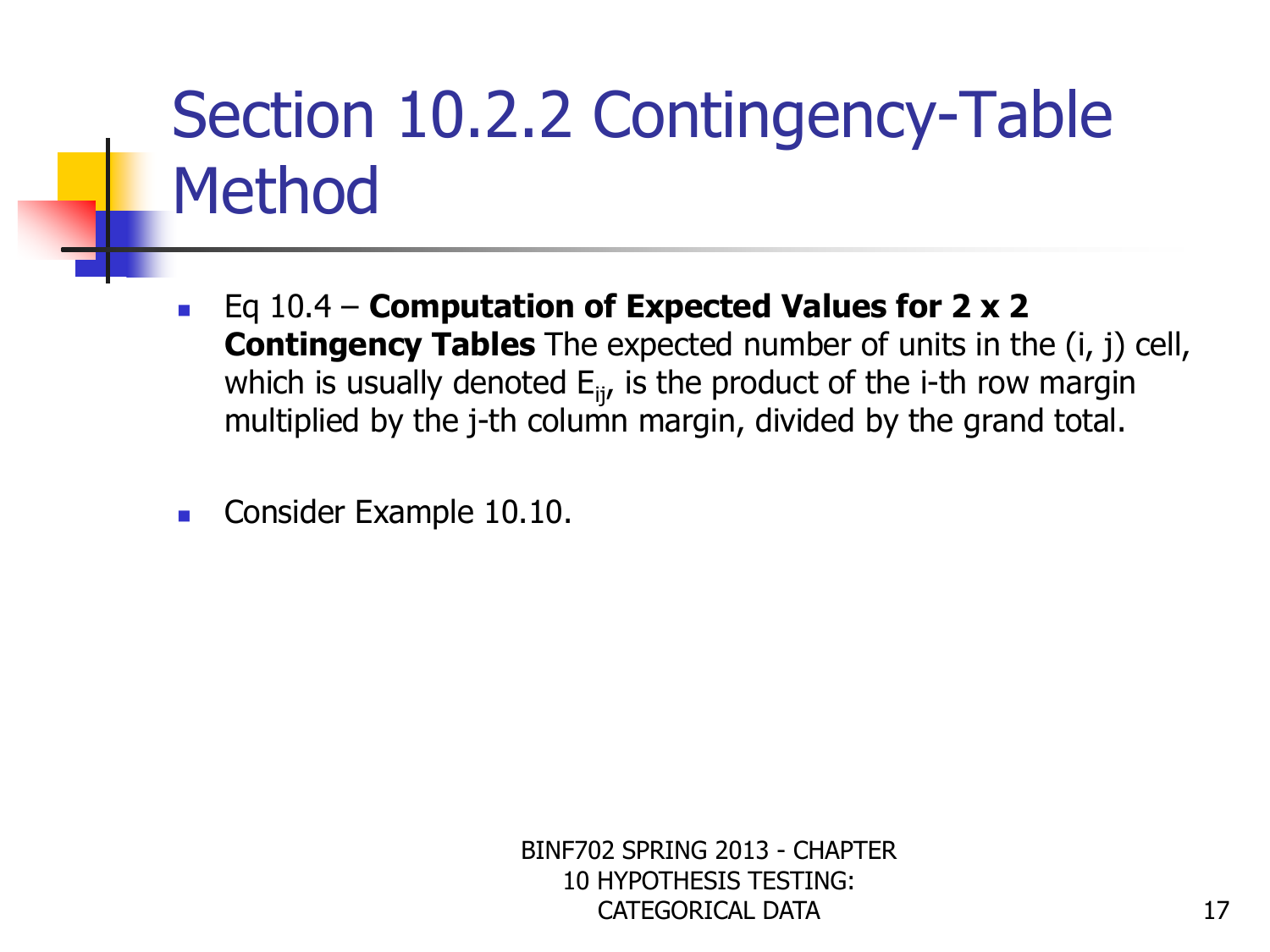# Section 10.2.2 Contingency-Table Method

- Eq 10.4 – **Computation of Expected Values for 2 x 2 Contingency Tables** The expected number of units in the (i, j) cell, which is usually denoted $E_{ij}$, is the product of the i-th row margin multiplied by the j-th column margin, divided by the grand total.

- Consider Example 10.10.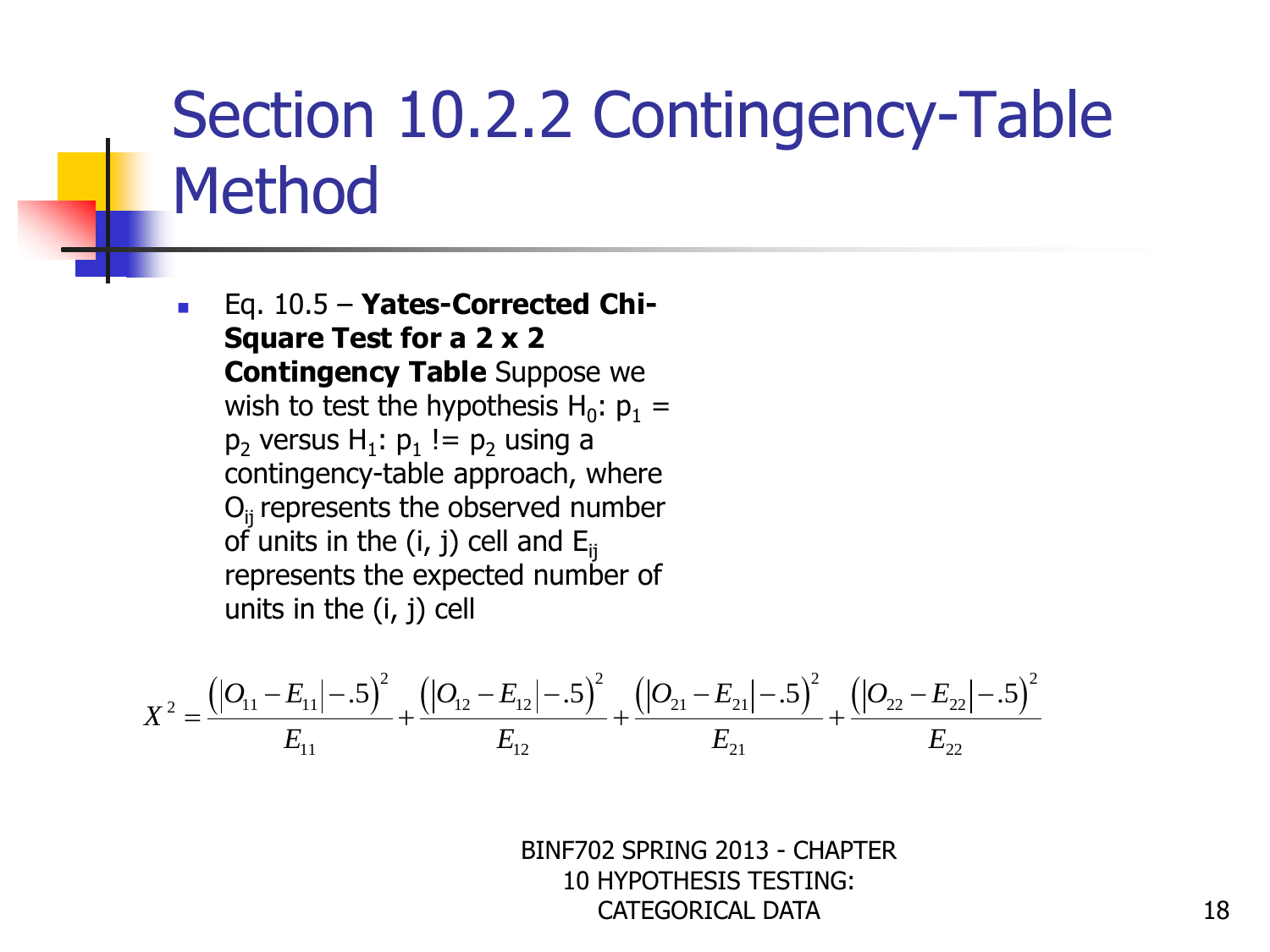# Section 10.2.2 Contingency-Table Method

- Eq. 10.5 – **Yates-Corrected Chi-Square Test for a 2 x 2 Contingency Table** Suppose we wish to test the hypothesis $H_0$: $p_1 = p_2$ versus $H_1$: $p_1 != p_2$ using a contingency-table approach, where $O_{ij}$ represents the observed number of units in the (i, j) cell and $E_{ij}$ represents the expected number of units in the (i, j) cell

$$X^2 = \frac{\left(\left|O_{11} - E_{11}\right| - .5\right)^2}{E_{11}} + \frac{\left(\left|O_{12} - E_{12}\right| - .5\right)^2}{E_{12}} + \frac{\left(\left|O_{21} - E_{21}\right| - .5\right)^2}{E_{21}} + \frac{\left(\left|O_{22} - E_{22}\right| - .5\right)^2}{E_{22}}$$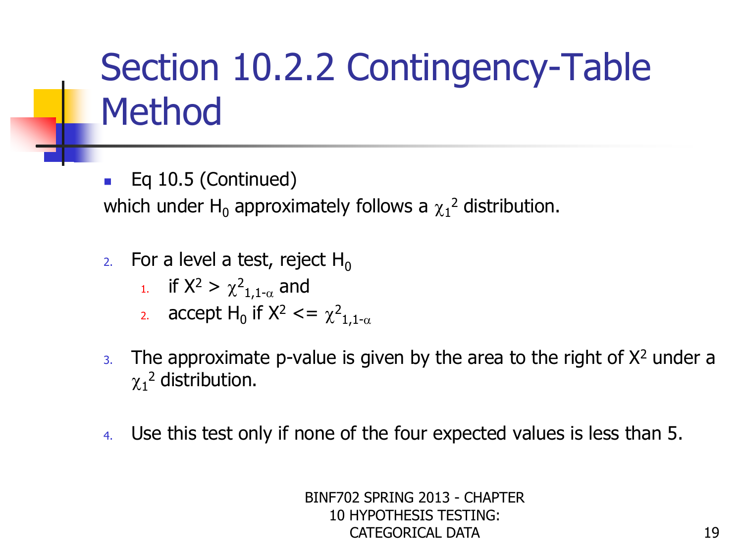# Section 10.2.2 Contingency-Table Method

- Eq 10.5 (Continued)

which under $H_0$ approximately follows a $\chi_1^2$ distribution.

2. For a level a test, reject $H_0$
   1. if $X^2 > \chi^2_{1,1-\alpha}$ and
   2. accept $H_0$ if $X^2 <= \chi^2_{1,1-\alpha}$

3. The approximate p-value is given by the area to the right of $X^2$ under a $\chi_1^2$ distribution.

4. Use this test only if none of the four expected values is less than 5.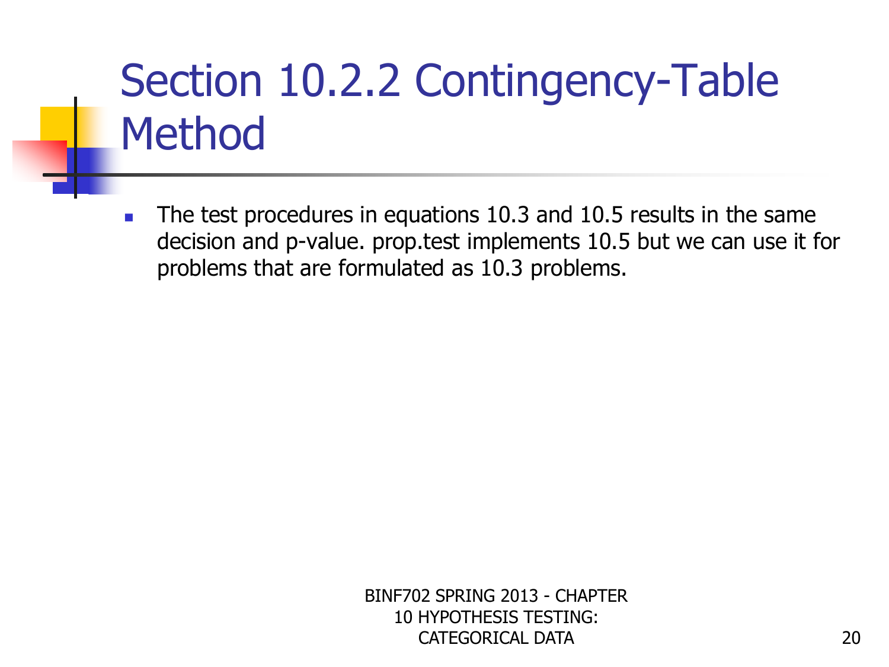# Section 10.2.2 Contingency-Table Method

- The test procedures in equations 10.3 and 10.5 results in the same decision and p-value. prop.test implements 10.5 but we can use it for problems that are formulated as 10.3 problems.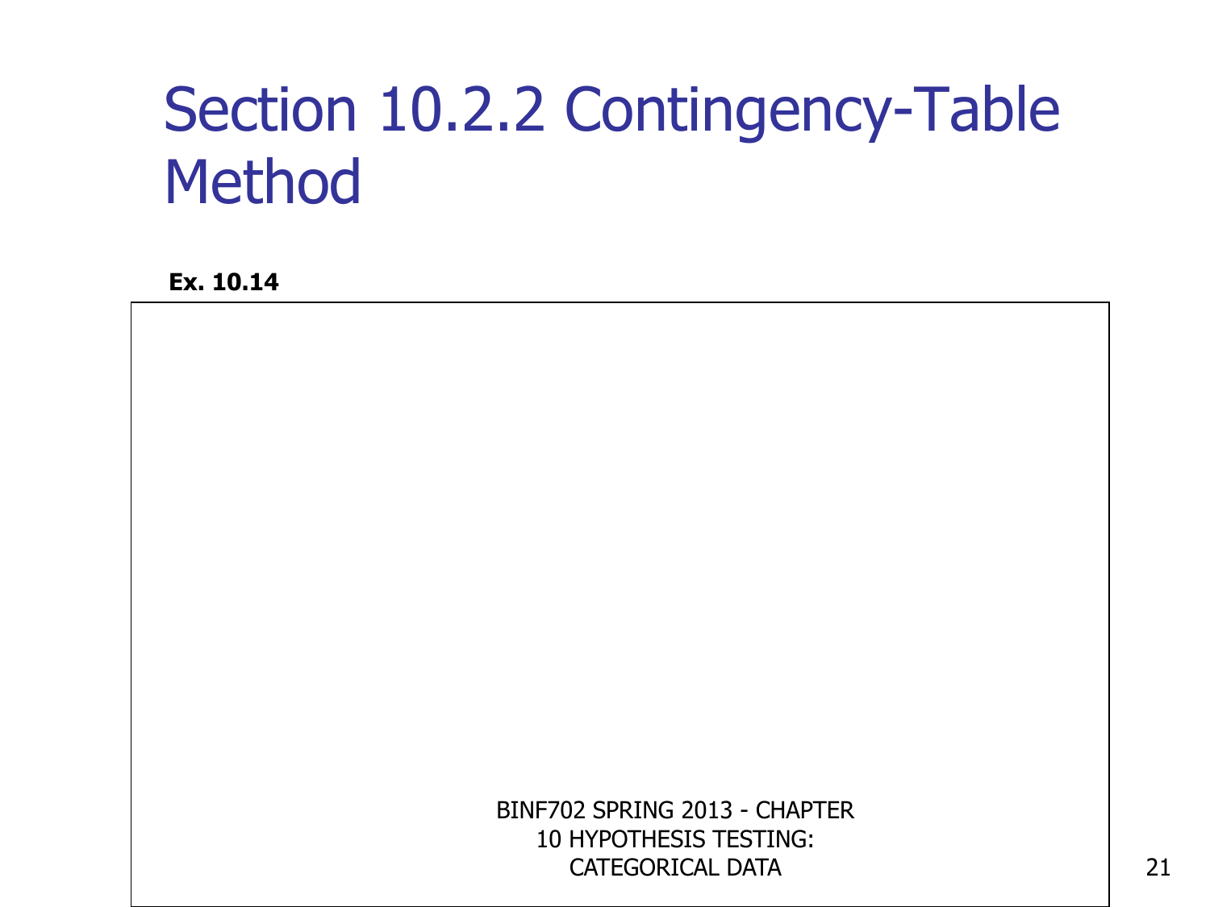# Section 10.2.2 Contingency-Table Method

**Ex. 10.14**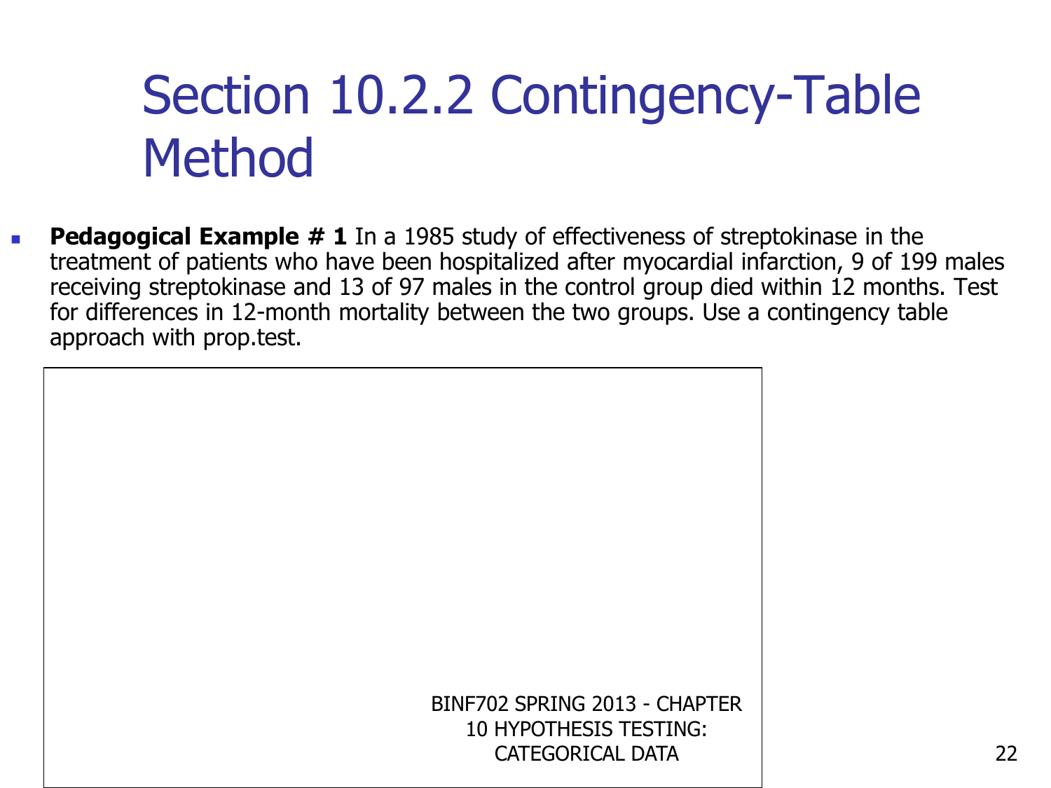# Section 10.2.2 Contingency-Table Method

- **Pedagogical Example # 1** In a 1985 study of effectiveness of streptokinase in the treatment of patients who have been hospitalized after myocardial infarction, 9 of 199 males receiving streptokinase and 13 of 97 males in the control group died within 12 months. Test for differences in 12-month mortality between the two groups. Use a contingency table approach with prop.test.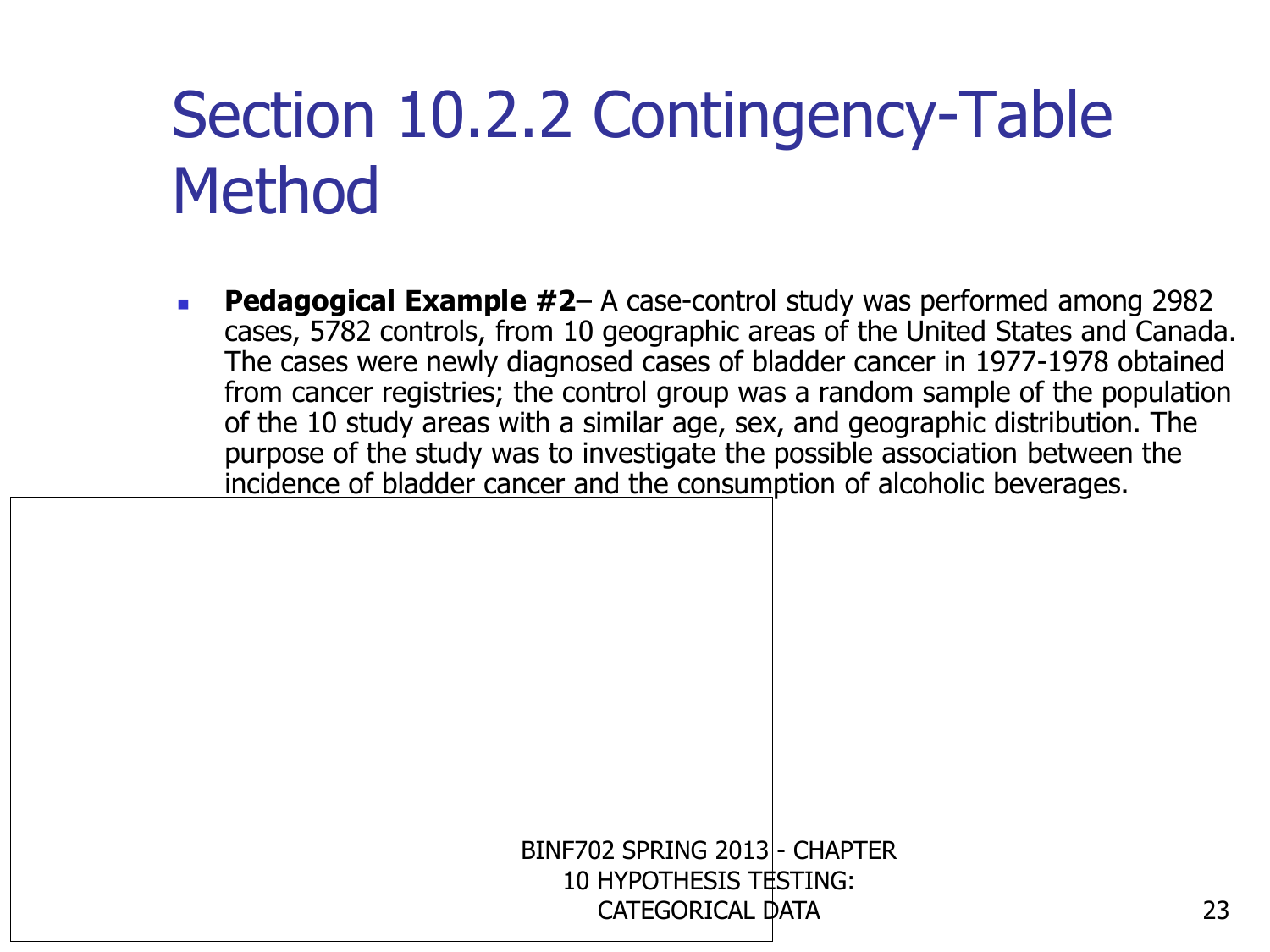# Section 10.2.2 Contingency-Table Method

- **Pedagogical Example #2**– A case-control study was performed among 2982 cases, 5782 controls, from 10 geographic areas of the United States and Canada. The cases were newly diagnosed cases of bladder cancer in 1977-1978 obtained from cancer registries; the control group was a random sample of the population of the 10 study areas with a similar age, sex, and geographic distribution. The purpose of the study was to investigate the possible association between the incidence of bladder cancer and the consumption of alcoholic beverages.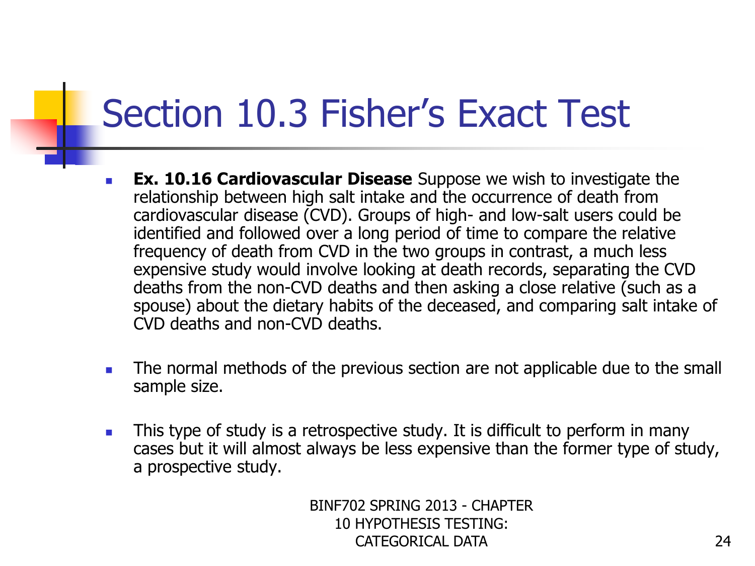# Section 10.3 Fisher's Exact Test

- **Ex. 10.16 Cardiovascular Disease** Suppose we wish to investigate the relationship between high salt intake and the occurrence of death from cardiovascular disease (CVD). Groups of high- and low-salt users could be identified and followed over a long period of time to compare the relative frequency of death from CVD in the two groups in contrast, a much less expensive study would involve looking at death records, separating the CVD deaths from the non-CVD deaths and then asking a close relative (such as a spouse) about the dietary habits of the deceased, and comparing salt intake of CVD deaths and non-CVD deaths.

- The normal methods of the previous section are not applicable due to the small sample size.

- This type of study is a retrospective study. It is difficult to perform in many cases but it will almost always be less expensive than the former type of study, a prospective study.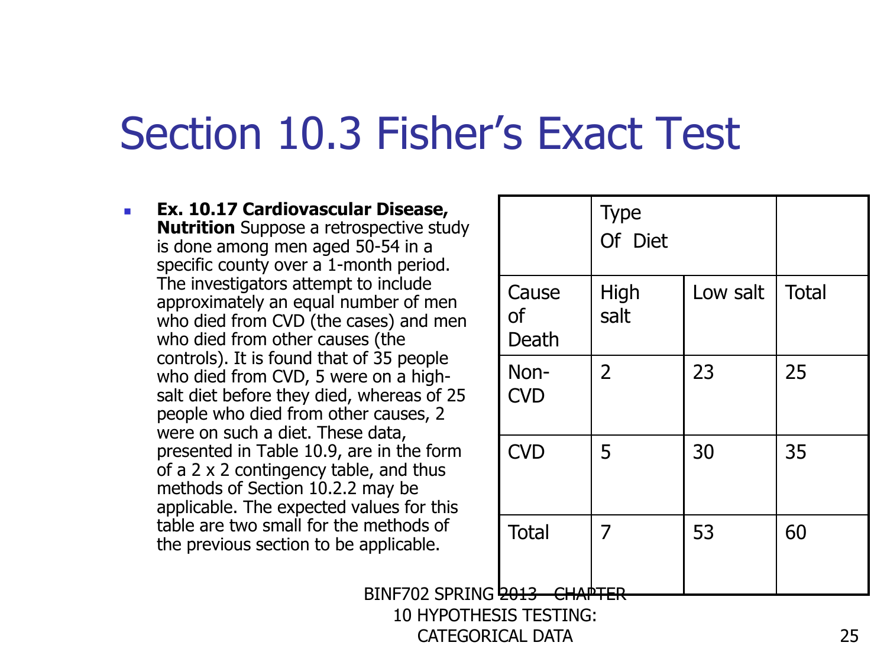# Section 10.3 Fisher's Exact Test

- **Ex. 10.17 Cardiovascular Disease, Nutrition** Suppose a retrospective study is done among men aged 50-54 in a specific county over a 1-month period. The investigators attempt to include approximately an equal number of men who died from CVD (the cases) and men who died from other causes (the controls). It is found that of 35 people who died from CVD, 5 were on a high-salt diet before they died, whereas of 25 people who died from other causes, 2 were on such a diet. These data, presented in Table 10.9, are in the form of a 2 x 2 contingency table, and thus methods of Section 10.2.2 may be applicable. The expected values for this table are two small for the methods of the previous section to be applicable.

| | Type Of Diet | | |
|---|---|---|---|
| Cause of Death | High salt | Low salt | Total |
| Non-CVD | 2 | 23 | 25 |
| CVD | 5 | 30 | 35 |
| Total | 7 | 53 | 60 |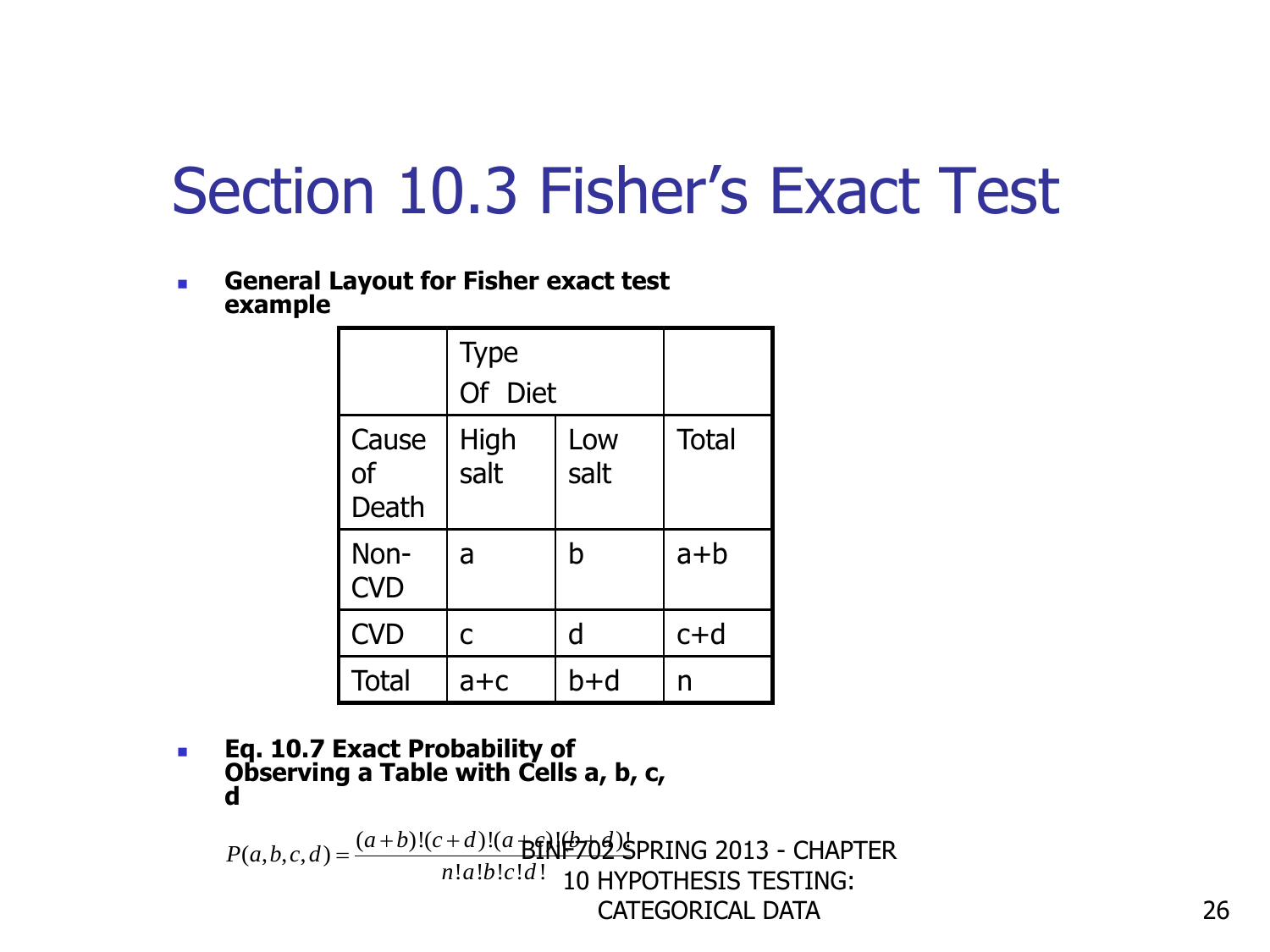# Section 10.3 Fisher's Exact Test

- **General Layout for Fisher exact test example**

| | Type Of Diet | | |
|---|---|---|---|
| Cause of Death | High salt | Low salt | Total |
| Non-CVD | a | b | a+b |
| CVD | c | d | c+d |
| Total | a+c | b+d | n |

- **Eq. 10.7 Exact Probability of Observing a Table with Cells a, b, c, d**

$$P(a,b,c,d) = \frac{(a+b)!(c+d)!(a+c)!(b+d)!}{n!a!b!c!d!}$$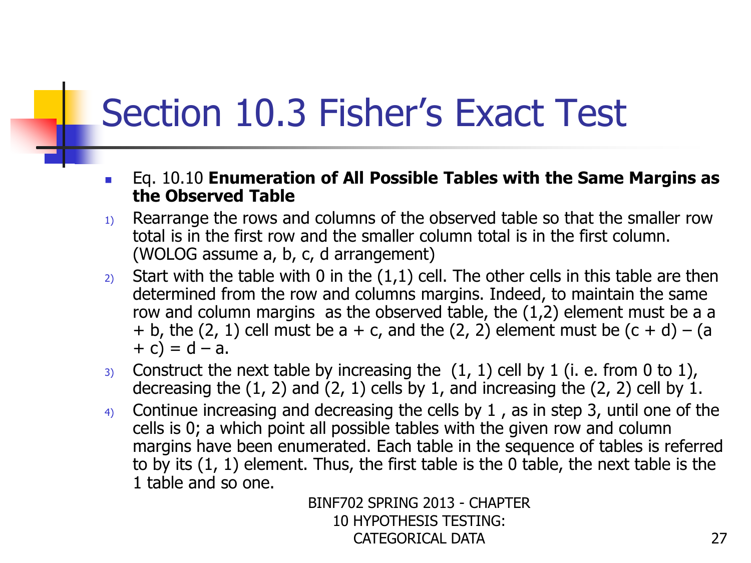# Section 10.3 Fisher's Exact Test

- Eq. 10.10 **Enumeration of All Possible Tables with the Same Margins as the Observed Table**

1) Rearrange the rows and columns of the observed table so that the smaller row total is in the first row and the smaller column total is in the first column. (WOLOG assume a, b, c, d arrangement)
2) Start with the table with 0 in the (1,1) cell. The other cells in this table are then determined from the row and columns margins. Indeed, to maintain the same row and column margins as the observed table, the (1,2) element must be a $a + b$, the (2, 1) cell must be $a + c$, and the (2, 2) element must be $(c + d) - (a + c) = d - a$.
3) Construct the next table by increasing the (1, 1) cell by 1 (i. e. from 0 to 1), decreasing the (1, 2) and (2, 1) cells by 1, and increasing the (2, 2) cell by 1.
4) Continue increasing and decreasing the cells by 1 , as in step 3, until one of the cells is 0; a which point all possible tables with the given row and column margins have been enumerated. Each table in the sequence of tables is referred to by its (1, 1) element. Thus, the first table is the 0 table, the next table is the 1 table and so one.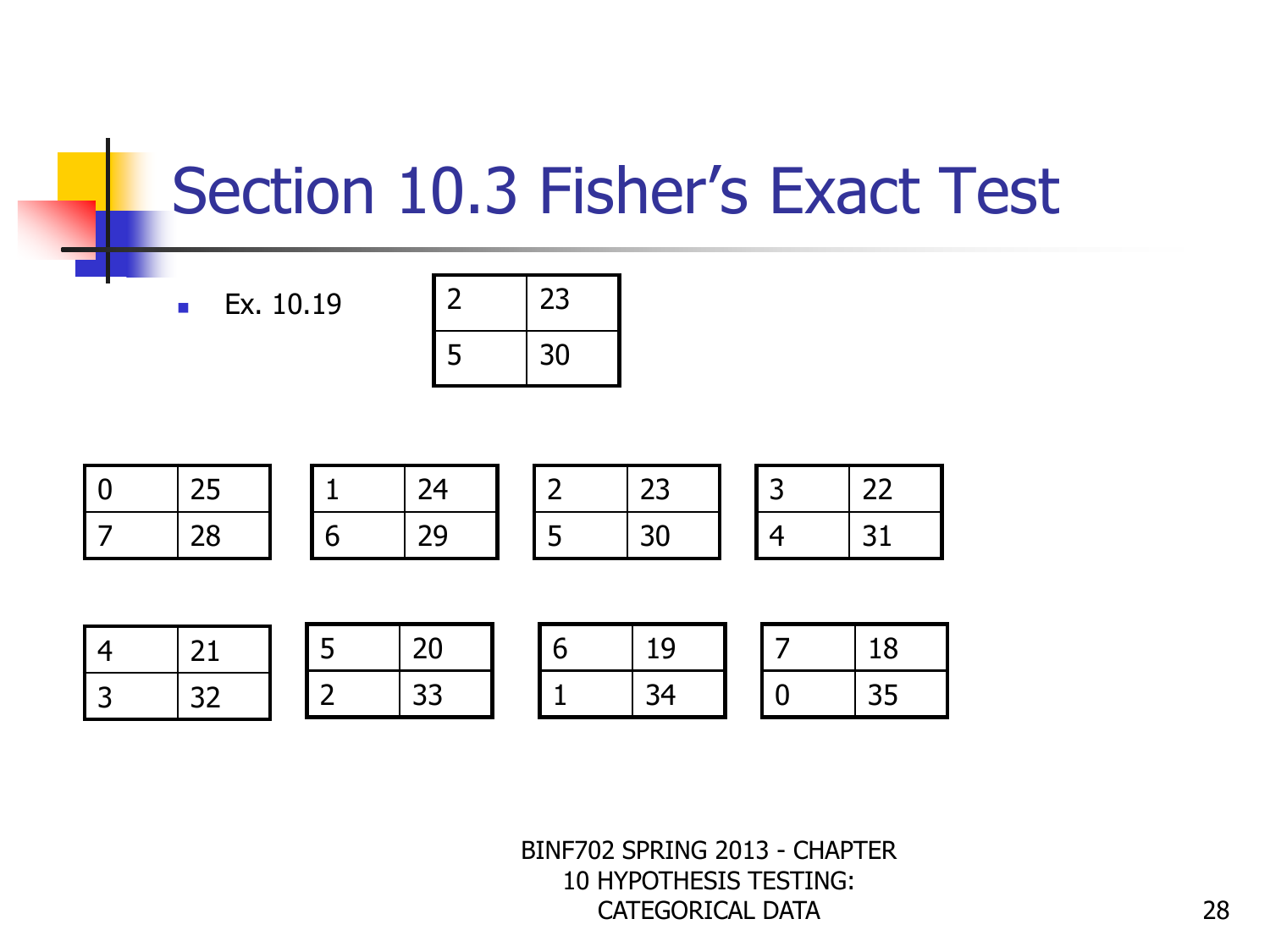# Section 10.3 Fisher's Exact Test

- Ex. 10.19

| | |
|---|---|
| 2 | 23 |
| 5 | 30 |

| | |
|---|---|
| 0 | 25 |
| 7 | 28 |

| | |
|---|---|
| 1 | 24 |
| 6 | 29 |

| | |
|---|---|
| 2 | 23 |
| 5 | 30 |

| | |
|---|---|
| 3 | 22 |
| 4 | 31 |

| | |
|---|---|
| 4 | 21 |
| 3 | 32 |

| | |
|---|---|
| 5 | 20 |
| 2 | 33 |

| | |
|---|---|
| 6 | 19 |
| 1 | 34 |

| | |
|---|---|
| 7 | 18 |
| 0 | 35 |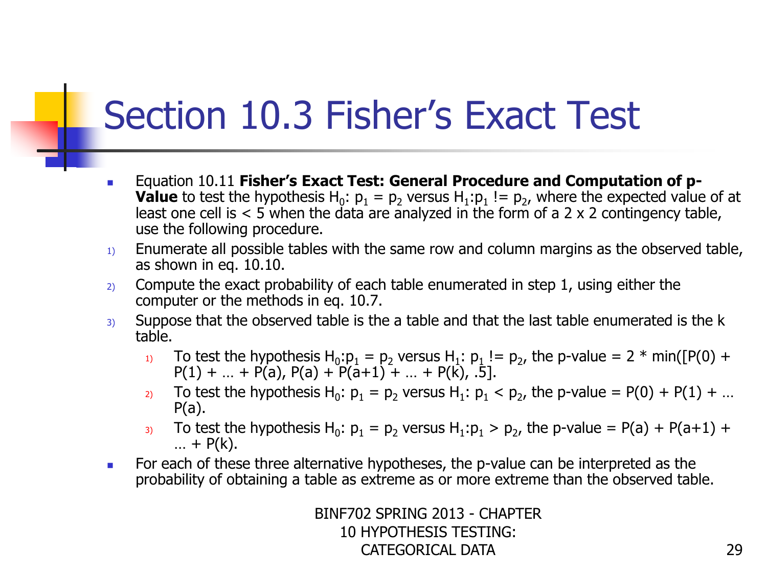# Section 10.3 Fisher's Exact Test

- Equation 10.11 **Fisher's Exact Test: General Procedure and Computation of p-Value** to test the hypothesis $H_0$: $p_1 = p_2$ versus $H_1$:$p_1$ != $p_2$, where the expected value of at least one cell is < 5 when the data are analyzed in the form of a 2 x 2 contingency table, use the following procedure.

1) Enumerate all possible tables with the same row and column margins as the observed table, as shown in eq. 10.10.
2) Compute the exact probability of each table enumerated in step 1, using either the computer or the methods in eq. 10.7.
3) Suppose that the observed table is the a table and that the last table enumerated is the k table.
    1) To test the hypothesis $H_0$:$p_1 = p_2$ versus $H_1$: $p_1$ != $p_2$, the p-value = 2 * min([P(0) + P(1) + … + P(a), P(a) + P(a+1) + … + P(k), .5].
    2) To test the hypothesis $H_0$: $p_1 = p_2$ versus $H_1$: $p_1 < p_2$, the p-value = P(0) + P(1) + … P(a).
    3) To test the hypothesis $H_0$: $p_1 = p_2$ versus $H_1$:$p_1 > p_2$, the p-value = P(a) + P(a+1) + … + P(k).

- For each of these three alternative hypotheses, the p-value can be interpreted as the probability of obtaining a table as extreme as or more extreme than the observed table.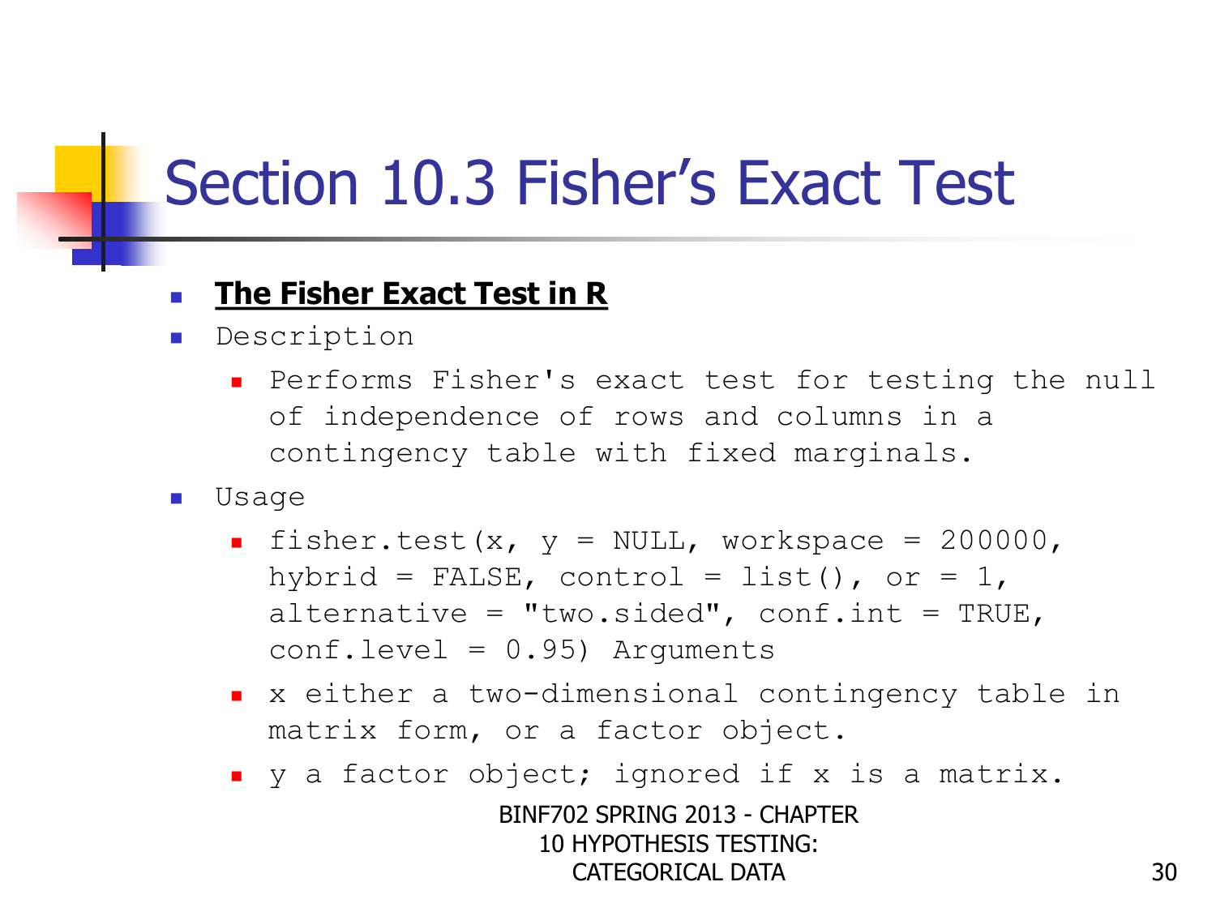# Section 10.3 Fisher's Exact Test

- **The Fisher Exact Test in R**
- Description
  - Performs Fisher's exact test for testing the null of independence of rows and columns in a contingency table with fixed marginals.
- Usage
  - fisher.test(x, y = NULL, workspace = 200000, hybrid = FALSE, control = list(), or = 1, alternative = "two.sided", conf.int = TRUE, conf.level = 0.95) Arguments
  - x either a two-dimensional contingency table in matrix form, or a factor object.
  - y a factor object; ignored if x is a matrix.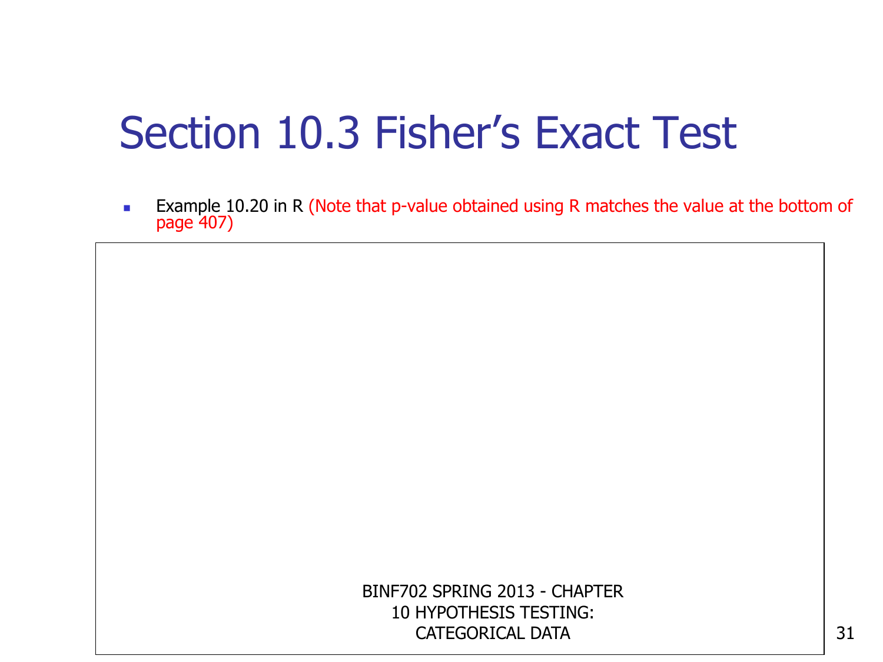# Section 10.3 Fisher's Exact Test

- Example 10.20 in R (Note that p-value obtained using R matches the value at the bottom of page 407)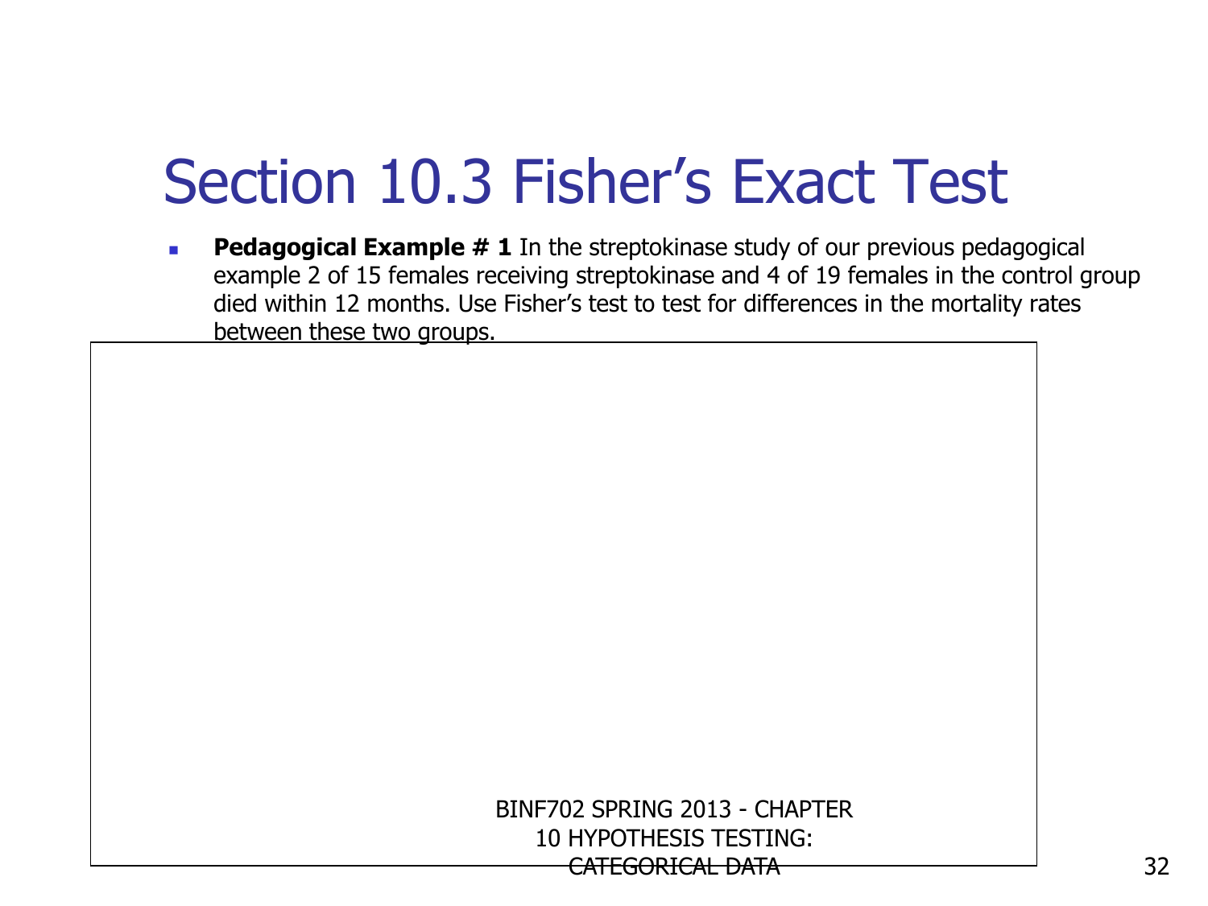# Section 10.3 Fisher's Exact Test

- **Pedagogical Example # 1** In the streptokinase study of our previous pedagogical example 2 of 15 females receiving streptokinase and 4 of 19 females in the control group died within 12 months. Use Fisher's test to test for differences in the mortality rates between these two groups.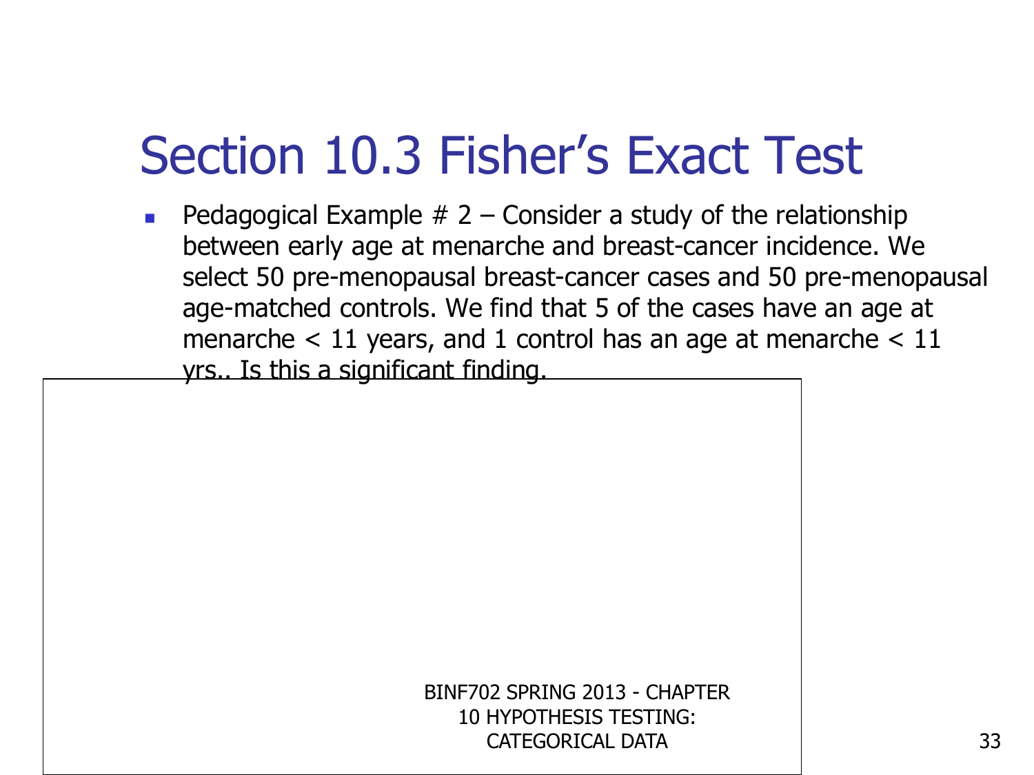# Section 10.3 Fisher's Exact Test

- Pedagogical Example # 2 – Consider a study of the relationship between early age at menarche and breast-cancer incidence. We select 50 pre-menopausal breast-cancer cases and 50 pre-menopausal age-matched controls. We find that 5 of the cases have an age at menarche < 11 years, and 1 control has an age at menarche < 11 yrs.. Is this a significant finding.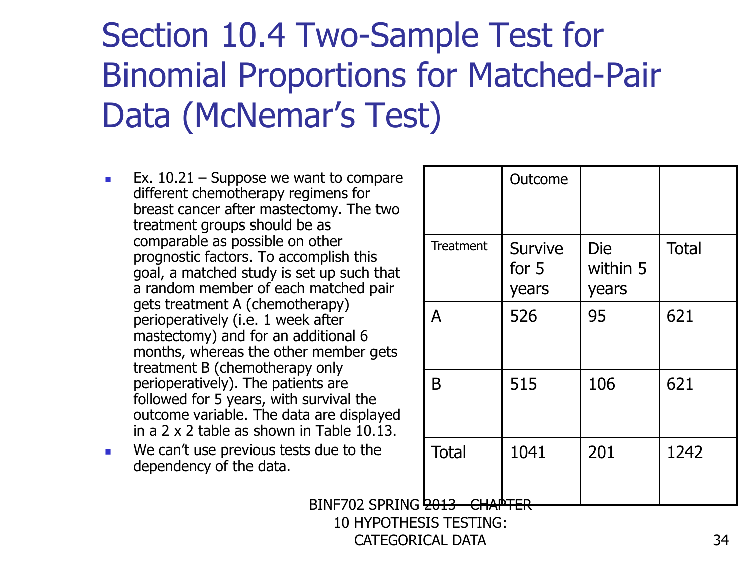# Section 10.4 Two-Sample Test for Binomial Proportions for Matched-Pair Data (McNemar's Test)

- Ex. 10.21 – Suppose we want to compare different chemotherapy regimens for breast cancer after mastectomy. The two treatment groups should be as comparable as possible on other prognostic factors. To accomplish this goal, a matched study is set up such that a random member of each matched pair gets treatment A (chemotherapy) perioperatively (i.e. 1 week after mastectomy) and for an additional 6 months, whereas the other member gets treatment B (chemotherapy only perioperatively). The patients are followed for 5 years, with survival the outcome variable. The data are displayed in a 2 x 2 table as shown in Table 10.13.
- We can't use previous tests due to the dependency of the data.

| | Outcome | | |
|---|---|---|---|
| Treatment | Survive for 5 years | Die within 5 years | Total |
| A | 526 | 95 | 621 |
| B | 515 | 106 | 621 |
| Total | 1041 | 201 | 1242 |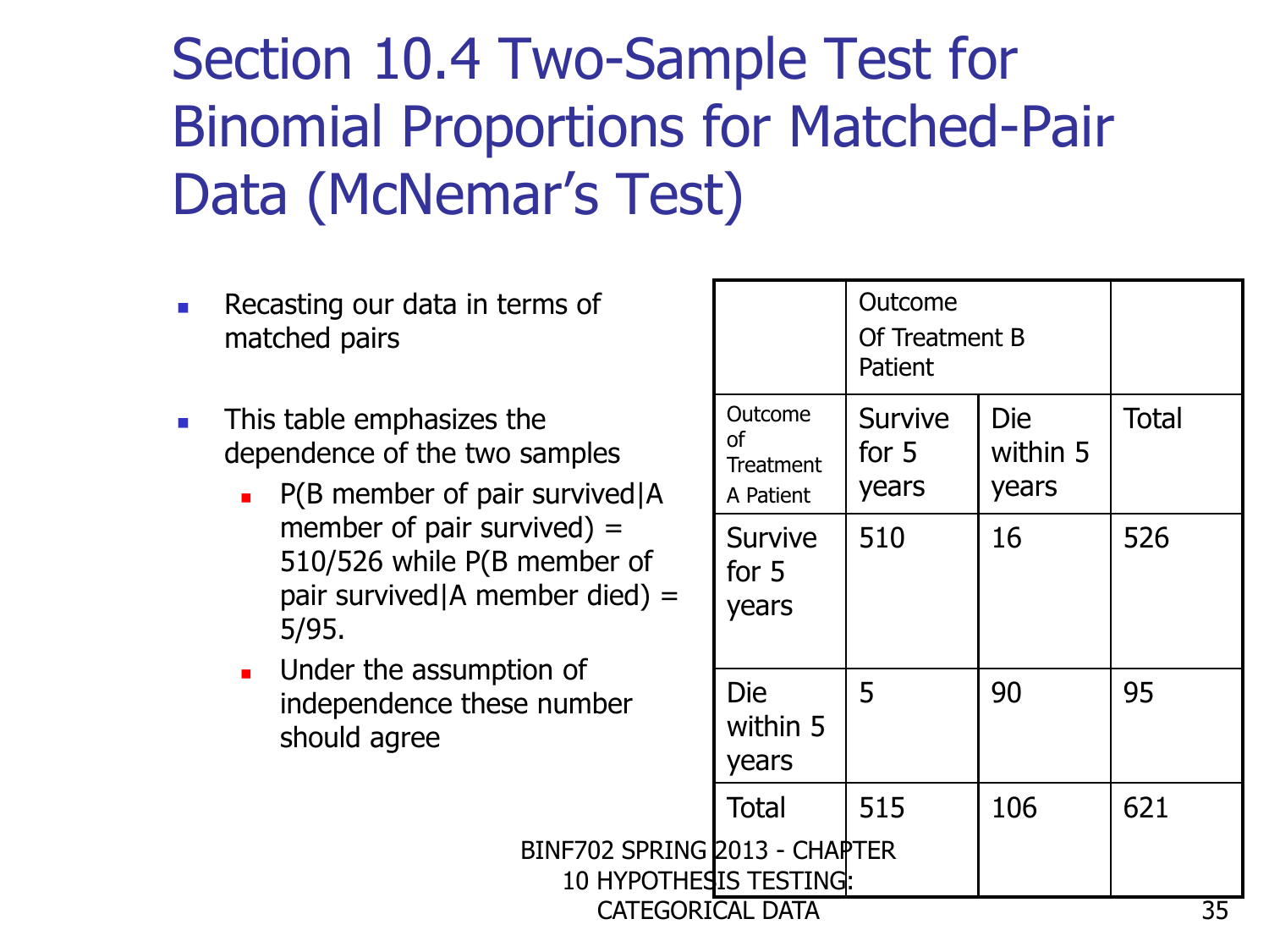# Section 10.4 Two-Sample Test for Binomial Proportions for Matched-Pair Data (McNemar's Test)

- Recasting our data in terms of matched pairs
- This table emphasizes the dependence of the two samples
  - P(B member of pair survived|A member of pair survived) = 510/526 while P(B member of pair survived|A member died) = 5/95.
  - Under the assumption of independence these number should agree

| | Outcome Of Treatment B Patient | | |
|---|---|---|---|
| Outcome of Treatment A Patient | Survive for 5 years | Die within 5 years | Total |
| Survive for 5 years | 510 | 16 | 526 |
| Die within 5 years | 5 | 90 | 95 |
| Total | 515 | 106 | 621 |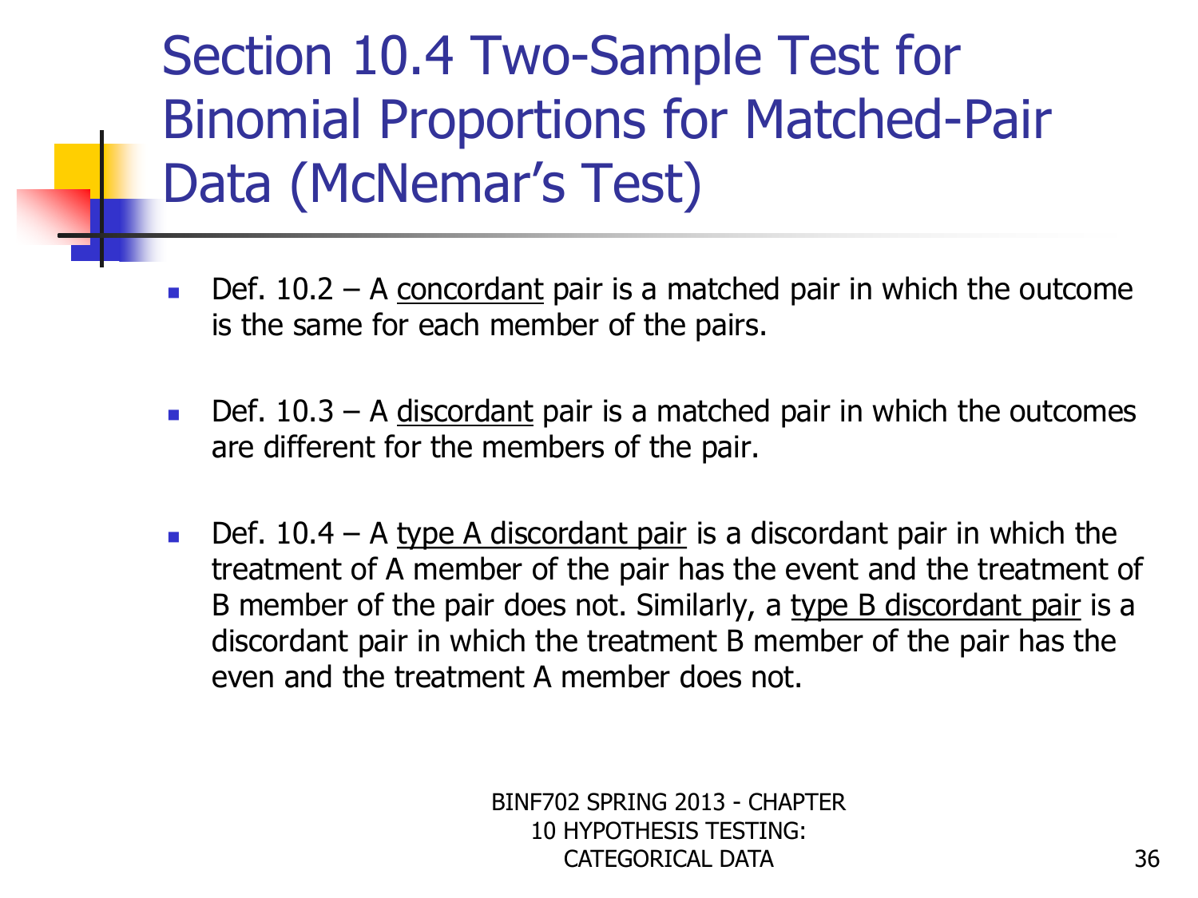# Section 10.4 Two-Sample Test for Binomial Proportions for Matched-Pair Data (McNemar's Test)

- Def. 10.2 – A <u>concordant</u> pair is a matched pair in which the outcome is the same for each member of the pairs.

- Def. 10.3 – A <u>discordant</u> pair is a matched pair in which the outcomes are different for the members of the pair.

- Def. 10.4 – A <u>type A discordant pair</u> is a discordant pair in which the treatment of A member of the pair has the event and the treatment of B member of the pair does not. Similarly, a <u>type B discordant pair</u> is a discordant pair in which the treatment B member of the pair has the even and the treatment A member does not.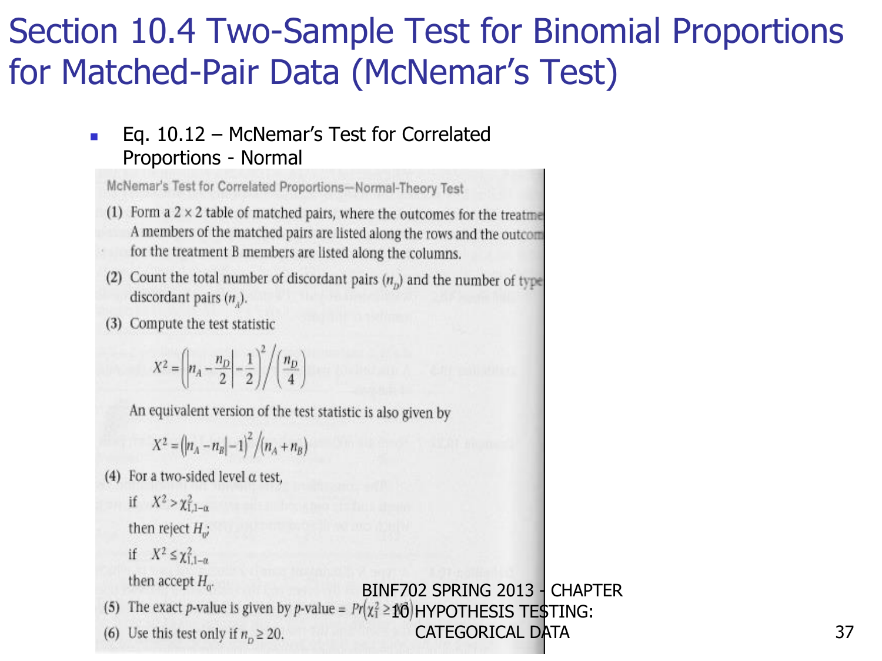# Section 10.4 Two-Sample Test for Binomial Proportions for Matched-Pair Data (McNemar's Test)

- Eq. 10.12 – McNemar's Test for Correlated Proportions - Normal

McNemar's Test for Correlated Proportions—Normal-Theory Test

(1) Form a 2 × 2 table of matched pairs, where the outcomes for the treatme A members of the matched pairs are listed along the rows and the outcom for the treatment B members are listed along the columns.

(2) Count the total number of discordant pairs ($n_D$) and the number of type discordant pairs ($n_A$).

(3) Compute the test statistic

$$X^2 = \left(\left|n_A - \frac{n_D}{2}\right| - \frac{1}{2}\right)^2 \Big/ \left(\frac{n_D}{4}\right)$$

An equivalent version of the test statistic is also given by

$$X^2 = \left(|n_A - n_B| - 1\right)^2 \big/ (n_A + n_B)$$

(4) For a two-sided level $\alpha$ test,

if $X^2 > \chi^2_{1,1-\alpha}$

then reject $H_0$;

if $X^2 \le \chi^2_{1,1-\alpha}$

then accept $H_0$.

(5) The exact $p$-value is given by $p\text{-value} = Pr(\chi^2_1 \ge X^2)$.

(6) Use this test only if $n_D \ge 20$.

BINF702 SPRING 2013 - CHAPTER 10 HYPOTHESIS TESTING: CATEGORICAL DATA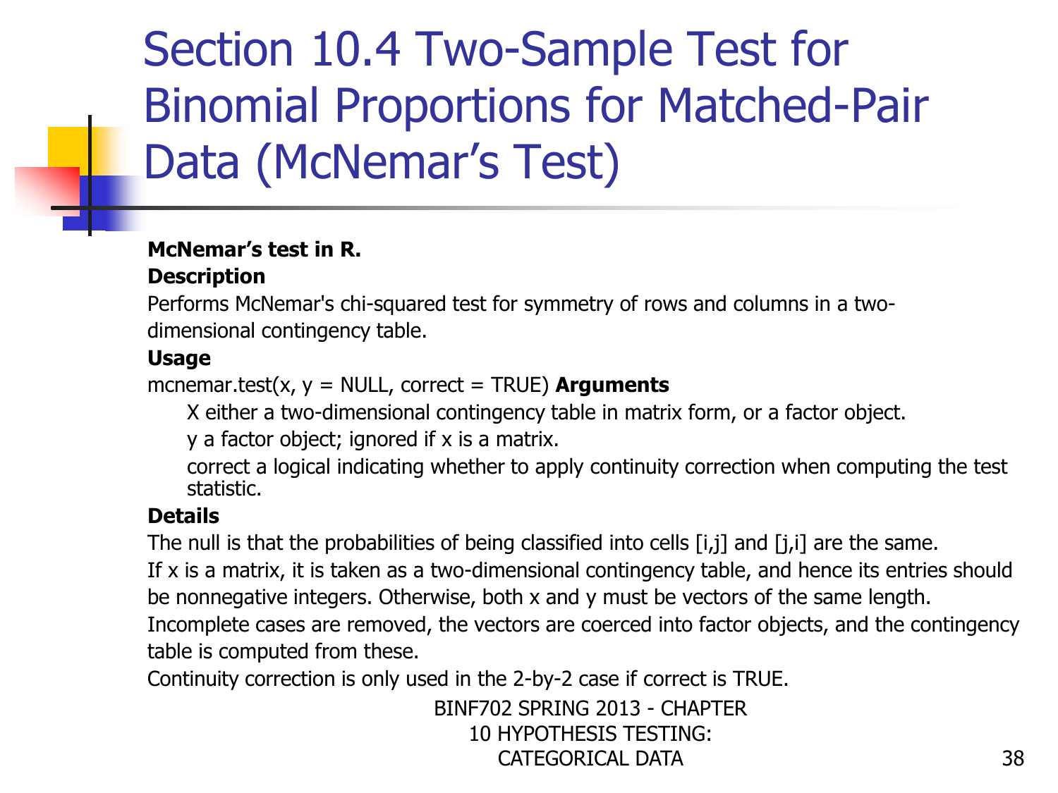# Section 10.4 Two-Sample Test for Binomial Proportions for Matched-Pair Data (McNemar's Test)

**McNemar's test in R.**

**Description**

Performs McNemar's chi-squared test for symmetry of rows and columns in a two-dimensional contingency table.

**Usage**

mcnemar.test(x, y = NULL, correct = TRUE) **Arguments**

X either a two-dimensional contingency table in matrix form, or a factor object.

y a factor object; ignored if x is a matrix.

correct a logical indicating whether to apply continuity correction when computing the test statistic.

**Details**

The null is that the probabilities of being classified into cells [i,j] and [j,i] are the same.

If x is a matrix, it is taken as a two-dimensional contingency table, and hence its entries should be nonnegative integers. Otherwise, both x and y must be vectors of the same length. Incomplete cases are removed, the vectors are coerced into factor objects, and the contingency table is computed from these.

Continuity correction is only used in the 2-by-2 case if correct is TRUE.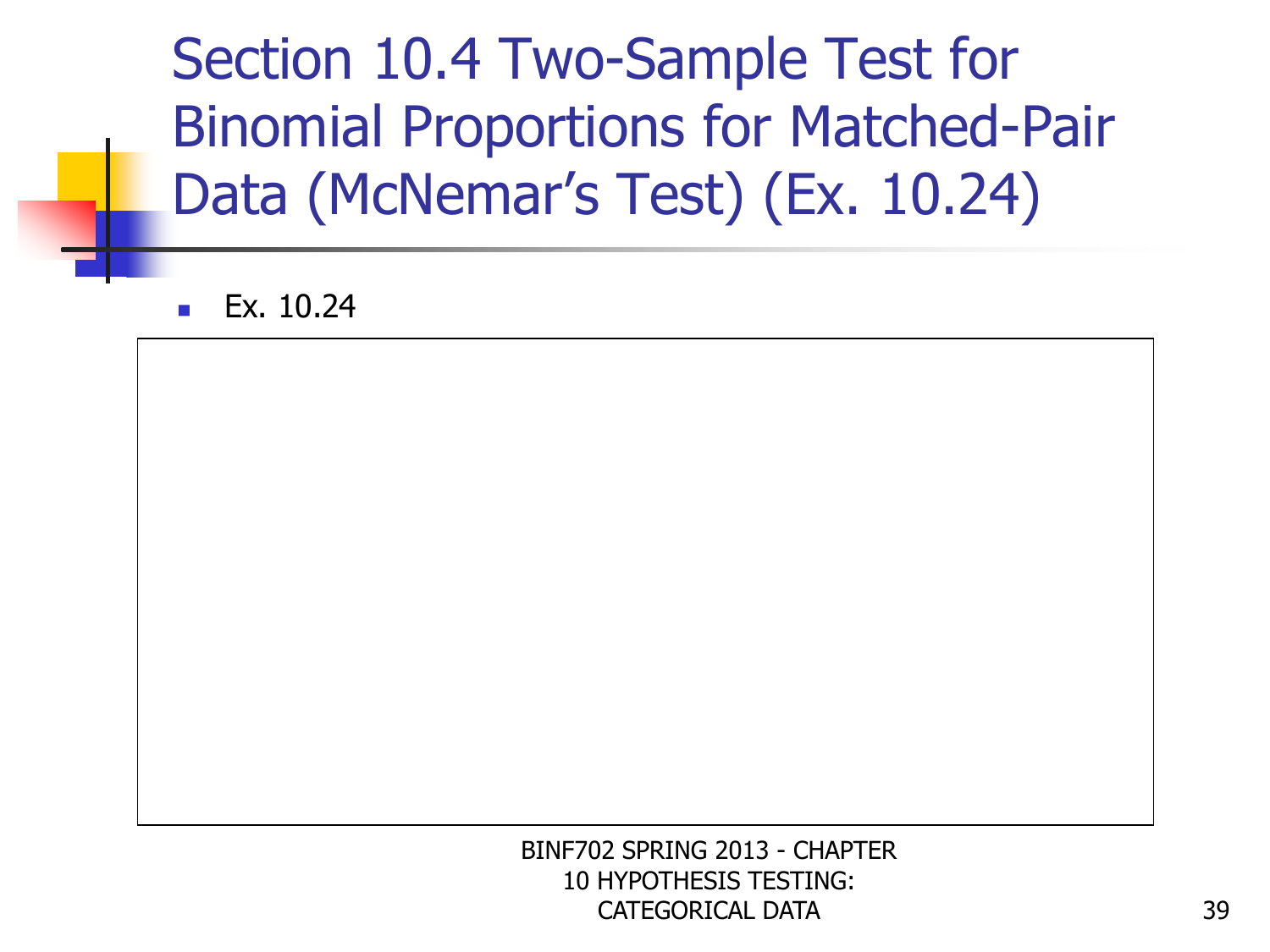# Section 10.4 Two-Sample Test for Binomial Proportions for Matched-Pair Data (McNemar's Test) (Ex. 10.24)

- Ex. 10.24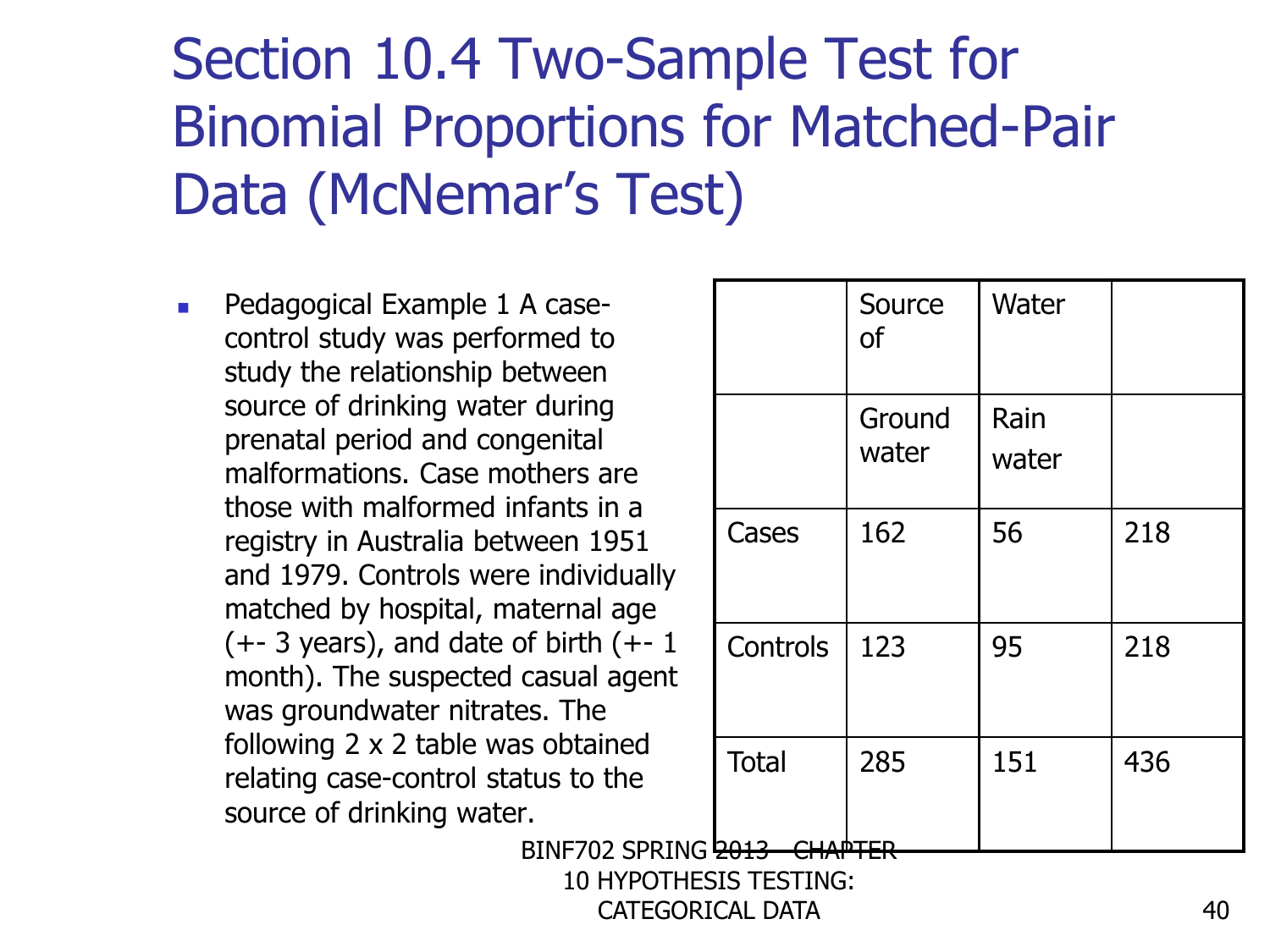# Section 10.4 Two-Sample Test for Binomial Proportions for Matched-Pair Data (McNemar's Test)

- Pedagogical Example 1 A case-control study was performed to study the relationship between source of drinking water during prenatal period and congenital malformations. Case mothers are those with malformed infants in a registry in Australia between 1951 and 1979. Controls were individually matched by hospital, maternal age (+- 3 years), and date of birth (+- 1 month). The suspected casual agent was groundwater nitrates. The following 2 x 2 table was obtained relating case-control status to the source of drinking water.

| | Source of | Water | |
|---|---|---|---|
| | Ground water | Rain water | |
| Cases | 162 | 56 | 218 |
| Controls | 123 | 95 | 218 |
| Total | 285 | 151 | 436 |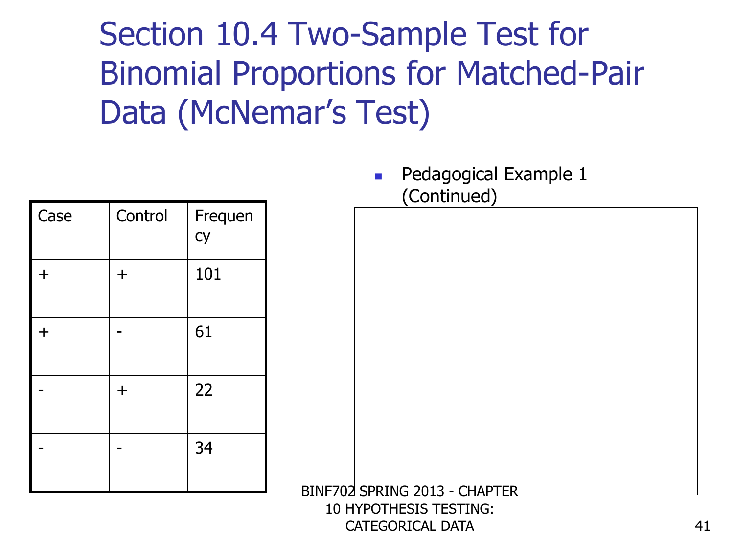# Section 10.4 Two-Sample Test for Binomial Proportions for Matched-Pair Data (McNemar's Test)

| Case | Control | Frequency |
|---|---|---|
| + | + | 101 |
| + | - | 61 |
| - | + | 22 |
| - | - | 34 |

- Pedagogical Example 1 (Continued)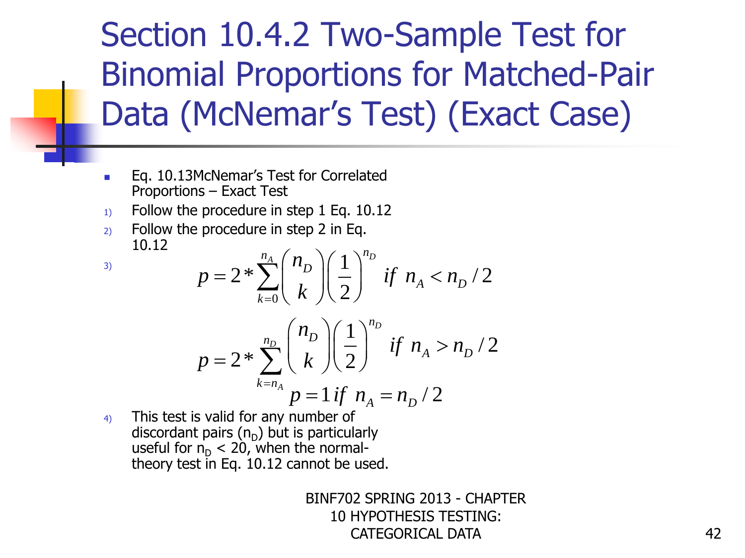# Section 10.4.2 Two-Sample Test for Binomial Proportions for Matched-Pair Data (McNemar's Test) (Exact Case)

- Eq. 10.13McNemar's Test for Correlated Proportions – Exact Test

1) Follow the procedure in step 1 Eq. 10.12
2) Follow the procedure in step 2 in Eq. 10.12
3) $$p = 2 * \sum_{k=0}^{n_A} \binom{n_D}{k} \left(\frac{1}{2}\right)^{n_D} \; if \; n_A < n_D / 2$$
$$p = 2 * \sum_{k=n_A}^{n_D} \binom{n_D}{k} \left(\frac{1}{2}\right)^{n_D} \; if \; n_A > n_D / 2$$
$$p = 1 \, if \; n_A = n_D / 2$$
4) This test is valid for any number of discordant pairs ($n_D$) but is particularly useful for $n_D < 20$, when the normal-theory test in Eq. 10.12 cannot be used.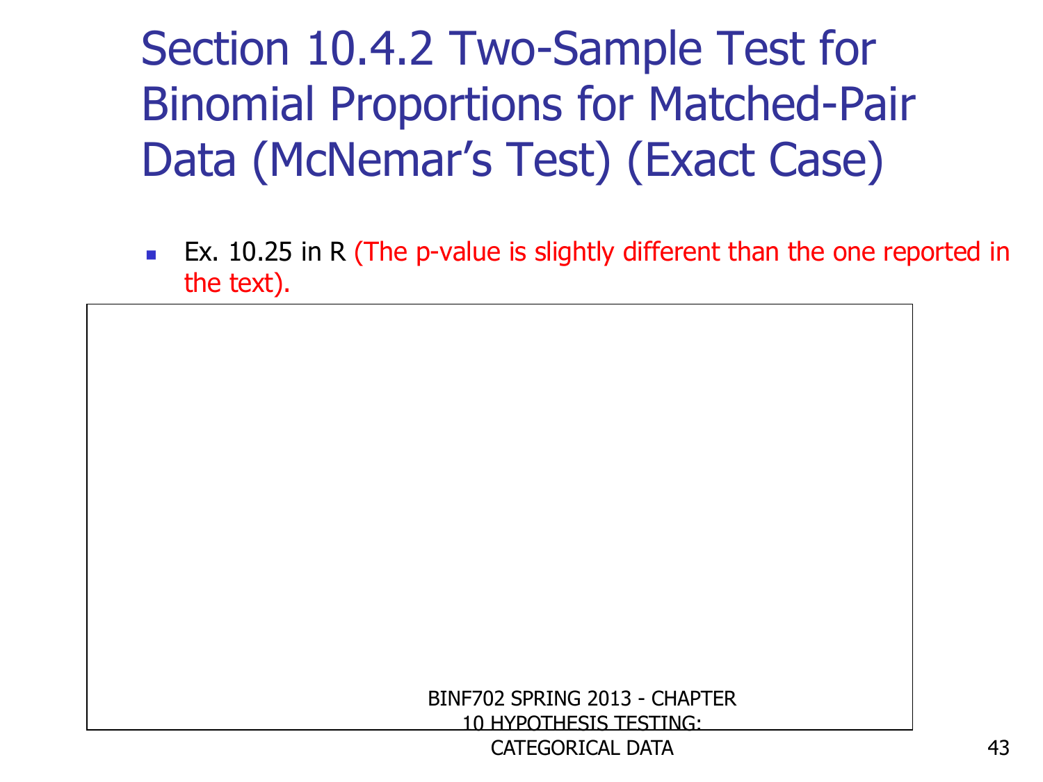# Section 10.4.2 Two-Sample Test for Binomial Proportions for Matched-Pair Data (McNemar's Test) (Exact Case)

- Ex. 10.25 in R (The p-value is slightly different than the one reported in the text).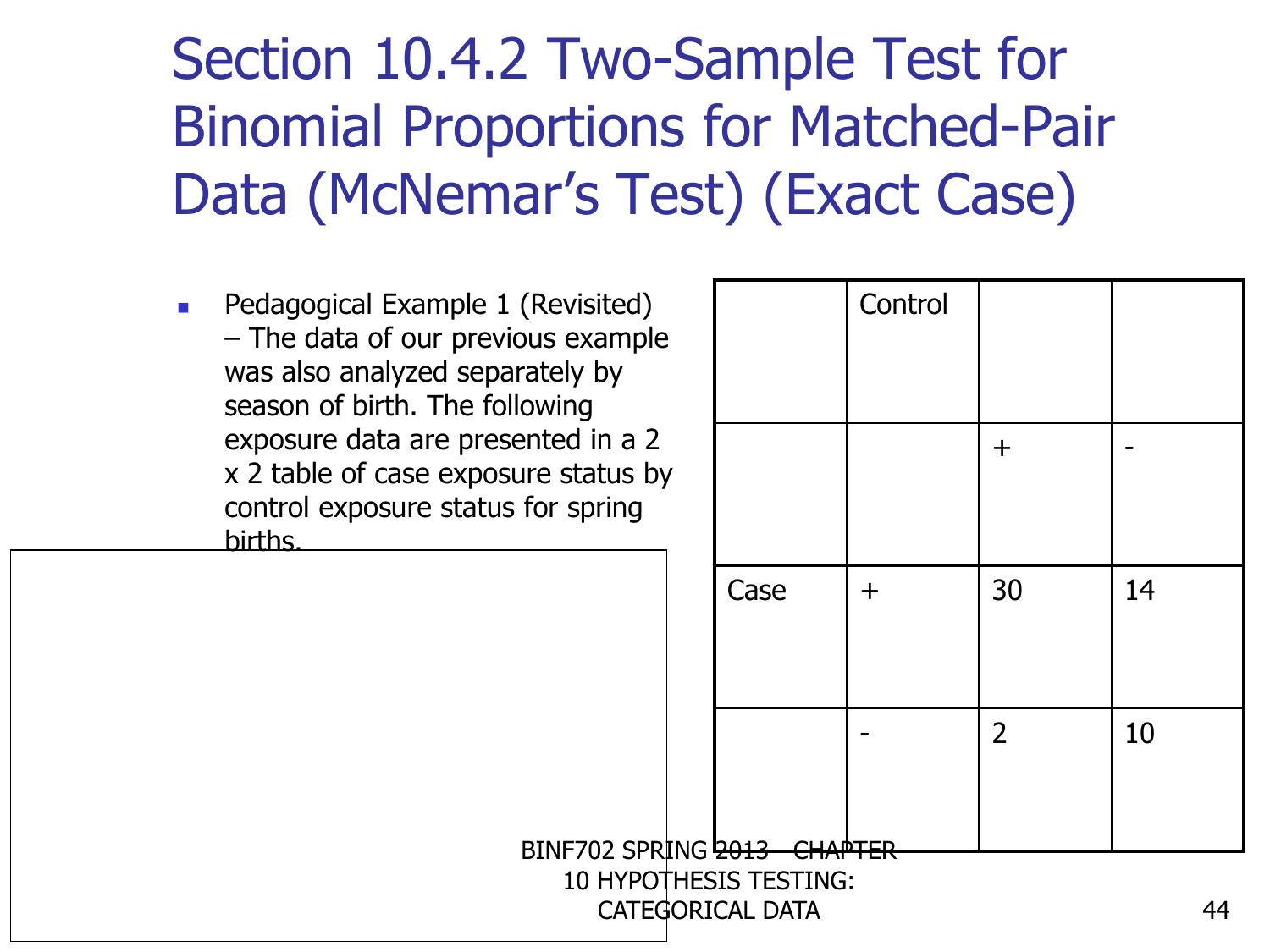# Section 10.4.2 Two-Sample Test for Binomial Proportions for Matched-Pair Data (McNemar's Test) (Exact Case)

- Pedagogical Example 1 (Revisited) – The data of our previous example was also analyzed separately by season of birth. The following exposure data are presented in a 2 x 2 table of case exposure status by control exposure status for spring births.

| | Control | | |
|---|---|---|---|
| | | + | - |
| Case | + | 30 | 14 |
| | - | 2 | 10 |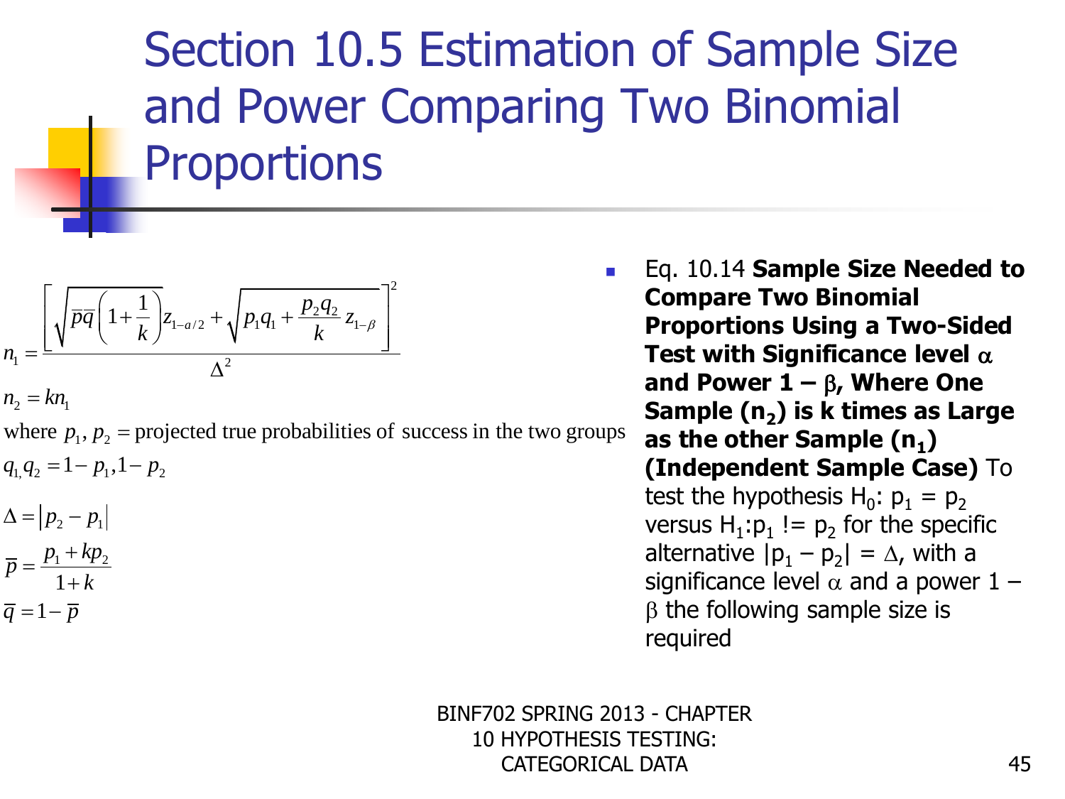# Section 10.5 Estimation of Sample Size and Power Comparing Two Binomial Proportions

- Eq. 10.14 **Sample Size Needed to Compare Two Binomial Proportions Using a Two-Sided Test with Significance level $\alpha$ and Power $1 - \beta$, Where One Sample ($n_2$) is k times as Large as the other Sample ($n_1$) (Independent Sample Case)** To test the hypothesis $H_0$: $p_1 = p_2$ versus $H_1$:$p_1$ != $p_2$ for the specific alternative $|p_1 - p_2| = \Delta$, with a significance level $\alpha$ and a power $1 - \beta$ the following sample size is required

$$n_1 = \frac{\left[\sqrt{\overline{p}\,\overline{q}\left(1+\frac{1}{k}\right)}z_{1-\alpha/2} + \sqrt{p_1 q_1 + \frac{p_2 q_2}{k}}\,z_{1-\beta}\right]^2}{\Delta^2}$$

$$n_2 = kn_1$$

where $p_1, p_2 =$ projected true probabilities of success in the two groups

$$q_1, q_2 = 1 - p_1, 1 - p_2$$

$$\Delta = |p_2 - p_1|$$

$$\overline{p} = \frac{p_1 + kp_2}{1+k}$$

$$\overline{q} = 1 - \overline{p}$$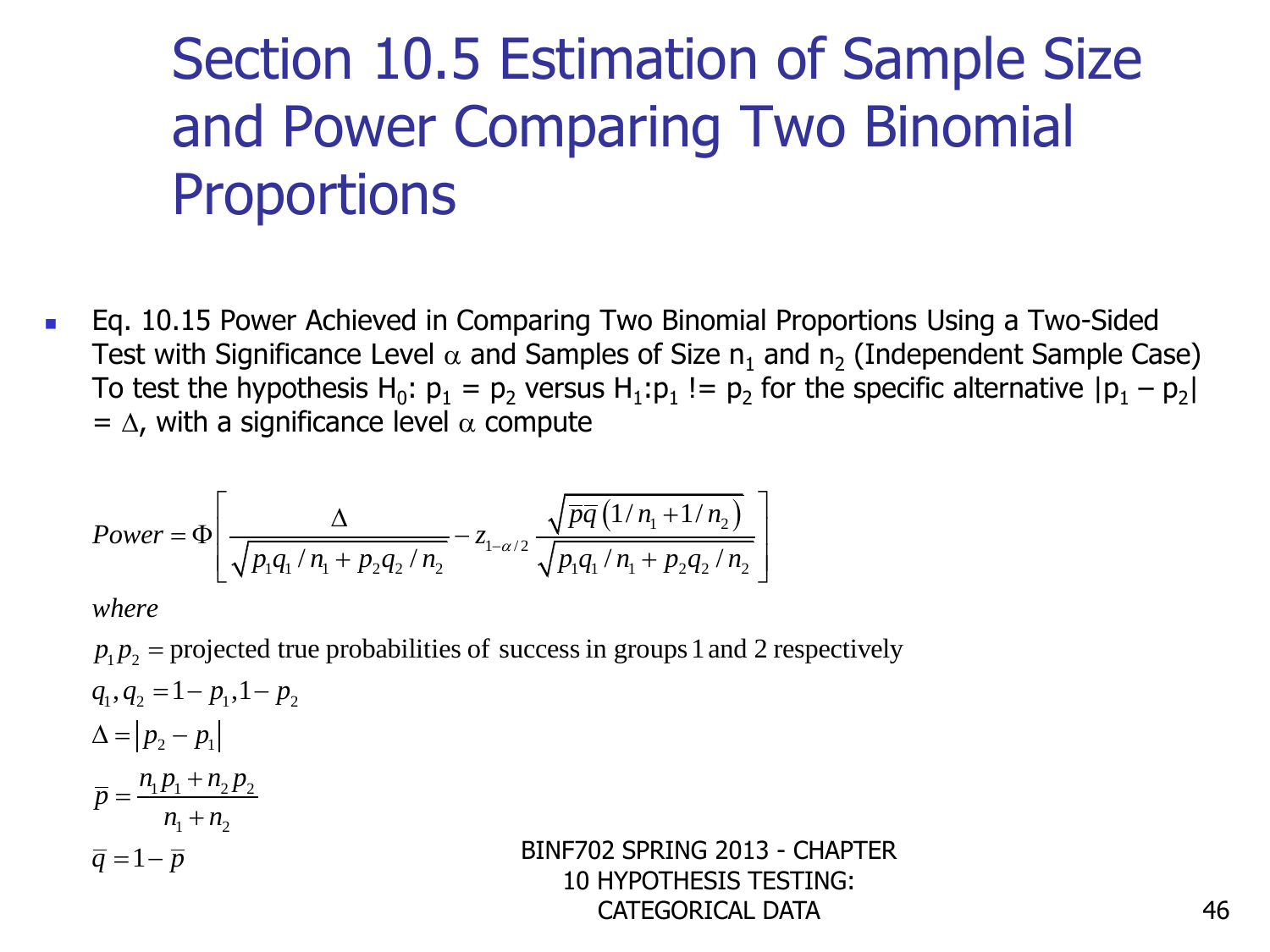# Section 10.5 Estimation of Sample Size and Power Comparing Two Binomial Proportions

- Eq. 10.15 Power Achieved in Comparing Two Binomial Proportions Using a Two-Sided Test with Significance Level $\alpha$ and Samples of Size $n_1$ and $n_2$ (Independent Sample Case) To test the hypothesis $H_0$: $p_1 = p_2$ versus $H_1$:$p_1$ != $p_2$ for the specific alternative $|p_1 - p_2| = \Delta$, with a significance level $\alpha$ compute

$$Power = \Phi\left[ \frac{\Delta}{\sqrt{p_1 q_1 / n_1 + p_2 q_2 / n_2}} - z_{1-\alpha/2} \frac{\sqrt{\overline{p}\overline{q}\left(1/n_1 + 1/n_2\right)}}{\sqrt{p_1 q_1 / n_1 + p_2 q_2 / n_2}} \right]$$

*where*

$p_1 p_2 =$ projected true probabilities of success in groups 1 and 2 respectively

$q_1, q_2 = 1 - p_1, 1 - p_2$

$\Delta = \left| p_2 - p_1 \right|$

$\overline{p} = \dfrac{n_1 p_1 + n_2 p_2}{n_1 + n_2}$

$\overline{q} = 1 - \overline{p}$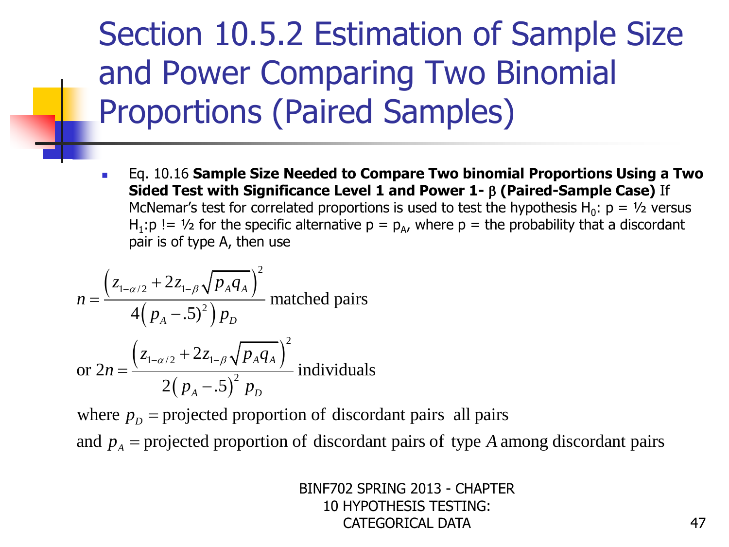# Section 10.5.2 Estimation of Sample Size and Power Comparing Two Binomial Proportions (Paired Samples)

- Eq. 10.16 **Sample Size Needed to Compare Two binomial Proportions Using a Two Sided Test with Significance Level 1 and Power 1- β (Paired-Sample Case)** If McNemar's test for correlated proportions is used to test the hypothesis $H_0$: p = ½ versus $H_1$:p != ½ for the specific alternative p = $p_A$, where p = the probability that a discordant pair is of type A, then use

$$n = \frac{\left(z_{1-\alpha/2} + 2z_{1-\beta}\sqrt{p_A q_A}\right)^2}{4\left(p_A - .5)^2\right) p_D} \text{ matched pairs}$$

$$\text{or } 2n = \frac{\left(z_{1-\alpha/2} + 2z_{1-\beta}\sqrt{p_A q_A}\right)^2}{2\left(p_A - .5\right)^2 p_D} \text{ individuals}$$

where $p_D$ = projected proportion of discordant pairs all pairs

and $p_A$ = projected proportion of discordant pairs of type $A$ among discordant pairs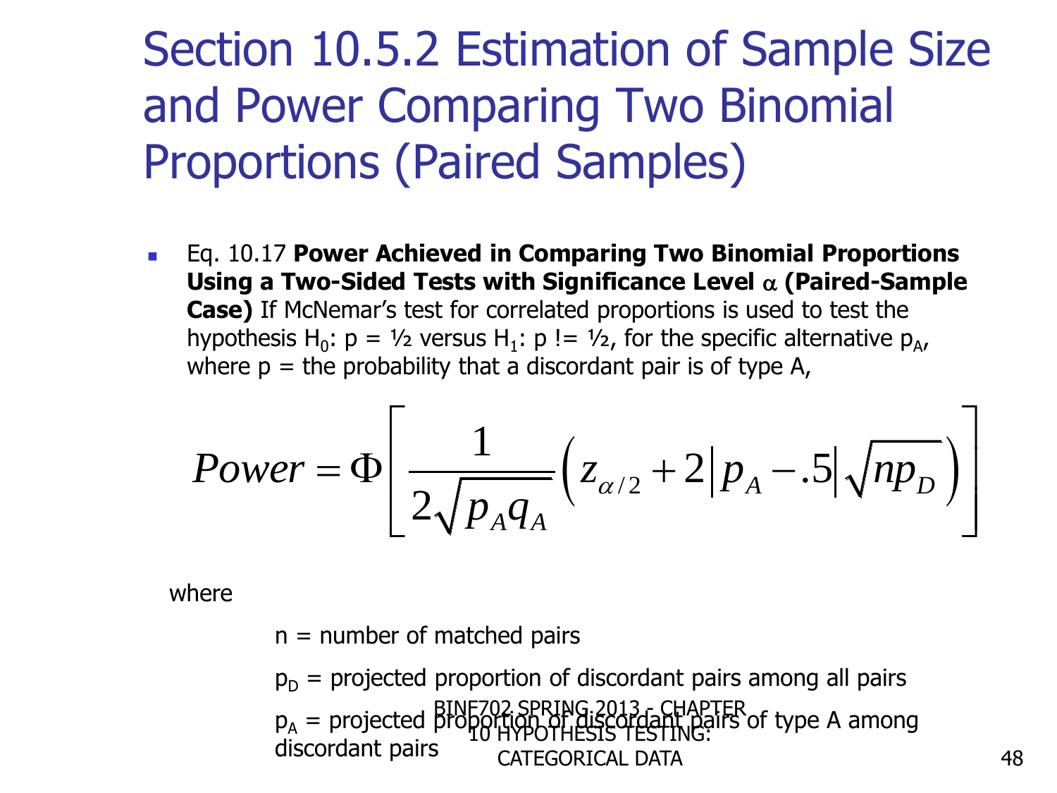# Section 10.5.2 Estimation of Sample Size and Power Comparing Two Binomial Proportions (Paired Samples)

- Eq. 10.17 **Power Achieved in Comparing Two Binomial Proportions Using a Two-Sided Tests with Significance Level $\alpha$ (Paired-Sample Case)** If McNemar's test for correlated proportions is used to test the hypothesis $H_0$: p = ½ versus $H_1$: p != ½, for the specific alternative $p_A$, where p = the probability that a discordant pair is of type A,

$$Power = \Phi\left[ \frac{1}{2\sqrt{p_A q_A}} \left( z_{\alpha/2} + 2\left| p_A - .5 \right| \sqrt{n p_D} \right) \right]$$

where

n = number of matched pairs

$p_D$ = projected proportion of discordant pairs among all pairs

$p_A$ = projected proportion of discordant pairs of type A among discordant pairs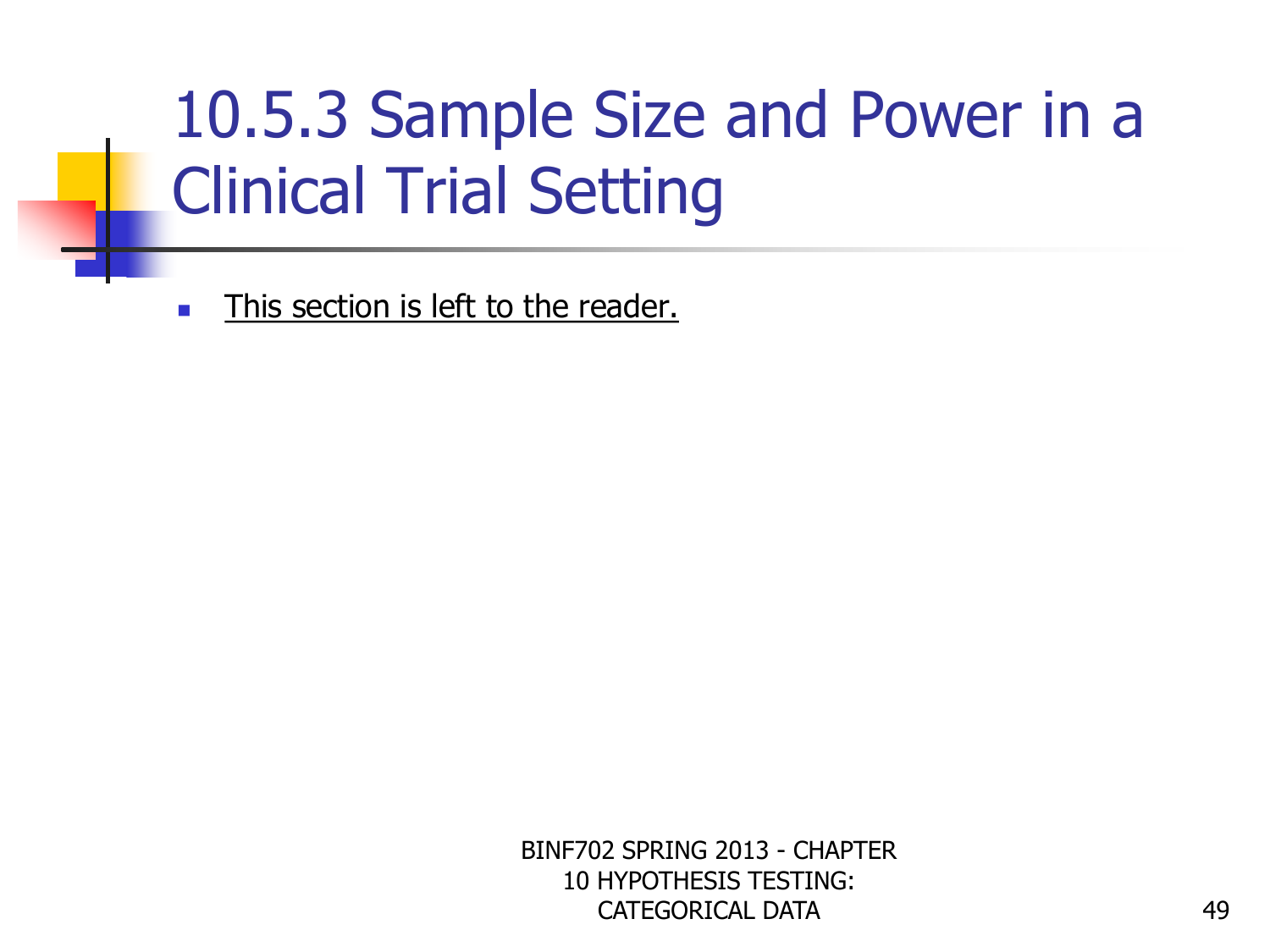# 10.5.3 Sample Size and Power in a Clinical Trial Setting

- This section is left to the reader.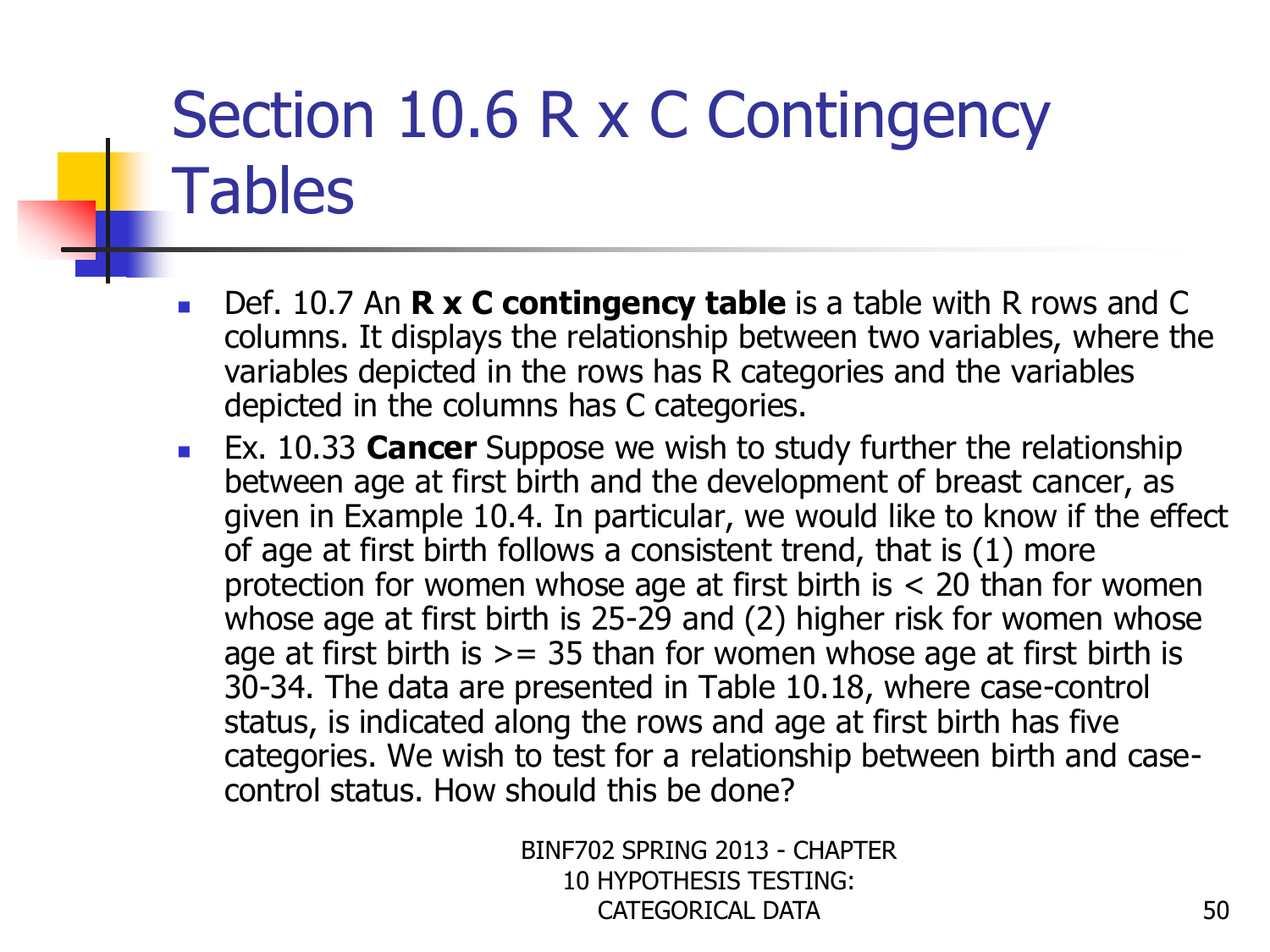# Section 10.6 R x C Contingency Tables

- Def. 10.7 An **R x C contingency table** is a table with R rows and C columns. It displays the relationship between two variables, where the variables depicted in the rows has R categories and the variables depicted in the columns has C categories.
- Ex. 10.33 **Cancer** Suppose we wish to study further the relationship between age at first birth and the development of breast cancer, as given in Example 10.4. In particular, we would like to know if the effect of age at first birth follows a consistent trend, that is (1) more protection for women whose age at first birth is < 20 than for women whose age at first birth is 25-29 and (2) higher risk for women whose age at first birth is >= 35 than for women whose age at first birth is 30-34. The data are presented in Table 10.18, where case-control status, is indicated along the rows and age at first birth has five categories. We wish to test for a relationship between birth and case-control status. How should this be done?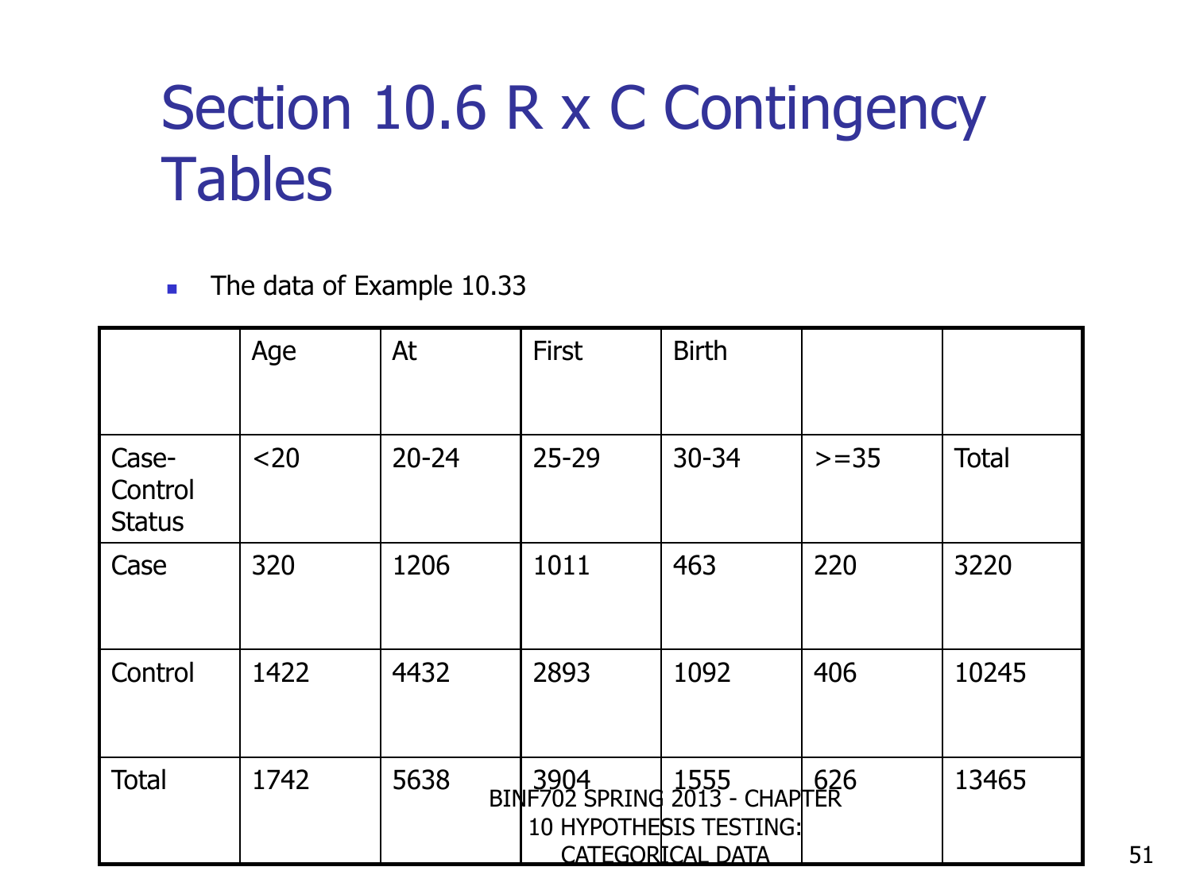# Section 10.6 R x C Contingency Tables

- The data of Example 10.33

| | Age | At | First | Birth | | |
|---|---|---|---|---|---|---|
| Case-Control Status | <20 | 20-24 | 25-29 | 30-34 | >=35 | Total |
| Case | 320 | 1206 | 1011 | 463 | 220 | 3220 |
| Control | 1422 | 4432 | 2893 | 1092 | 406 | 10245 |
| Total | 1742 | 5638 | 3904 | 1555 | 626 | 13465 |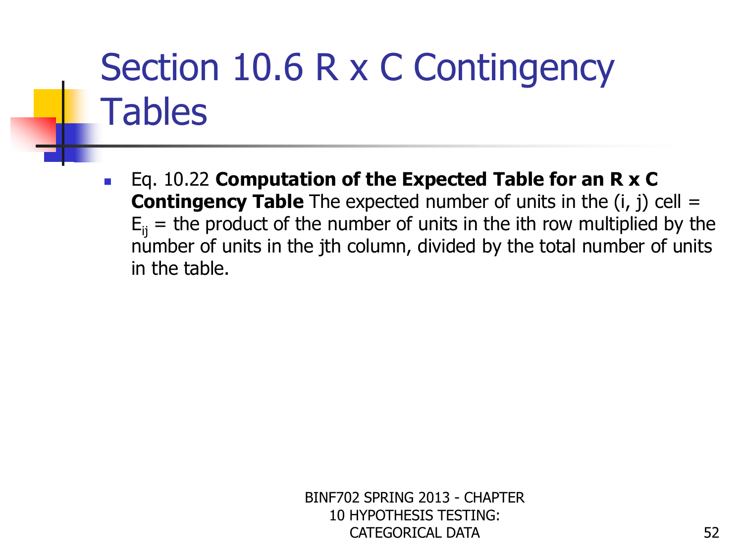# Section 10.6 R x C Contingency Tables

- Eq. 10.22 **Computation of the Expected Table for an R x C Contingency Table** The expected number of units in the (i, j) cell = $E_{ij}$ = the product of the number of units in the ith row multiplied by the number of units in the jth column, divided by the total number of units in the table.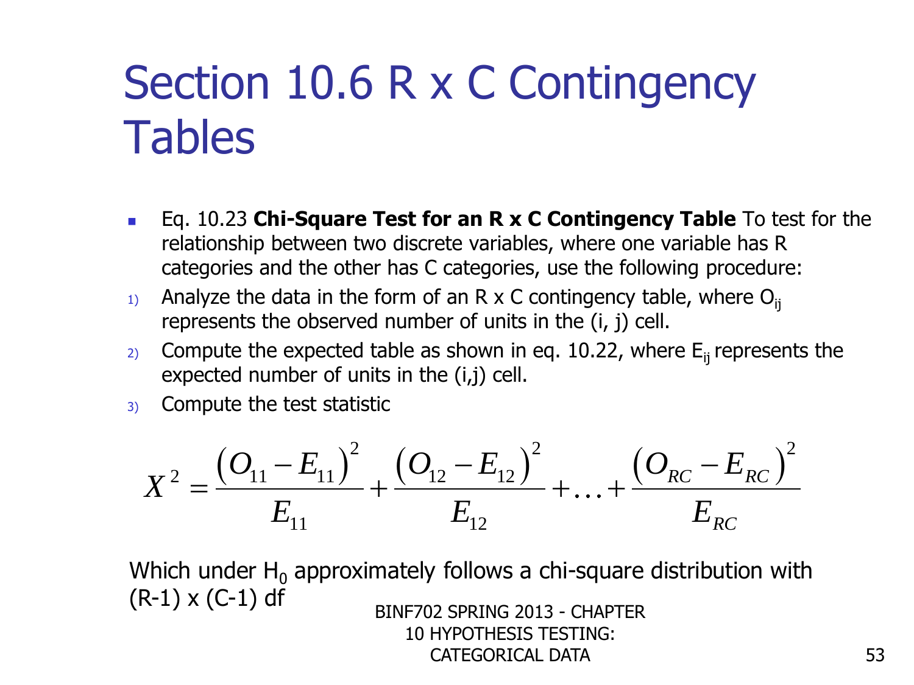# Section 10.6 R x C Contingency Tables

- Eq. 10.23 **Chi-Square Test for an R x C Contingency Table** To test for the relationship between two discrete variables, where one variable has R categories and the other has C categories, use the following procedure:

1) Analyze the data in the form of an R x C contingency table, where $O_{ij}$ represents the observed number of units in the (i, j) cell.
2) Compute the expected table as shown in eq. 10.22, where $E_{ij}$ represents the expected number of units in the (i,j) cell.
3) Compute the test statistic

$$X^2 = \frac{\left(O_{11} - E_{11}\right)^2}{E_{11}} + \frac{\left(O_{12} - E_{12}\right)^2}{E_{12}} + \ldots + \frac{\left(O_{RC} - E_{RC}\right)^2}{E_{RC}}$$

Which under $H_0$ approximately follows a chi-square distribution with (R-1) x (C-1) df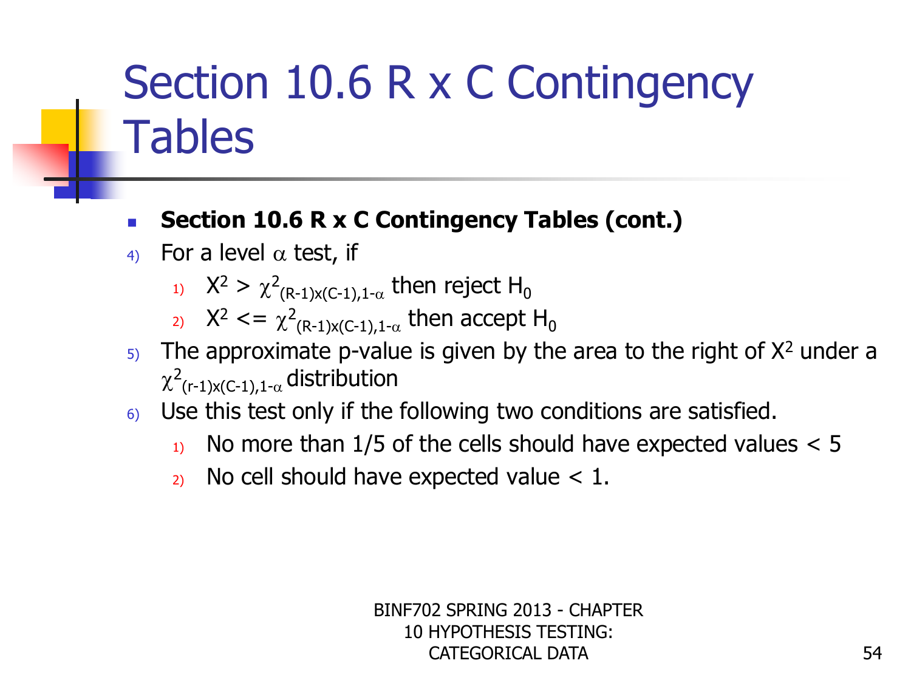# Section 10.6 R x C Contingency Tables

- **Section 10.6 R x C Contingency Tables (cont.)**

4) For a level $\alpha$ test, if
   1) $X^2 > \chi^2_{(R-1)x(C-1),1-\alpha}$ then reject $H_0$
   2) $X^2 <= \chi^2_{(R-1)x(C-1),1-\alpha}$ then accept $H_0$
5) The approximate p-value is given by the area to the right of $X^2$ under a $\chi^2_{(r-1)x(C-1),1-\alpha}$ distribution
6) Use this test only if the following two conditions are satisfied.
   1) No more than 1/5 of the cells should have expected values < 5
   2) No cell should have expected value < 1.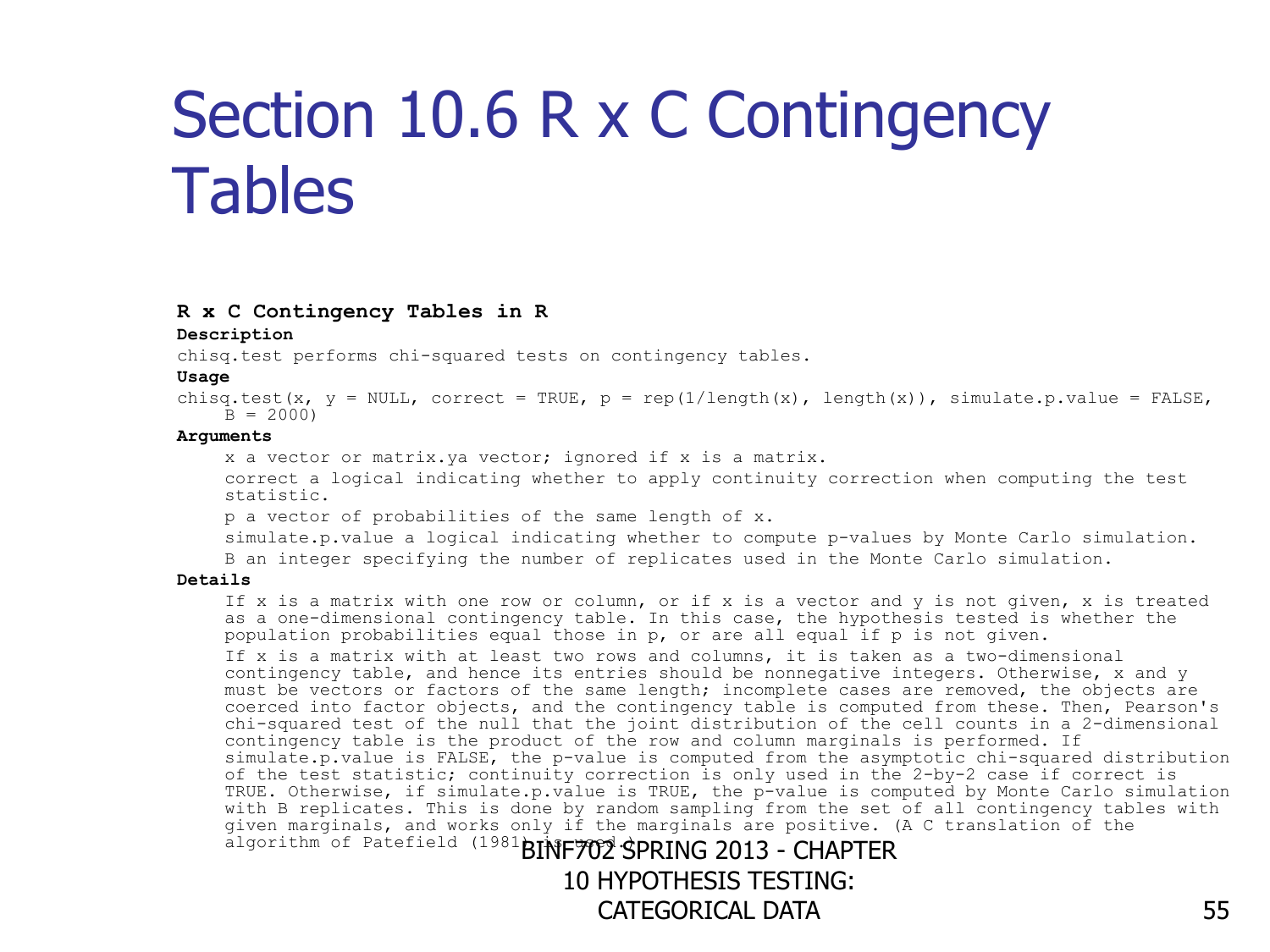# Section 10.6 R x C Contingency Tables

**R x C Contingency Tables in R**

**Description**

chisq.test performs chi-squared tests on contingency tables.

**Usage**

```
chisq.test(x, y = NULL, correct = TRUE, p = rep(1/length(x), length(x)), simulate.p.value = FALSE,
    B = 2000)
```

**Arguments**

x a vector or matrix.ya vector; ignored if x is a matrix.

correct a logical indicating whether to apply continuity correction when computing the test statistic.

p a vector of probabilities of the same length of x.

simulate.p.value a logical indicating whether to compute p-values by Monte Carlo simulation.

B an integer specifying the number of replicates used in the Monte Carlo simulation.

**Details**

If x is a matrix with one row or column, or if x is a vector and y is not given, x is treated as a one-dimensional contingency table. In this case, the hypothesis tested is whether the population probabilities equal those in p, or are all equal if p is not given.

If x is a matrix with at least two rows and columns, it is taken as a two-dimensional contingency table, and hence its entries should be nonnegative integers. Otherwise, x and y must be vectors or factors of the same length; incomplete cases are removed, the objects are coerced into factor objects, and the contingency table is computed from these. Then, Pearson's chi-squared test of the null that the joint distribution of the cell counts in a 2-dimensional contingency table is the product of the row and column marginals is performed. If simulate.p.value is FALSE, the p-value is computed from the asymptotic chi-squared distribution of the test statistic; continuity correction is only used in the 2-by-2 case if correct is TRUE. Otherwise, if simulate.p.value is TRUE, the p-value is computed by Monte Carlo simulation with B replicates. This is done by random sampling from the set of all contingency tables with given marginals, and works only if the marginals are positive. (A C translation of the algorithm of Patefield (1981) is used.)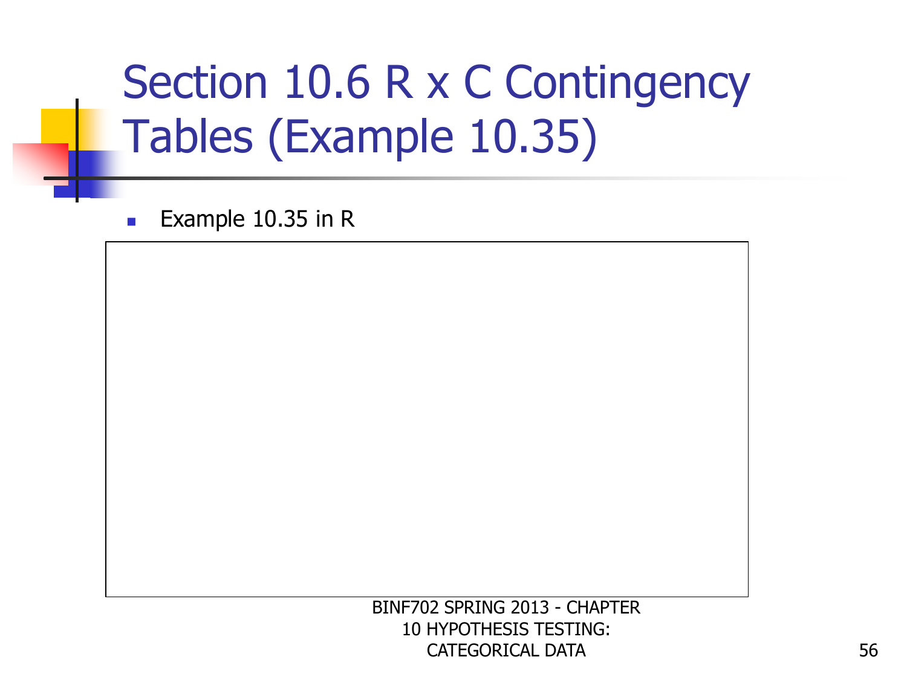# Section 10.6 R x C Contingency Tables (Example 10.35)

- Example 10.35 in R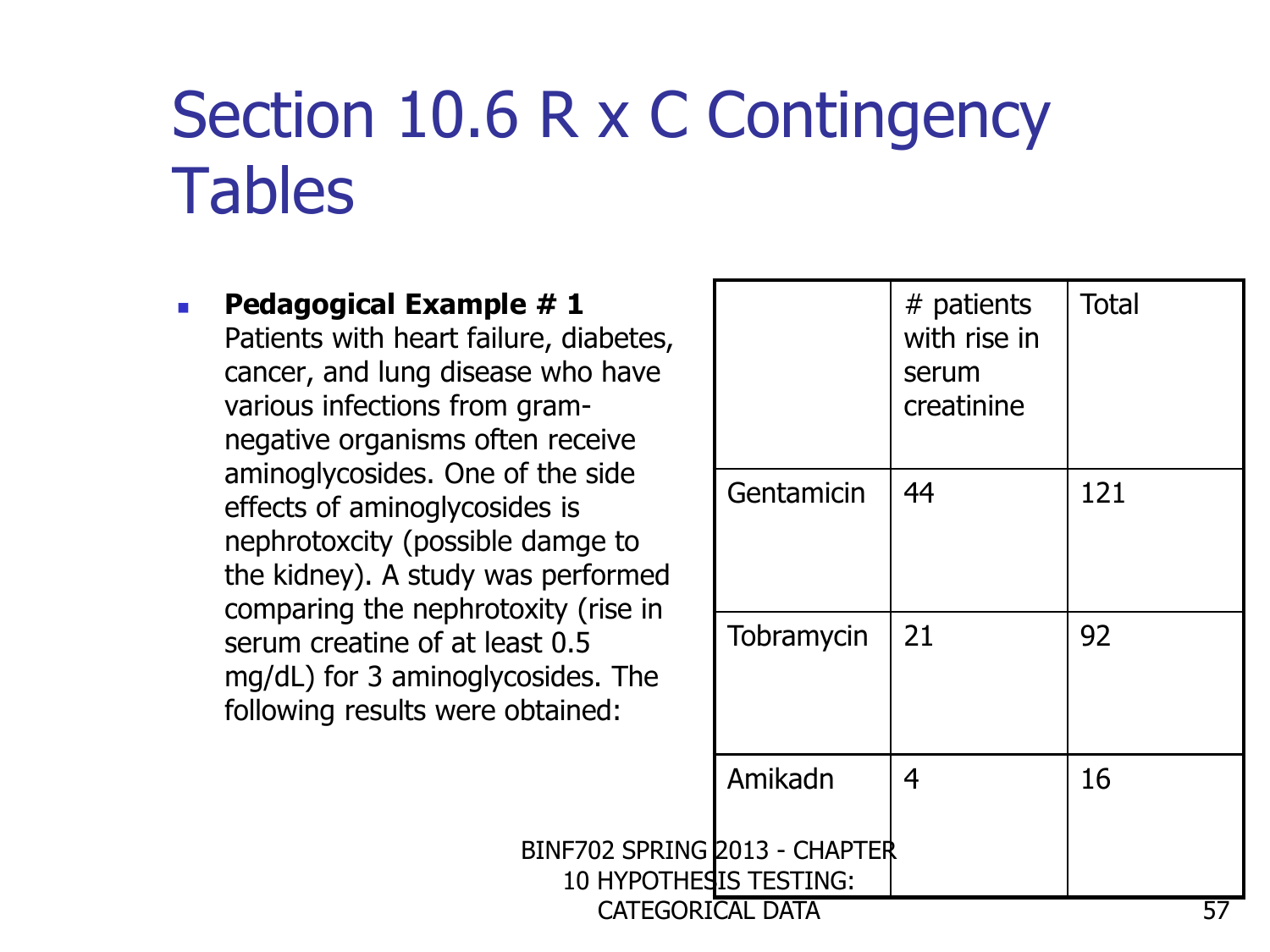# Section 10.6 R x C Contingency Tables

- **Pedagogical Example # 1** Patients with heart failure, diabetes, cancer, and lung disease who have various infections from gram-negative organisms often receive aminoglycosides. One of the side effects of aminoglycosides is nephrotoxcity (possible damge to the kidney). A study was performed comparing the nephrotoxity (rise in serum creatine of at least 0.5 mg/dL) for 3 aminoglycosides. The following results were obtained:

| | # patients with rise in serum creatinine | Total |
|---|---|---|
| Gentamicin | 44 | 121 |
| Tobramycin | 21 | 92 |
| Amikadn | 4 | 16 |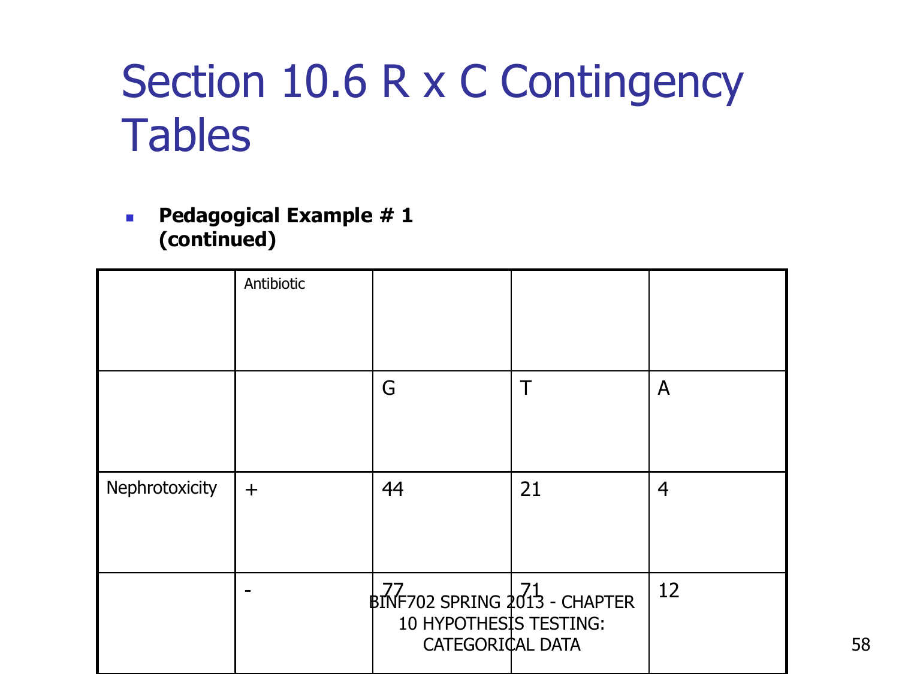# Section 10.6 R x C Contingency Tables

- **Pedagogical Example # 1 (continued)**

| | Antibiotic | | | |
|---|---|---|---|---|
| | | G | T | A |
| Nephrotoxicity | + | 44 | 21 | 4 |
| | - | 77 | 71 | 12 |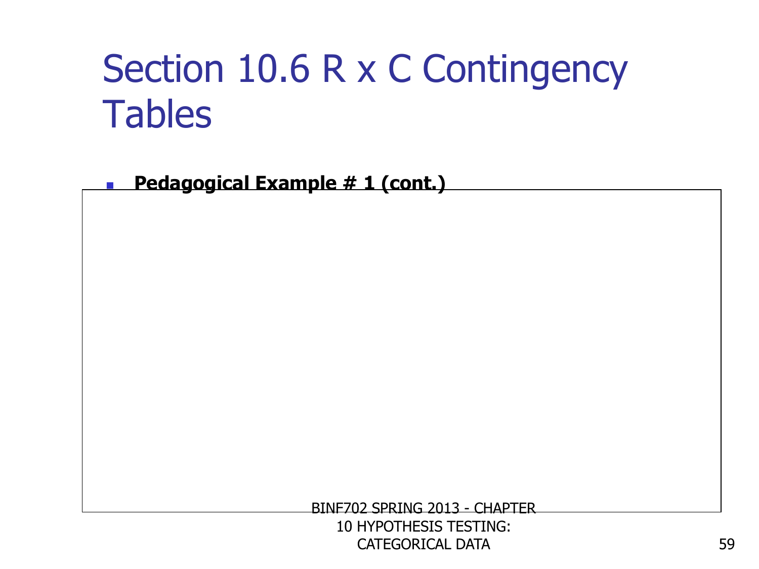# Section 10.6 R x C Contingency Tables

- **Pedagogical Example # 1 (cont.)**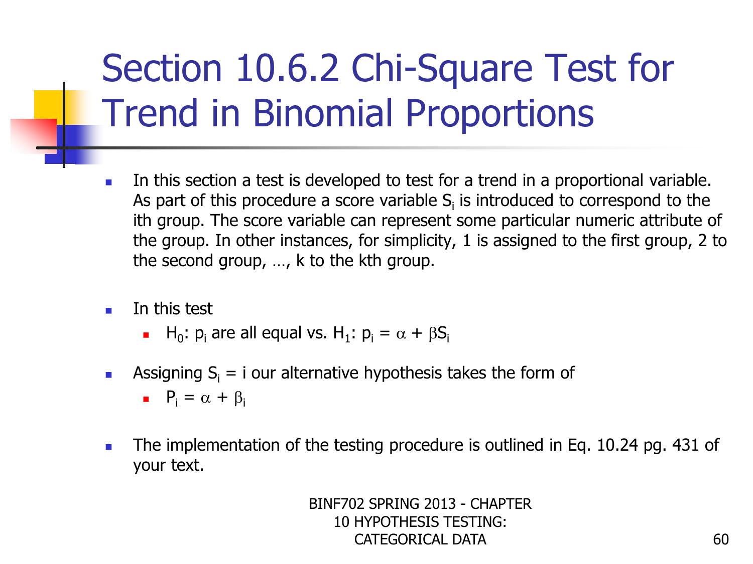# Section 10.6.2 Chi-Square Test for Trend in Binomial Proportions

- In this section a test is developed to test for a trend in a proportional variable. As part of this procedure a score variable $S_i$ is introduced to correspond to the ith group. The score variable can represent some particular numeric attribute of the group. In other instances, for simplicity, 1 is assigned to the first group, 2 to the second group, …, k to the kth group.

- In this test
  - $H_0$: $p_i$ are all equal vs. $H_1$: $p_i = \alpha + \beta S_i$

- Assigning $S_i = i$ our alternative hypothesis takes the form of
  - $P_i = \alpha + \beta_i$

- The implementation of the testing procedure is outlined in Eq. 10.24 pg. 431 of your text.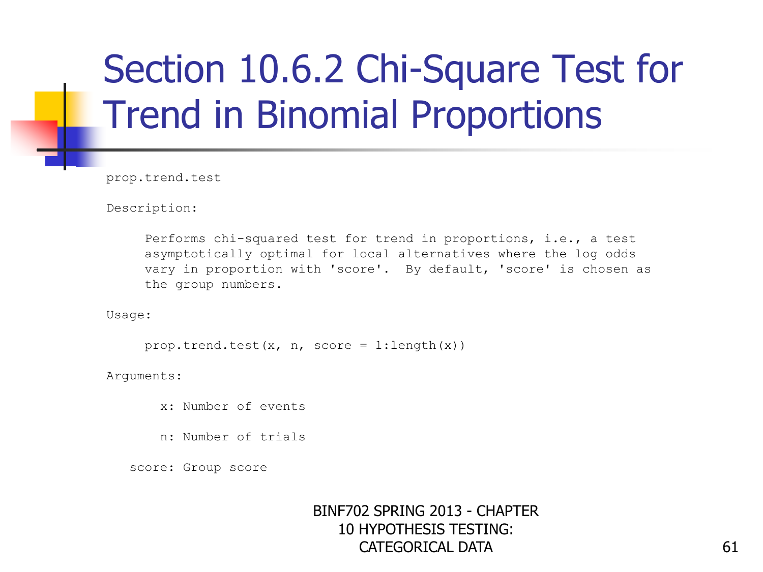# Section 10.6.2 Chi-Square Test for Trend in Binomial Proportions

```
prop.trend.test

Description:

     Performs chi-squared test for trend in proportions, i.e., a test
     asymptotically optimal for local alternatives where the log odds
     vary in proportion with 'score'.  By default, 'score' is chosen as
     the group numbers.

Usage:

     prop.trend.test(x, n, score = 1:length(x))

Arguments:

       x: Number of events

       n: Number of trials

   score: Group score
```

BINF702 SPRING 2013 - CHAPTER 10 HYPOTHESIS TESTING: CATEGORICAL DATA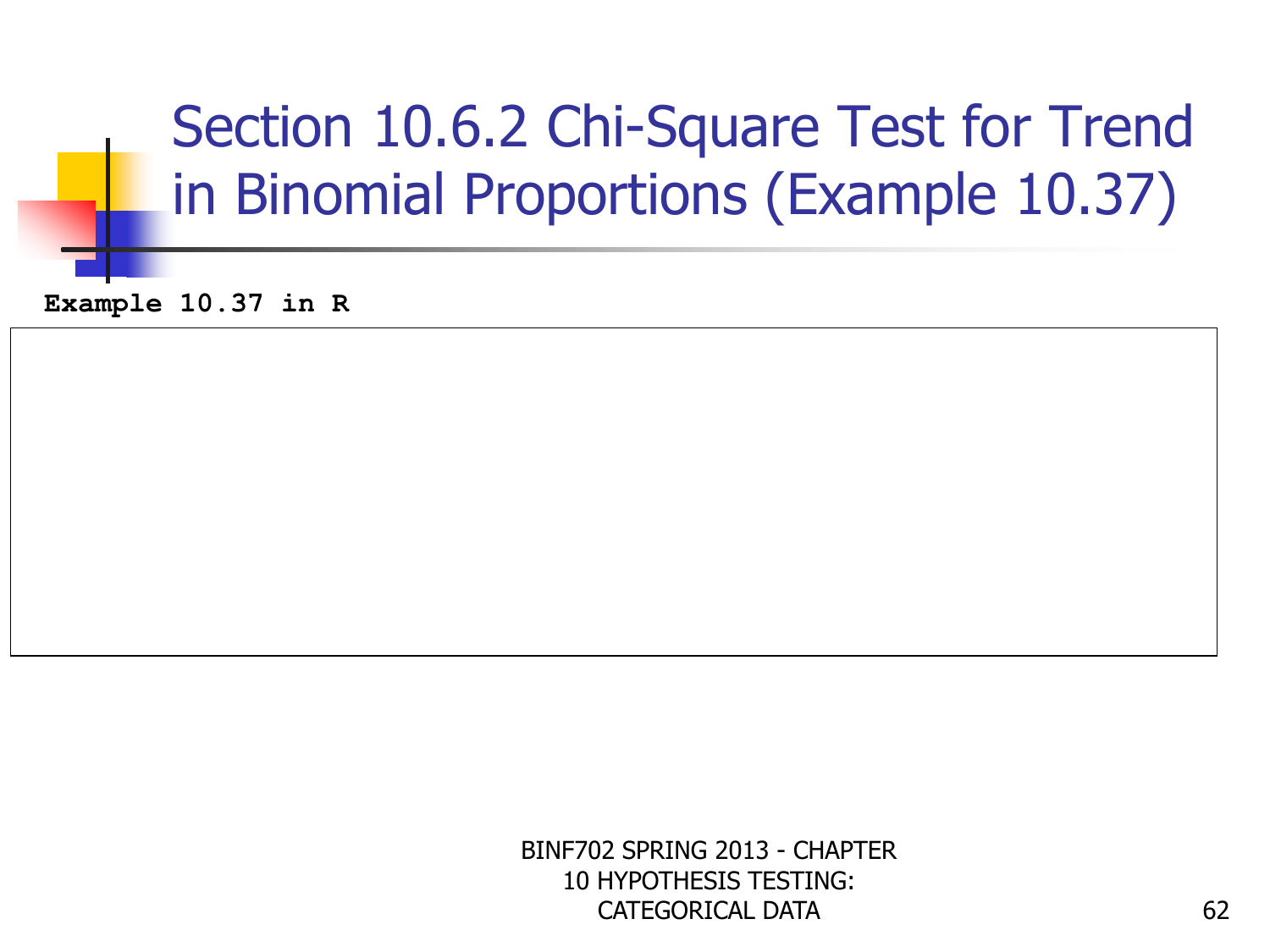# Section 10.6.2 Chi-Square Test for Trend in Binomial Proportions (Example 10.37)

**Example 10.37 in R**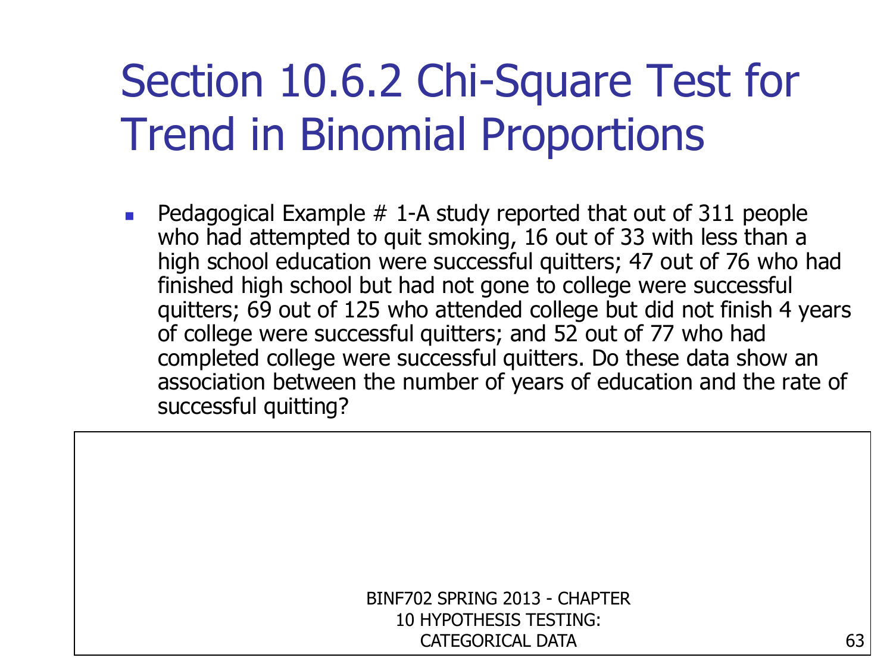# Section 10.6.2 Chi-Square Test for Trend in Binomial Proportions

- Pedagogical Example # 1-A study reported that out of 311 people who had attempted to quit smoking, 16 out of 33 with less than a high school education were successful quitters; 47 out of 76 who had finished high school but had not gone to college were successful quitters; 69 out of 125 who attended college but did not finish 4 years of college were successful quitters; and 52 out of 77 who had completed college were successful quitters. Do these data show an association between the number of years of education and the rate of successful quitting?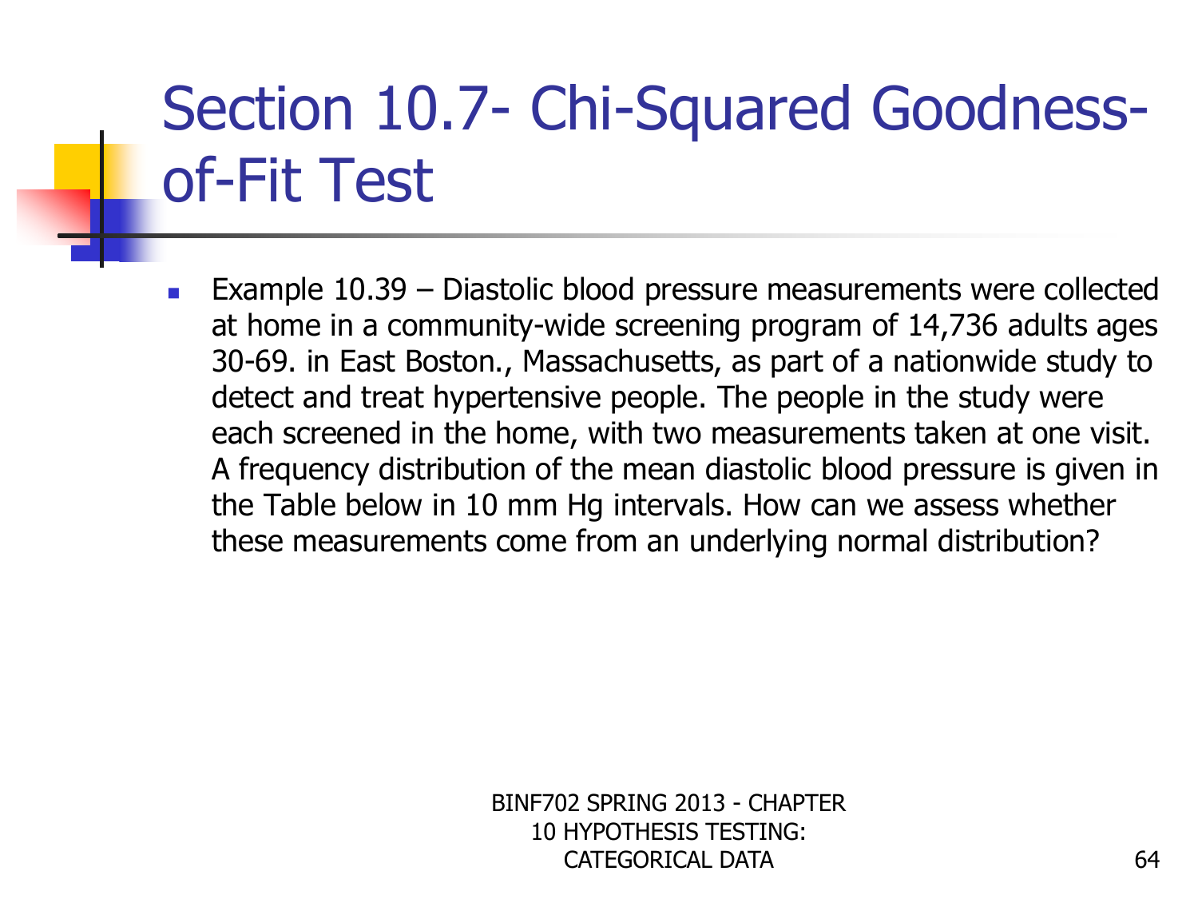# Section 10.7- Chi-Squared Goodness-of-Fit Test

- Example 10.39 – Diastolic blood pressure measurements were collected at home in a community-wide screening program of 14,736 adults ages 30-69. in East Boston., Massachusetts, as part of a nationwide study to detect and treat hypertensive people. The people in the study were each screened in the home, with two measurements taken at one visit. A frequency distribution of the mean diastolic blood pressure is given in the Table below in 10 mm Hg intervals. How can we assess whether these measurements come from an underlying normal distribution?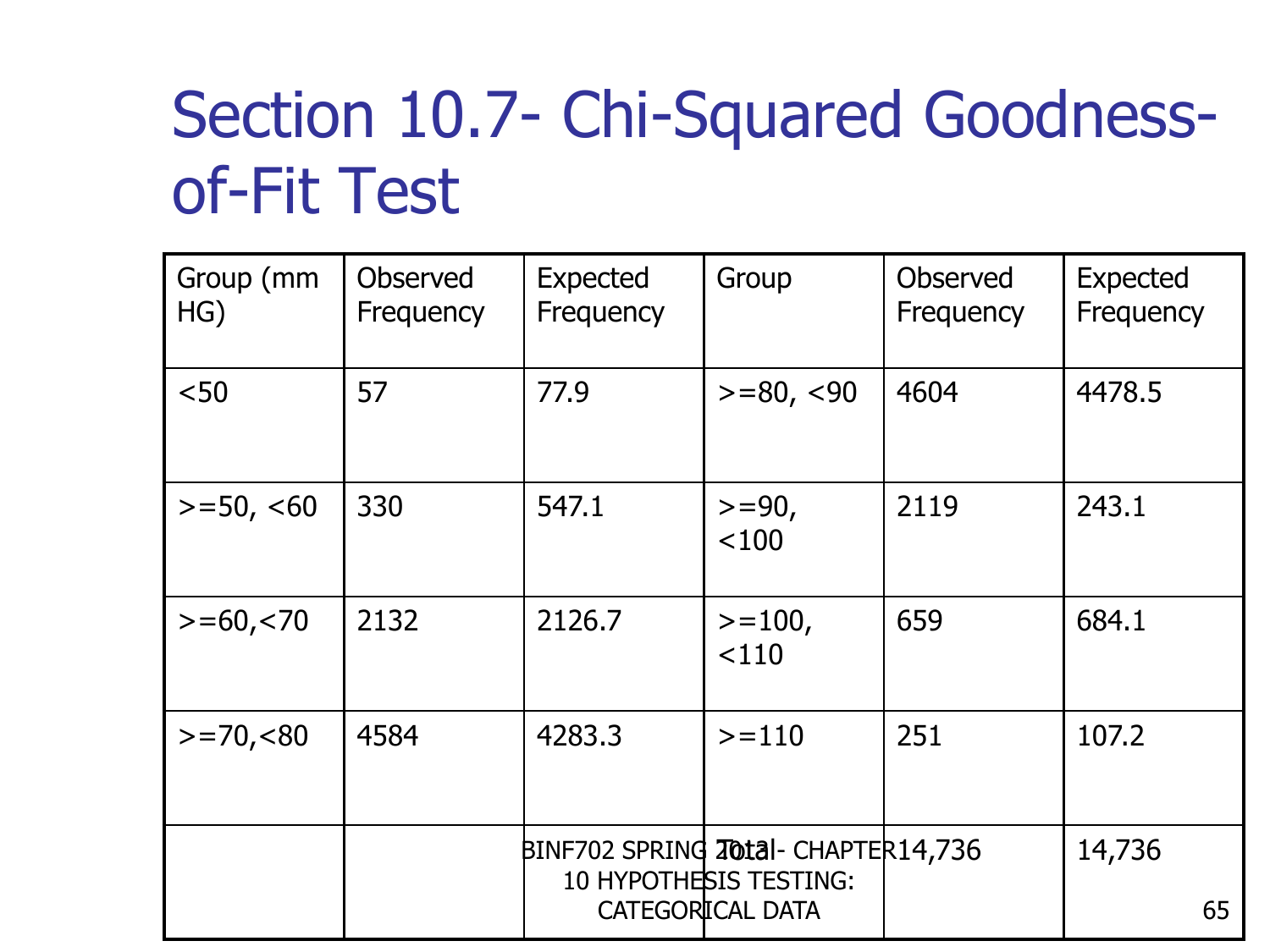# Section 10.7- Chi-Squared Goodness-of-Fit Test

| Group (mm HG) | Observed Frequency | Expected Frequency | Group | Observed Frequency | Expected Frequency |
|---|---|---|---|---|---|
| <50 | 57 | 77.9 | >=80, <90 | 4604 | 4478.5 |
| >=50, <60 | 330 | 547.1 | >=90, <100 | 2119 | 243.1 |
| >=60,<70 | 2132 | 2126.7 | >=100, <110 | 659 | 684.1 |
| >=70,<80 | 4584 | 4283.3 | >=110 | 251 | 107.2 |
| | | | Total | 14,736 | 14,736 |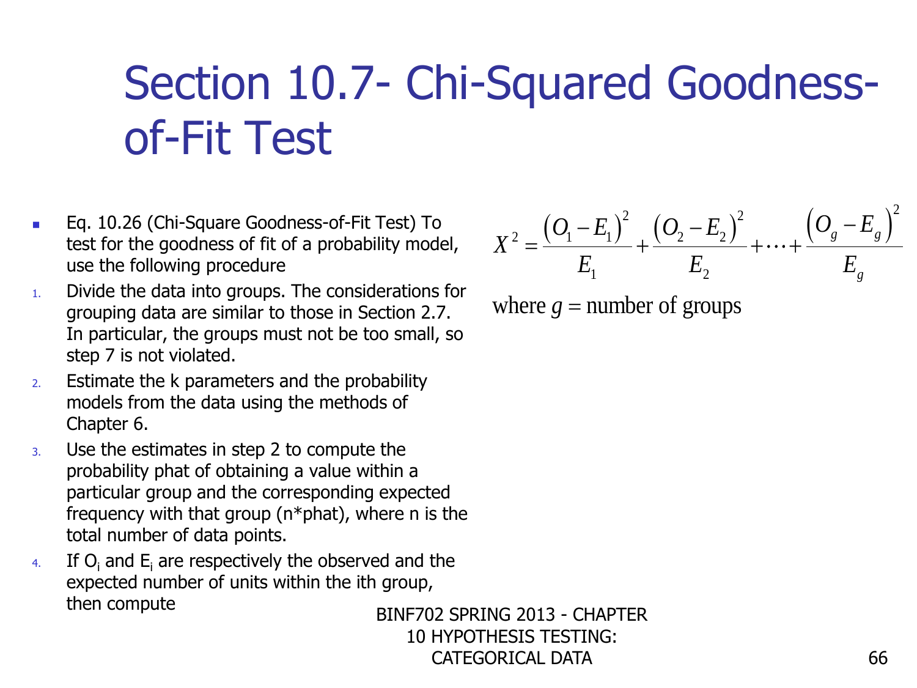# Section 10.7- Chi-Squared Goodness-of-Fit Test

- Eq. 10.26 (Chi-Square Goodness-of-Fit Test) To test for the goodness of fit of a probability model, use the following procedure

1. Divide the data into groups. The considerations for grouping data are similar to those in Section 2.7. In particular, the groups must not be too small, so step 7 is not violated.
2. Estimate the k parameters and the probability models from the data using the methods of Chapter 6.
3. Use the estimates in step 2 to compute the probability phat of obtaining a value within a particular group and the corresponding expected frequency with that group (n*phat), where n is the total number of data points.
4. If $O_i$ and $E_i$ are respectively the observed and the expected number of units within the ith group, then compute

$$X^2 = \frac{\left(O_1 - E_1\right)^2}{E_1} + \frac{\left(O_2 - E_2\right)^2}{E_2} + \cdots + \frac{\left(O_g - E_g\right)^2}{E_g}$$

where $g$ = number of groups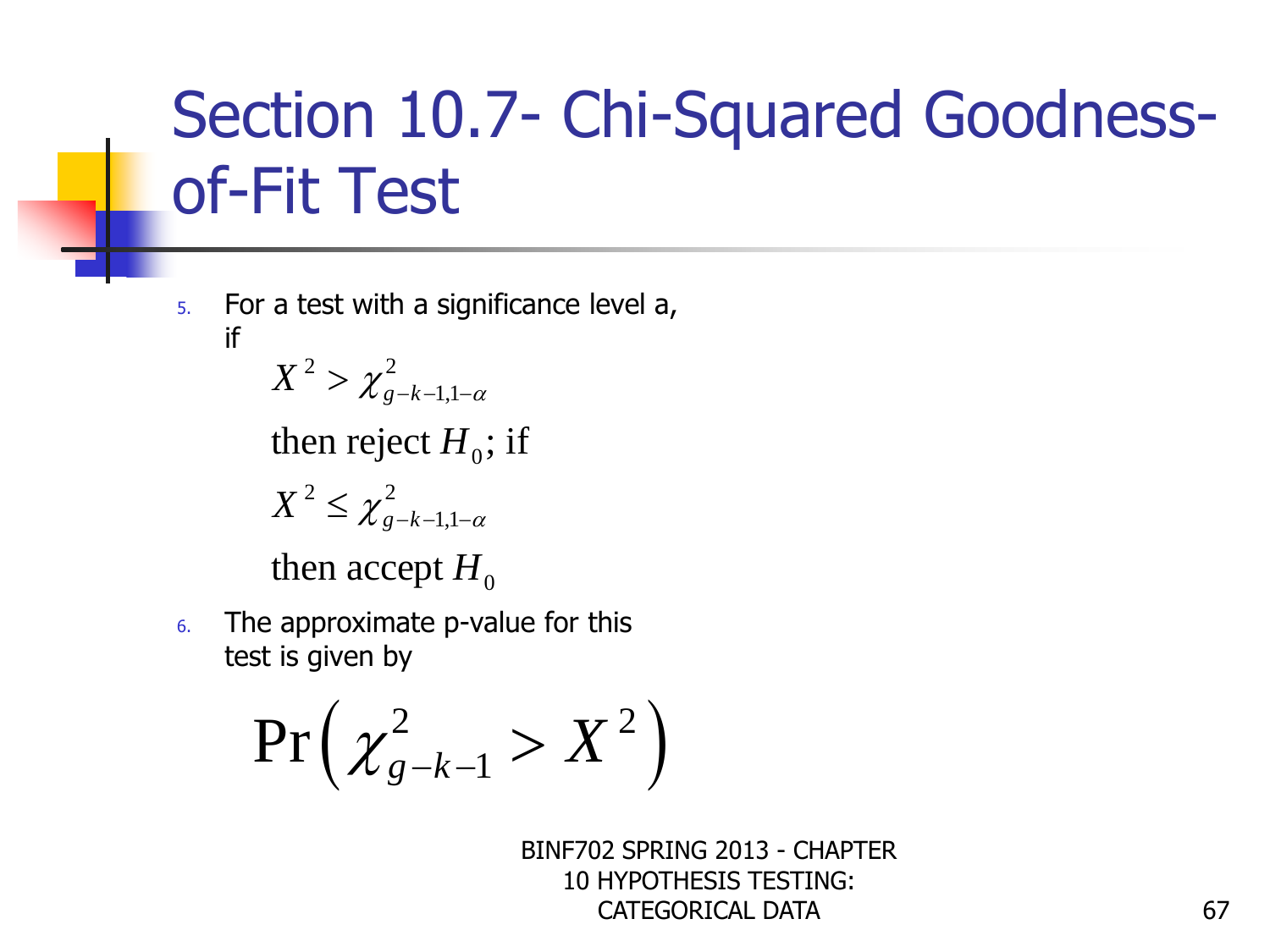# Section 10.7- Chi-Squared Goodness-of-Fit Test

5. For a test with a significance level a, if

$$X^2 > \chi^2_{g-k-1,1-\alpha}$$

then reject $H_0$; if

$$X^2 \le \chi^2_{g-k-1,1-\alpha}$$

then accept $H_0$

6. The approximate p-value for this test is given by

$$\Pr\left(\chi^2_{g-k-1} > X^2\right)$$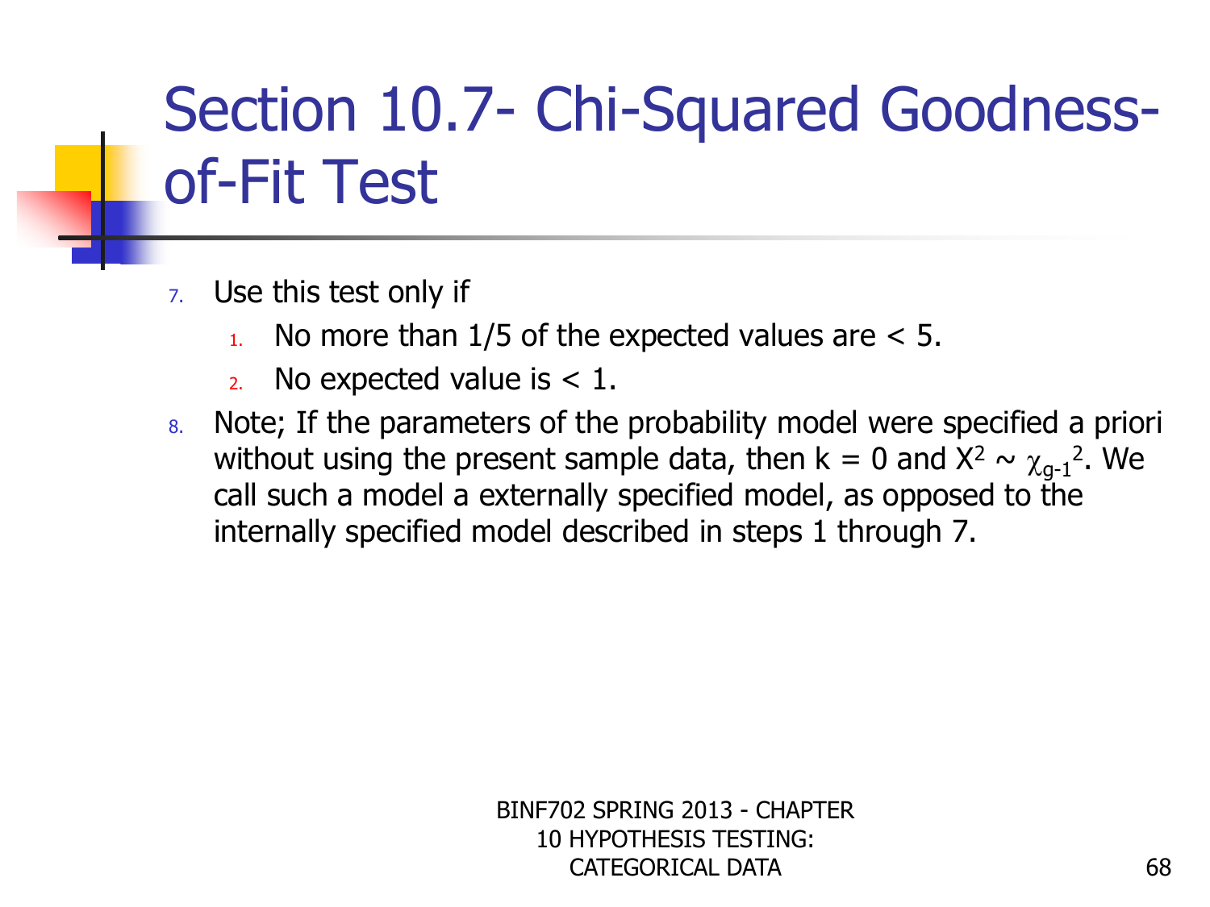# Section 10.7- Chi-Squared Goodness-of-Fit Test

7. Use this test only if
   1. No more than 1/5 of the expected values are < 5.
   2. No expected value is < 1.
8. Note; If the parameters of the probability model were specified a priori without using the present sample data, then $k = 0$ and $X^2 \sim \chi_{g-1}^2$. We call such a model a externally specified model, as opposed to the internally specified model described in steps 1 through 7.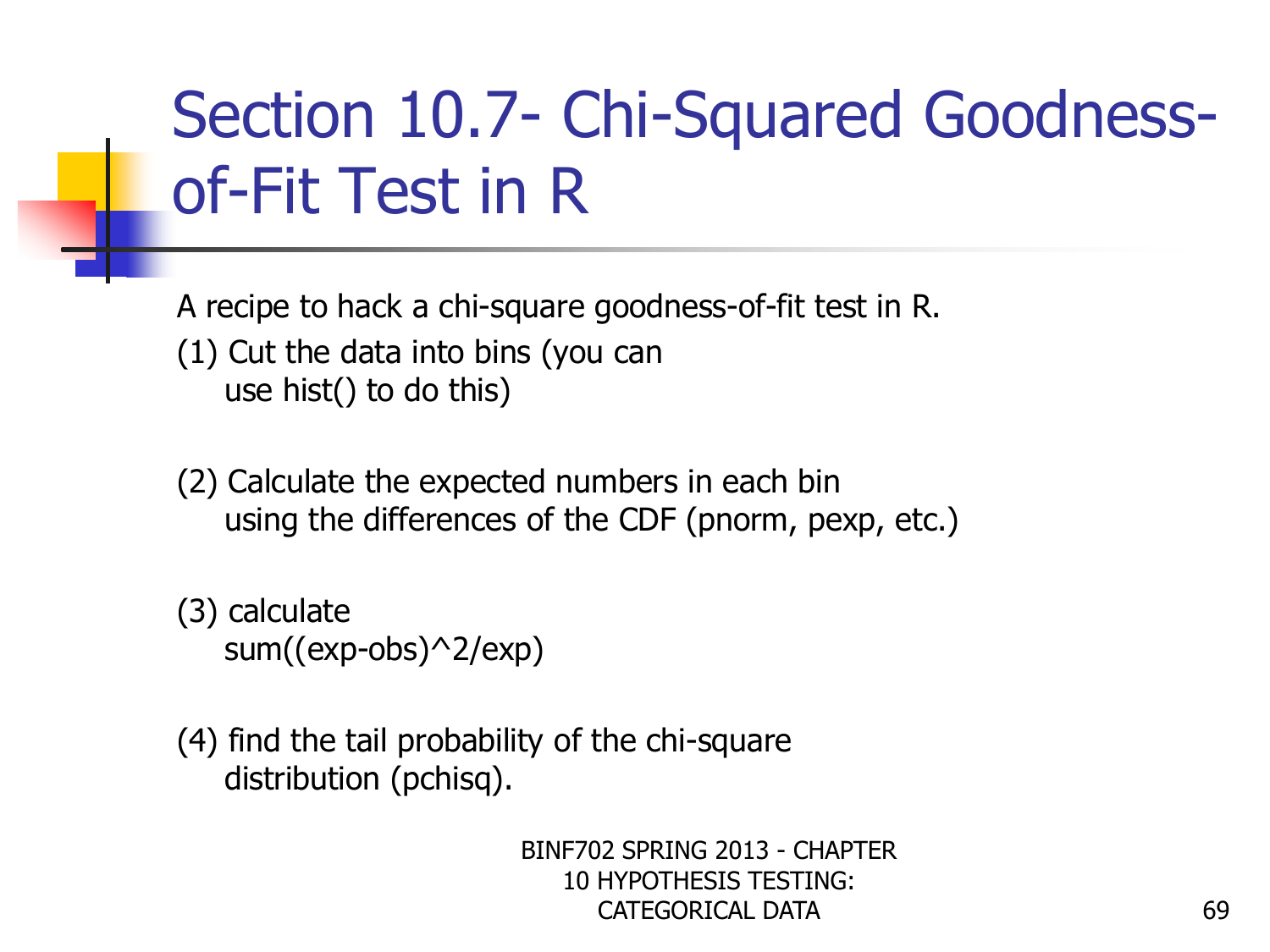# Section 10.7- Chi-Squared Goodness-of-Fit Test in R

A recipe to hack a chi-square goodness-of-fit test in R.

(1) Cut the data into bins (you can use hist() to do this)

(2) Calculate the expected numbers in each bin using the differences of the CDF (pnorm, pexp, etc.)

(3) calculate
```
sum((exp-obs)^2/exp)
```

(4) find the tail probability of the chi-square distribution (pchisq).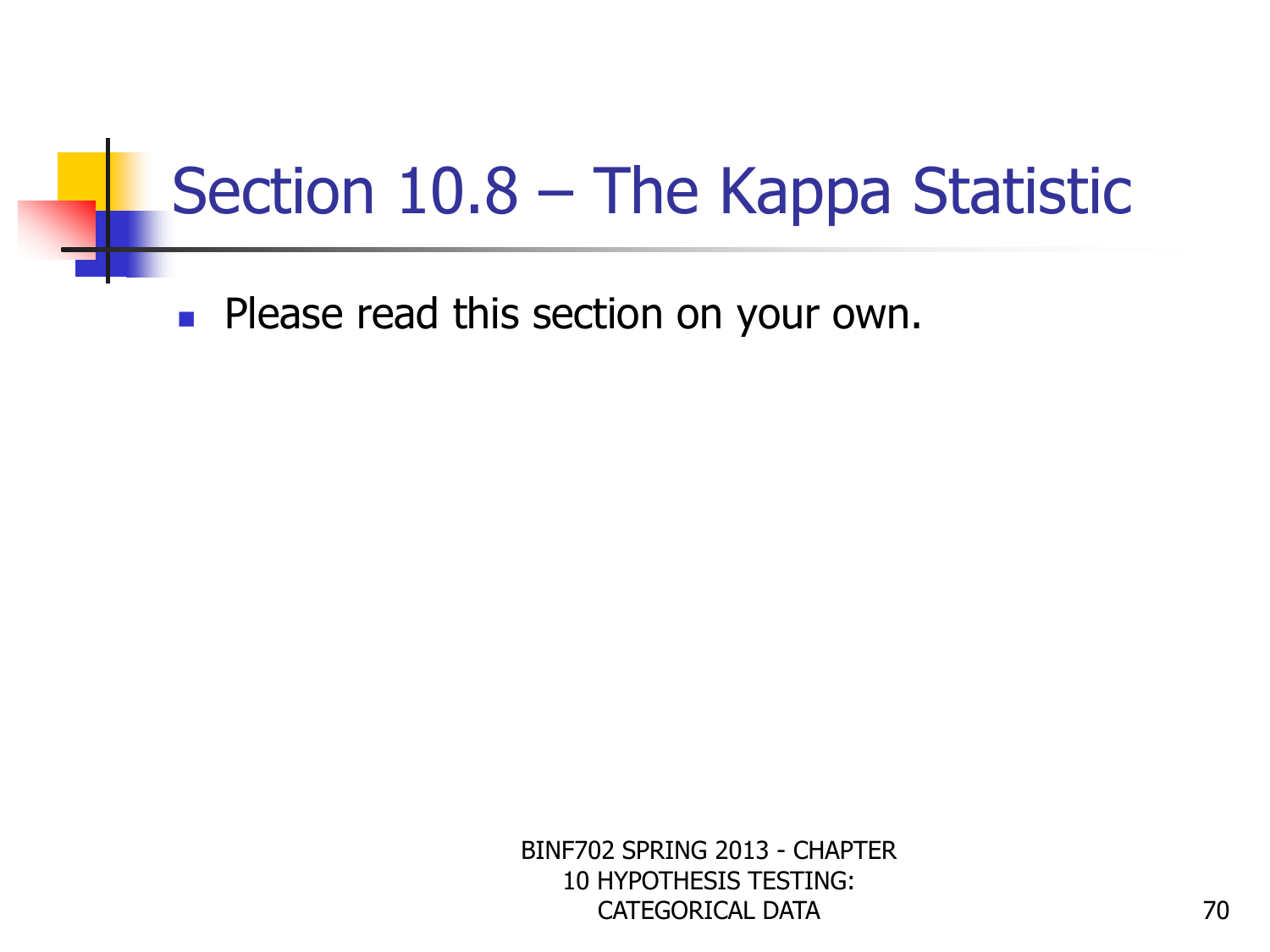# Section 10.8 – The Kappa Statistic

- Please read this section on your own.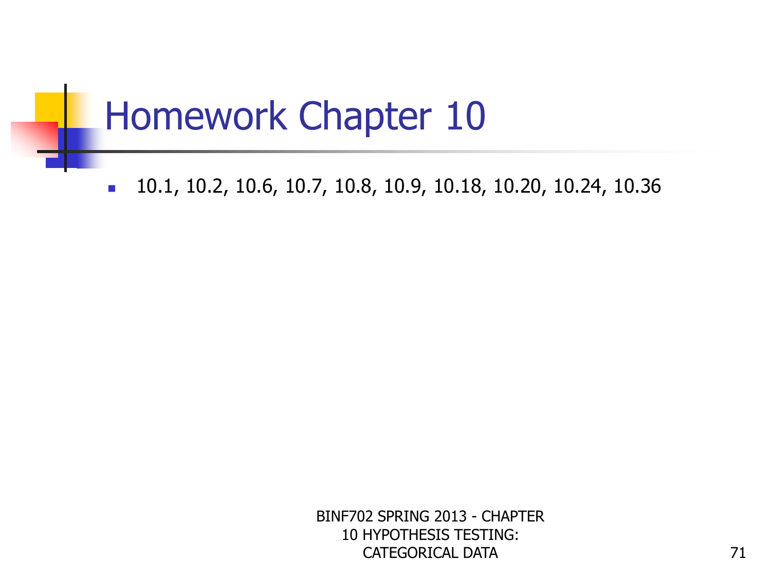# Homework Chapter 10

- 10.1, 10.2, 10.6, 10.7, 10.8, 10.9, 10.18, 10.20, 10.24, 10.36